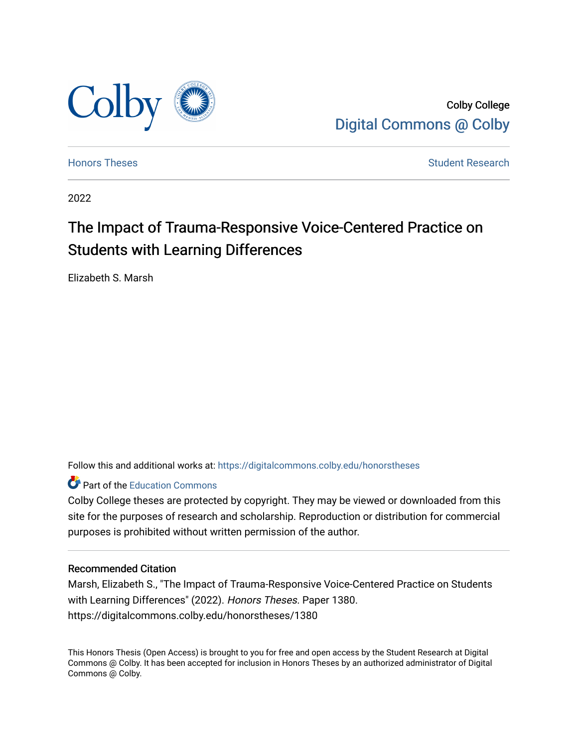Colby College
Digital Commons @ Colby

Honors Theses | Student Research

2022

# The Impact of Trauma-Responsive Voice-Centered Practice on Students with Learning Differences

Elizabeth S. Marsh

Follow this and additional works at: https://digitalcommons.colby.edu/honorstheses

Part of the Education Commons

Colby College theses are protected by copyright. They may be viewed or downloaded from this site for the purposes of research and scholarship. Reproduction or distribution for commercial purposes is prohibited without written permission of the author.

### Recommended Citation

Marsh, Elizabeth S., "The Impact of Trauma-Responsive Voice-Centered Practice on Students with Learning Differences" (2022). *Honors Theses*. Paper 1380.
https://digitalcommons.colby.edu/honorstheses/1380

This Honors Thesis (Open Access) is brought to you for free and open access by the Student Research at Digital Commons @ Colby. It has been accepted for inclusion in Honors Theses by an authorized administrator of Digital Commons @ Colby.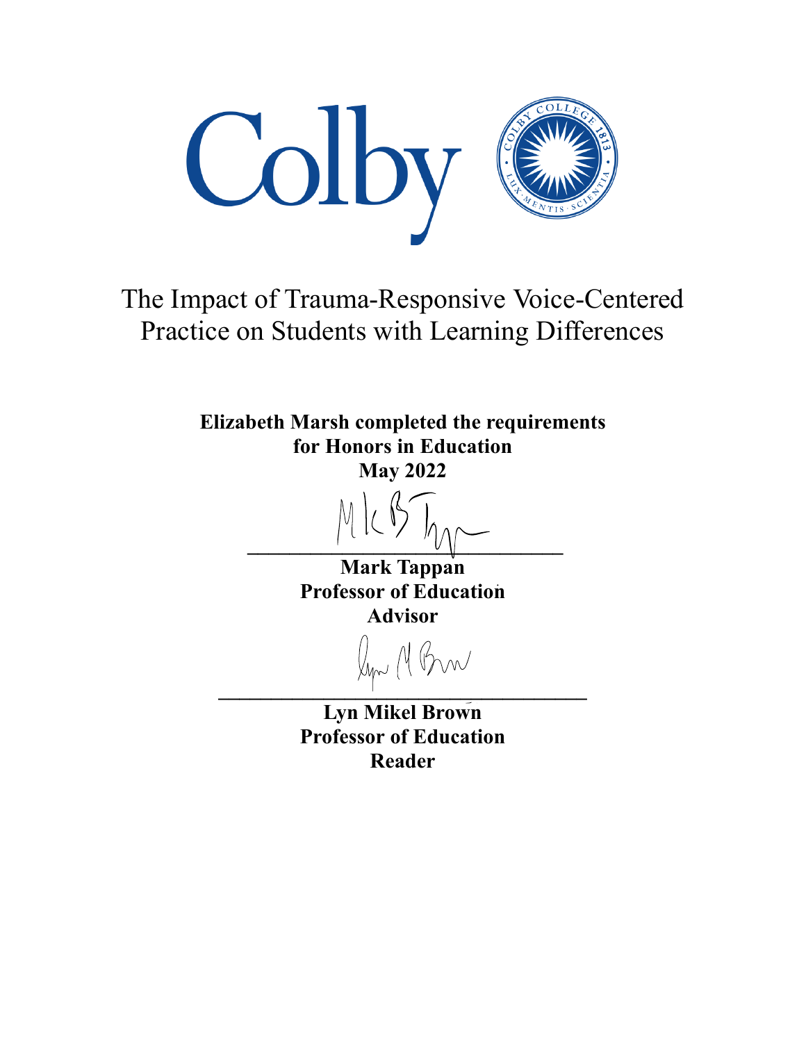# The Impact of Trauma-Responsive Voice-Centered Practice on Students with Learning Differences

**Elizabeth Marsh completed the requirements for Honors in Education**
**May 2022**

______________________________
**Mark Tappan**
**Professor of Education**
**Advisor**

______________________________
**Lyn Mikel Brown**
**Professor of Education**
**Reader**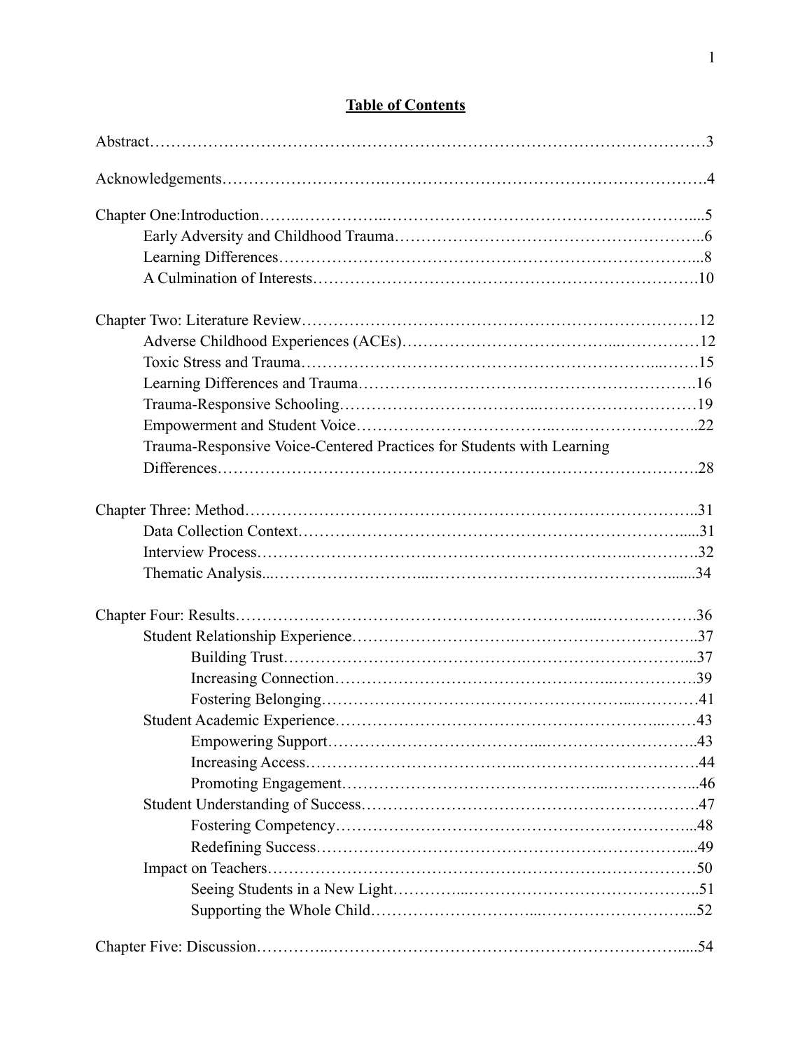# Table of Contents

Abstract……………………………………………………………………………………………3

Acknowledgements……………………….……………………………………………………….4

Chapter One:Introduction……..……………..……………………………………………………....5
- Early Adversity and Childhood Trauma………………………………………………………..6
- Learning Differences………………………………….…………………………….……...8
- A Culmination of Interests……………………………………………………………….10

Chapter Two: Literature Review……….……………………….……………….……………….12
- Adverse Childhood Experiences (ACEs)………………………………...……………12
- Toxic Stress and Trauma……………………………………………………………...…….15
- Learning Differences and Trauma…………………………………………………….16
- Trauma-Responsive Schooling……………………………..……………………………19
- Empowerment and Student Voice……………………………..…...…………………..22
- Trauma-Responsive Voice-Centered Practices for Students with Learning Differences…………………………………………………………………………….28

Chapter Three: Method………………………………………………………………………..31
- Data Collection Context……………………………………………………………….....31
- Interview Process…………………………………………………………..………….32
- Thematic Analysis..……………………...…………………………………………......34

Chapter Four: Results……………………………………………………...……………….36
- Student Relationship Experience……………………….……………………………..37
  - Building Trust………………………………….……………………………...37
  - Increasing Connection…………………………………………..…………….39
  - Fostering Belonging………………………………………………...…………41
- Student Academic Experience……………………………………………………...……43
  - Empowering Support………………………………...……………………..43
  - Increasing Access…………………………...……………………………….44
  - Promoting Engagement……………………………………...……………...46
- Student Understanding of Success……………………………………………………….47
  - Fostering Competency…………………………………………………………...48
  - Redefining Success……………………………………………………………...49
- Impact on Teachers……………………………………………………………………50
  - Seeing Students in a New Light…………...……………………………………..51
  - Supporting the Whole Child………………………...………………………...52

Chapter Five: Discussion…………..…………………………………………………………....54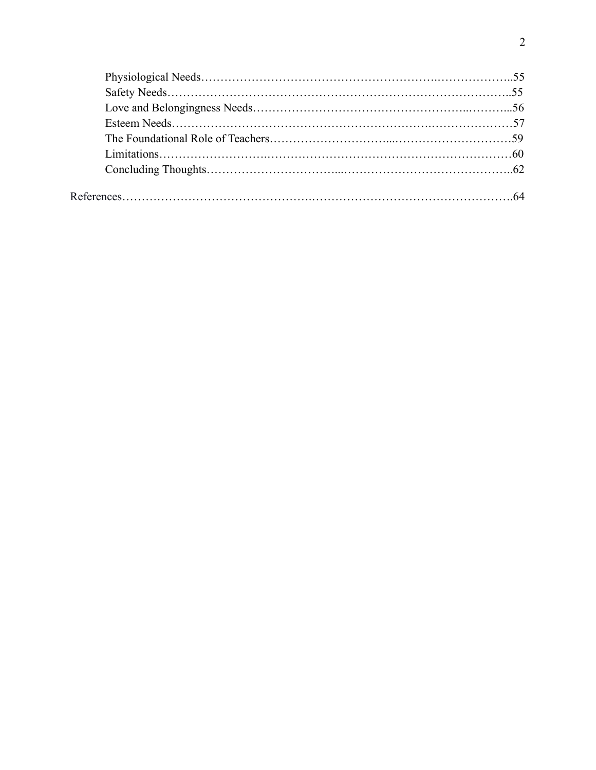Physiological Needs……………………………………………………….………………..55
Safety Needs……………………………………………………………………………..55
Love and Belongingness Needs……………………………………………..………...56
Esteem Needs………………………………………………………….…………………57
The Foundational Role of Teachers…………………………...…………………………59
Limitations……………………….……………………………………………………60
Concluding Thoughts…………………………...……………………………………..62

References……………………………………….…………………………………………….64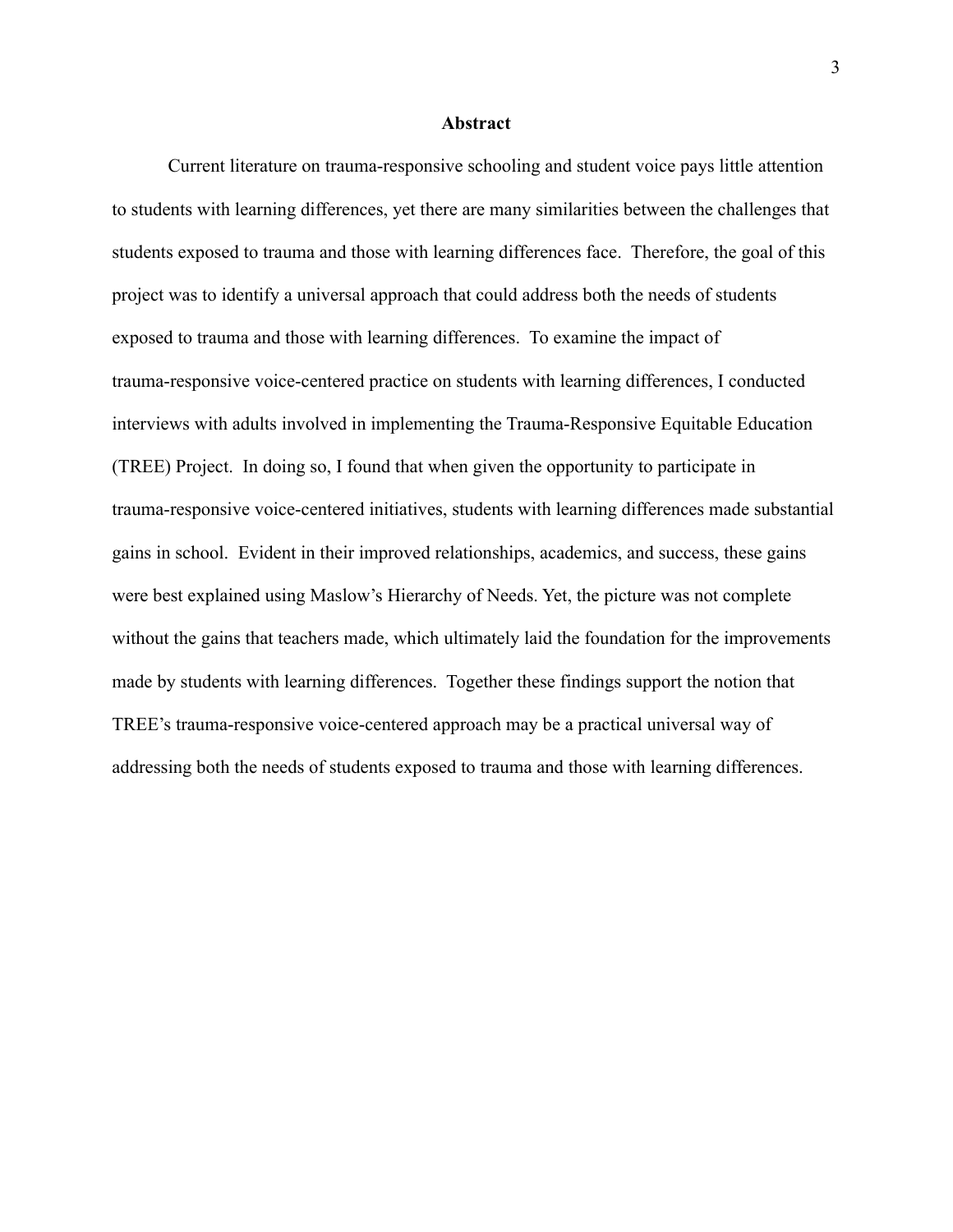## Abstract

Current literature on trauma-responsive schooling and student voice pays little attention to students with learning differences, yet there are many similarities between the challenges that students exposed to trauma and those with learning differences face. Therefore, the goal of this project was to identify a universal approach that could address both the needs of students exposed to trauma and those with learning differences. To examine the impact of trauma-responsive voice-centered practice on students with learning differences, I conducted interviews with adults involved in implementing the Trauma-Responsive Equitable Education (TREE) Project. In doing so, I found that when given the opportunity to participate in trauma-responsive voice-centered initiatives, students with learning differences made substantial gains in school. Evident in their improved relationships, academics, and success, these gains were best explained using Maslow's Hierarchy of Needs. Yet, the picture was not complete without the gains that teachers made, which ultimately laid the foundation for the improvements made by students with learning differences. Together these findings support the notion that TREE's trauma-responsive voice-centered approach may be a practical universal way of addressing both the needs of students exposed to trauma and those with learning differences.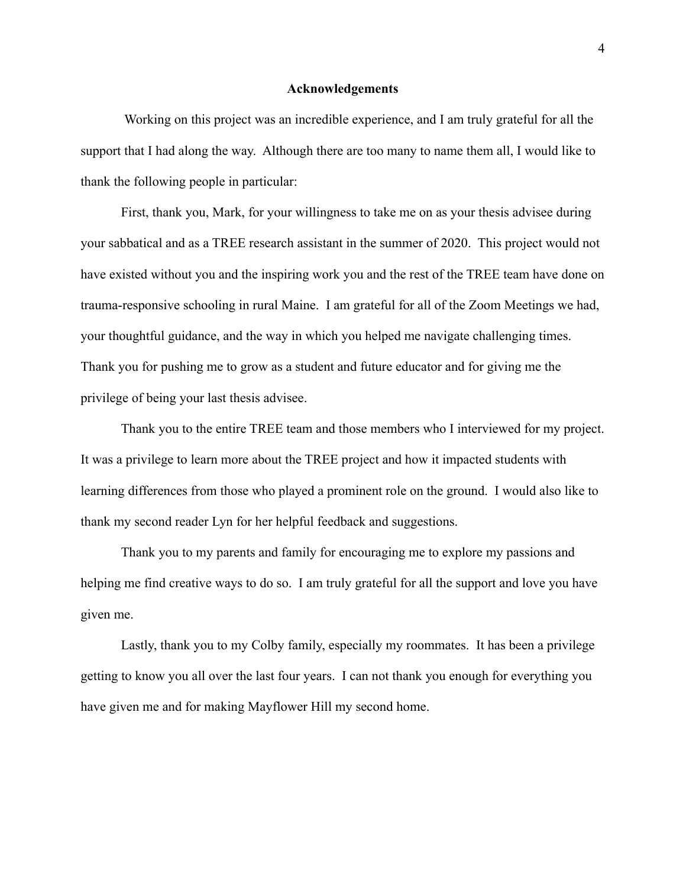## Acknowledgements

Working on this project was an incredible experience, and I am truly grateful for all the support that I had along the way. Although there are too many to name them all, I would like to thank the following people in particular:

First, thank you, Mark, for your willingness to take me on as your thesis advisee during your sabbatical and as a TREE research assistant in the summer of 2020. This project would not have existed without you and the inspiring work you and the rest of the TREE team have done on trauma-responsive schooling in rural Maine. I am grateful for all of the Zoom Meetings we had, your thoughtful guidance, and the way in which you helped me navigate challenging times. Thank you for pushing me to grow as a student and future educator and for giving me the privilege of being your last thesis advisee.

Thank you to the entire TREE team and those members who I interviewed for my project. It was a privilege to learn more about the TREE project and how it impacted students with learning differences from those who played a prominent role on the ground. I would also like to thank my second reader Lyn for her helpful feedback and suggestions.

Thank you to my parents and family for encouraging me to explore my passions and helping me find creative ways to do so. I am truly grateful for all the support and love you have given me.

Lastly, thank you to my Colby family, especially my roommates. It has been a privilege getting to know you all over the last four years. I can not thank you enough for everything you have given me and for making Mayflower Hill my second home.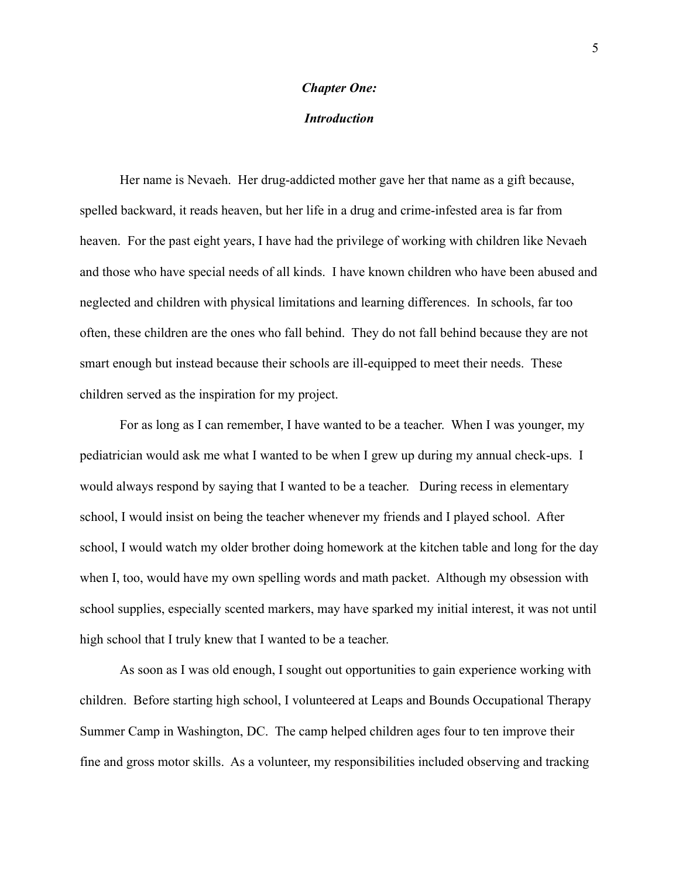# *Chapter One:*

## *Introduction*

Her name is Nevaeh. Her drug-addicted mother gave her that name as a gift because, spelled backward, it reads heaven, but her life in a drug and crime-infested area is far from heaven. For the past eight years, I have had the privilege of working with children like Nevaeh and those who have special needs of all kinds. I have known children who have been abused and neglected and children with physical limitations and learning differences. In schools, far too often, these children are the ones who fall behind. They do not fall behind because they are not smart enough but instead because their schools are ill-equipped to meet their needs. These children served as the inspiration for my project.

For as long as I can remember, I have wanted to be a teacher. When I was younger, my pediatrician would ask me what I wanted to be when I grew up during my annual check-ups. I would always respond by saying that I wanted to be a teacher. During recess in elementary school, I would insist on being the teacher whenever my friends and I played school. After school, I would watch my older brother doing homework at the kitchen table and long for the day when I, too, would have my own spelling words and math packet. Although my obsession with school supplies, especially scented markers, may have sparked my initial interest, it was not until high school that I truly knew that I wanted to be a teacher.

As soon as I was old enough, I sought out opportunities to gain experience working with children. Before starting high school, I volunteered at Leaps and Bounds Occupational Therapy Summer Camp in Washington, DC. The camp helped children ages four to ten improve their fine and gross motor skills. As a volunteer, my responsibilities included observing and tracking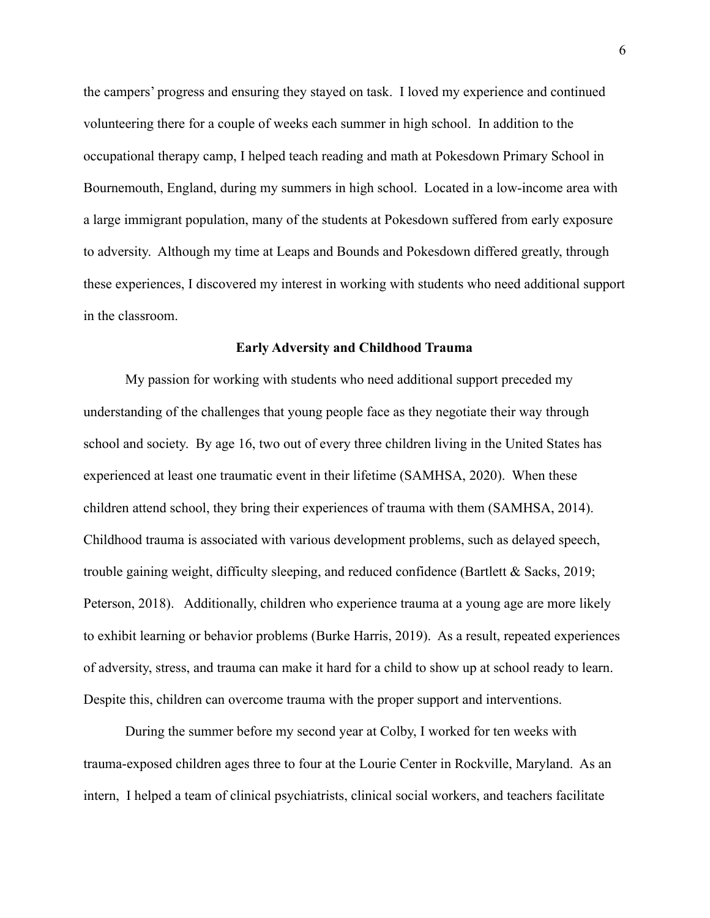the campers' progress and ensuring they stayed on task. I loved my experience and continued volunteering there for a couple of weeks each summer in high school. In addition to the occupational therapy camp, I helped teach reading and math at Pokesdown Primary School in Bournemouth, England, during my summers in high school. Located in a low-income area with a large immigrant population, many of the students at Pokesdown suffered from early exposure to adversity. Although my time at Leaps and Bounds and Pokesdown differed greatly, through these experiences, I discovered my interest in working with students who need additional support in the classroom.

## Early Adversity and Childhood Trauma

My passion for working with students who need additional support preceded my understanding of the challenges that young people face as they negotiate their way through school and society. By age 16, two out of every three children living in the United States has experienced at least one traumatic event in their lifetime (SAMHSA, 2020). When these children attend school, they bring their experiences of trauma with them (SAMHSA, 2014). Childhood trauma is associated with various development problems, such as delayed speech, trouble gaining weight, difficulty sleeping, and reduced confidence (Bartlett & Sacks, 2019; Peterson, 2018). Additionally, children who experience trauma at a young age are more likely to exhibit learning or behavior problems (Burke Harris, 2019). As a result, repeated experiences of adversity, stress, and trauma can make it hard for a child to show up at school ready to learn. Despite this, children can overcome trauma with the proper support and interventions.

During the summer before my second year at Colby, I worked for ten weeks with trauma-exposed children ages three to four at the Lourie Center in Rockville, Maryland. As an intern, I helped a team of clinical psychiatrists, clinical social workers, and teachers facilitate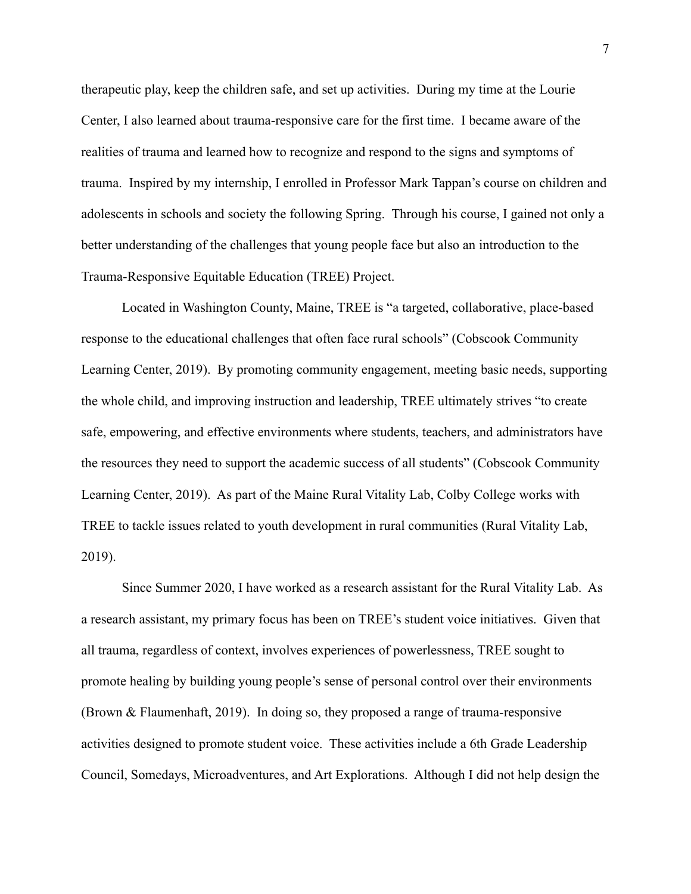therapeutic play, keep the children safe, and set up activities. During my time at the Lourie Center, I also learned about trauma-responsive care for the first time. I became aware of the realities of trauma and learned how to recognize and respond to the signs and symptoms of trauma. Inspired by my internship, I enrolled in Professor Mark Tappan's course on children and adolescents in schools and society the following Spring. Through his course, I gained not only a better understanding of the challenges that young people face but also an introduction to the Trauma-Responsive Equitable Education (TREE) Project.

Located in Washington County, Maine, TREE is "a targeted, collaborative, place-based response to the educational challenges that often face rural schools" (Cobscook Community Learning Center, 2019). By promoting community engagement, meeting basic needs, supporting the whole child, and improving instruction and leadership, TREE ultimately strives "to create safe, empowering, and effective environments where students, teachers, and administrators have the resources they need to support the academic success of all students" (Cobscook Community Learning Center, 2019). As part of the Maine Rural Vitality Lab, Colby College works with TREE to tackle issues related to youth development in rural communities (Rural Vitality Lab, 2019).

Since Summer 2020, I have worked as a research assistant for the Rural Vitality Lab. As a research assistant, my primary focus has been on TREE's student voice initiatives. Given that all trauma, regardless of context, involves experiences of powerlessness, TREE sought to promote healing by building young people's sense of personal control over their environments (Brown & Flaumenhaft, 2019). In doing so, they proposed a range of trauma-responsive activities designed to promote student voice. These activities include a 6th Grade Leadership Council, Somedays, Microadventures, and Art Explorations. Although I did not help design the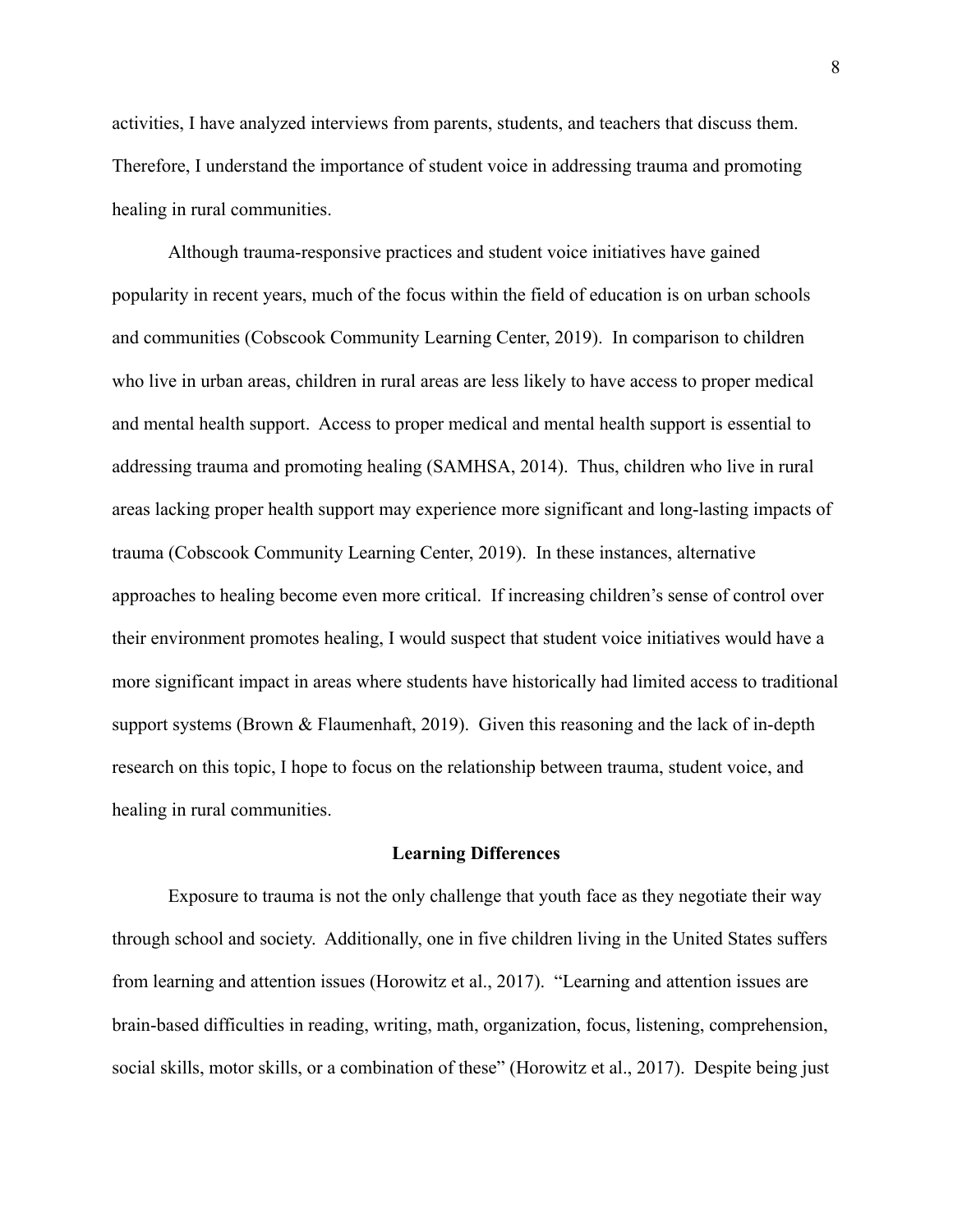activities, I have analyzed interviews from parents, students, and teachers that discuss them. Therefore, I understand the importance of student voice in addressing trauma and promoting healing in rural communities.

Although trauma-responsive practices and student voice initiatives have gained popularity in recent years, much of the focus within the field of education is on urban schools and communities (Cobscook Community Learning Center, 2019). In comparison to children who live in urban areas, children in rural areas are less likely to have access to proper medical and mental health support. Access to proper medical and mental health support is essential to addressing trauma and promoting healing (SAMHSA, 2014). Thus, children who live in rural areas lacking proper health support may experience more significant and long-lasting impacts of trauma (Cobscook Community Learning Center, 2019). In these instances, alternative approaches to healing become even more critical. If increasing children's sense of control over their environment promotes healing, I would suspect that student voice initiatives would have a more significant impact in areas where students have historically had limited access to traditional support systems (Brown & Flaumenhaft, 2019). Given this reasoning and the lack of in-depth research on this topic, I hope to focus on the relationship between trauma, student voice, and healing in rural communities.

## Learning Differences

Exposure to trauma is not the only challenge that youth face as they negotiate their way through school and society. Additionally, one in five children living in the United States suffers from learning and attention issues (Horowitz et al., 2017). "Learning and attention issues are brain-based difficulties in reading, writing, math, organization, focus, listening, comprehension, social skills, motor skills, or a combination of these" (Horowitz et al., 2017). Despite being just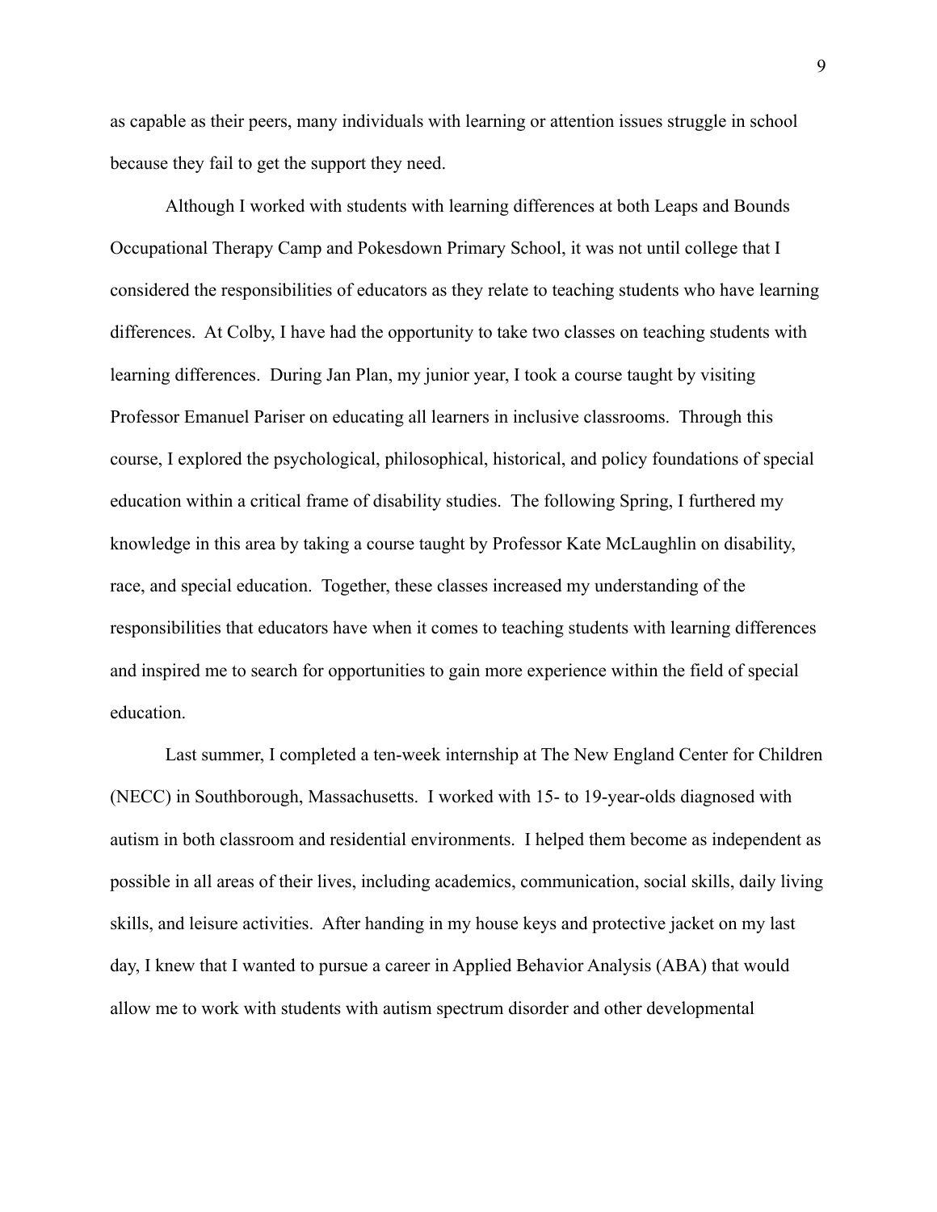as capable as their peers, many individuals with learning or attention issues struggle in school because they fail to get the support they need.

Although I worked with students with learning differences at both Leaps and Bounds Occupational Therapy Camp and Pokesdown Primary School, it was not until college that I considered the responsibilities of educators as they relate to teaching students who have learning differences. At Colby, I have had the opportunity to take two classes on teaching students with learning differences. During Jan Plan, my junior year, I took a course taught by visiting Professor Emanuel Pariser on educating all learners in inclusive classrooms. Through this course, I explored the psychological, philosophical, historical, and policy foundations of special education within a critical frame of disability studies. The following Spring, I furthered my knowledge in this area by taking a course taught by Professor Kate McLaughlin on disability, race, and special education. Together, these classes increased my understanding of the responsibilities that educators have when it comes to teaching students with learning differences and inspired me to search for opportunities to gain more experience within the field of special education.

Last summer, I completed a ten-week internship at The New England Center for Children (NECC) in Southborough, Massachusetts. I worked with 15- to 19-year-olds diagnosed with autism in both classroom and residential environments. I helped them become as independent as possible in all areas of their lives, including academics, communication, social skills, daily living skills, and leisure activities. After handing in my house keys and protective jacket on my last day, I knew that I wanted to pursue a career in Applied Behavior Analysis (ABA) that would allow me to work with students with autism spectrum disorder and other developmental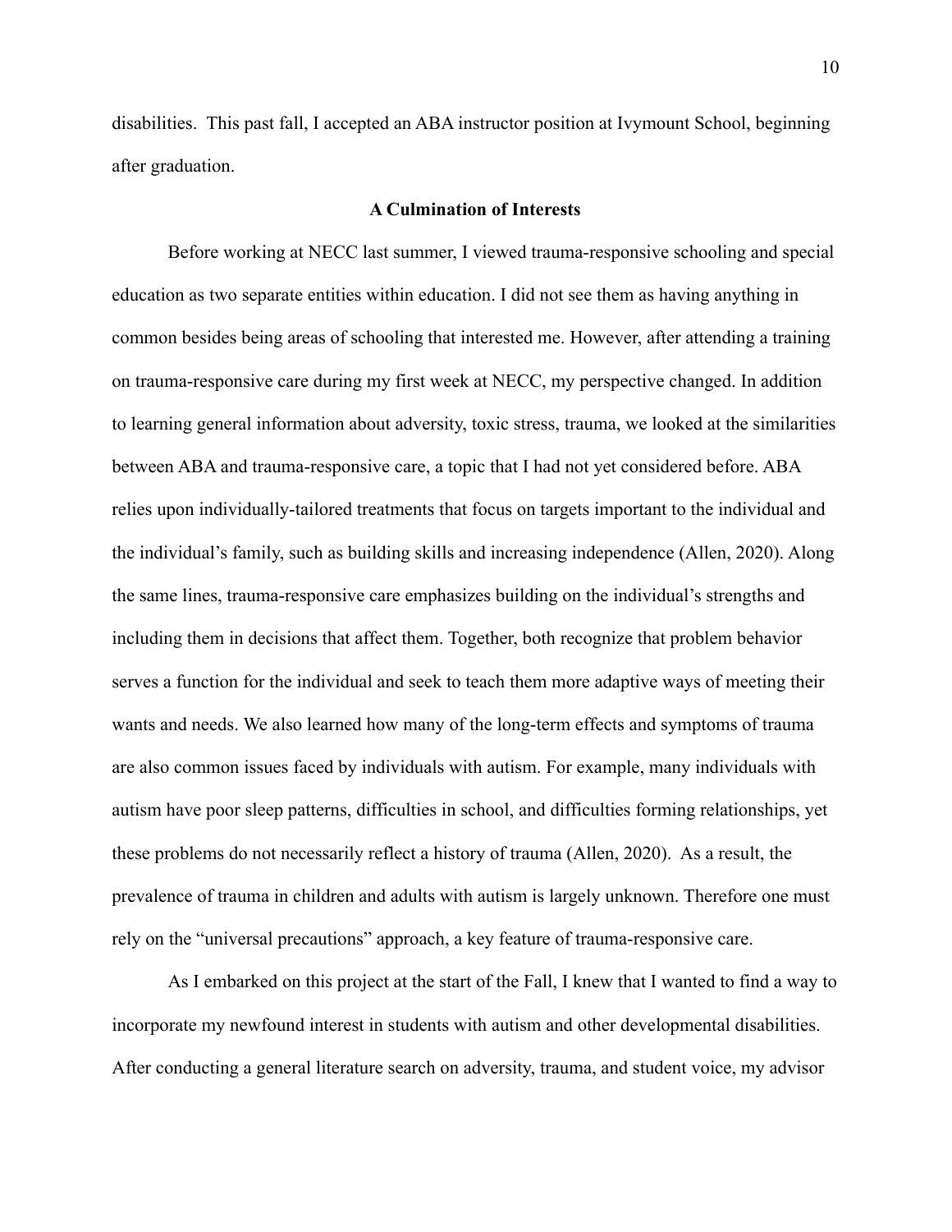disabilities.  This past fall, I accepted an ABA instructor position at Ivymount School, beginning after graduation.

## A Culmination of Interests

Before working at NECC last summer, I viewed trauma-responsive schooling and special education as two separate entities within education. I did not see them as having anything in common besides being areas of schooling that interested me. However, after attending a training on trauma-responsive care during my first week at NECC, my perspective changed. In addition to learning general information about adversity, toxic stress, trauma, we looked at the similarities between ABA and trauma-responsive care, a topic that I had not yet considered before. ABA relies upon individually-tailored treatments that focus on targets important to the individual and the individual's family, such as building skills and increasing independence (Allen, 2020). Along the same lines, trauma-responsive care emphasizes building on the individual's strengths and including them in decisions that affect them. Together, both recognize that problem behavior serves a function for the individual and seek to teach them more adaptive ways of meeting their wants and needs. We also learned how many of the long-term effects and symptoms of trauma are also common issues faced by individuals with autism. For example, many individuals with autism have poor sleep patterns, difficulties in school, and difficulties forming relationships, yet these problems do not necessarily reflect a history of trauma (Allen, 2020).  As a result, the prevalence of trauma in children and adults with autism is largely unknown. Therefore one must rely on the "universal precautions" approach, a key feature of trauma-responsive care.

As I embarked on this project at the start of the Fall, I knew that I wanted to find a way to incorporate my newfound interest in students with autism and other developmental disabilities. After conducting a general literature search on adversity, trauma, and student voice, my advisor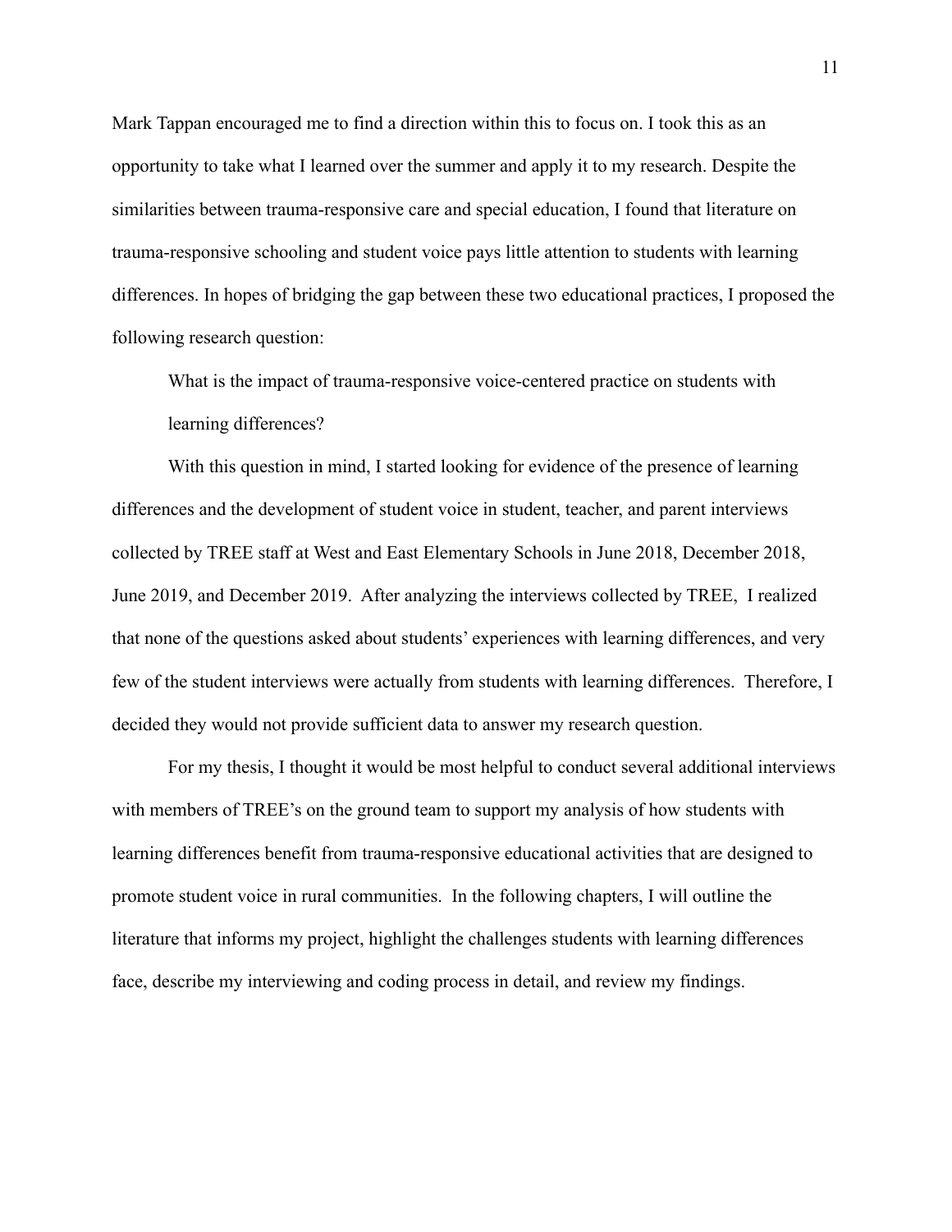Mark Tappan encouraged me to find a direction within this to focus on. I took this as an opportunity to take what I learned over the summer and apply it to my research. Despite the similarities between trauma-responsive care and special education, I found that literature on trauma-responsive schooling and student voice pays little attention to students with learning differences. In hopes of bridging the gap between these two educational practices, I proposed the following research question:

> What is the impact of trauma-responsive voice-centered practice on students with learning differences?

With this question in mind, I started looking for evidence of the presence of learning differences and the development of student voice in student, teacher, and parent interviews collected by TREE staff at West and East Elementary Schools in June 2018, December 2018, June 2019, and December 2019. After analyzing the interviews collected by TREE, I realized that none of the questions asked about students' experiences with learning differences, and very few of the student interviews were actually from students with learning differences. Therefore, I decided they would not provide sufficient data to answer my research question.

For my thesis, I thought it would be most helpful to conduct several additional interviews with members of TREE's on the ground team to support my analysis of how students with learning differences benefit from trauma-responsive educational activities that are designed to promote student voice in rural communities. In the following chapters, I will outline the literature that informs my project, highlight the challenges students with learning differences face, describe my interviewing and coding process in detail, and review my findings.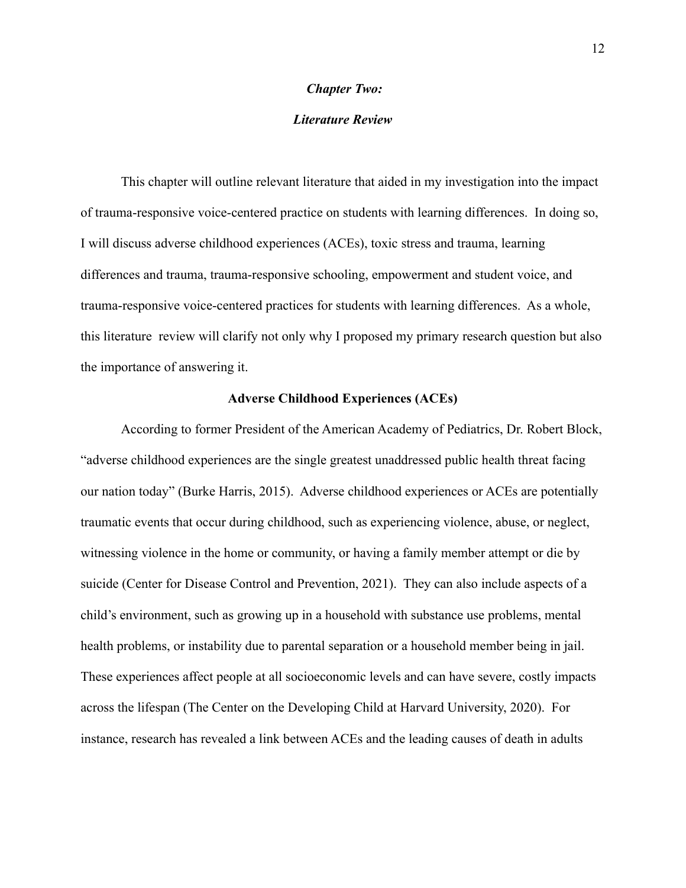## *Chapter Two:*

## *Literature Review*

This chapter will outline relevant literature that aided in my investigation into the impact of trauma-responsive voice-centered practice on students with learning differences. In doing so, I will discuss adverse childhood experiences (ACEs), toxic stress and trauma, learning differences and trauma, trauma-responsive schooling, empowerment and student voice, and trauma-responsive voice-centered practices for students with learning differences. As a whole, this literature review will clarify not only why I proposed my primary research question but also the importance of answering it.

### Adverse Childhood Experiences (ACEs)

According to former President of the American Academy of Pediatrics, Dr. Robert Block, "adverse childhood experiences are the single greatest unaddressed public health threat facing our nation today" (Burke Harris, 2015). Adverse childhood experiences or ACEs are potentially traumatic events that occur during childhood, such as experiencing violence, abuse, or neglect, witnessing violence in the home or community, or having a family member attempt or die by suicide (Center for Disease Control and Prevention, 2021). They can also include aspects of a child's environment, such as growing up in a household with substance use problems, mental health problems, or instability due to parental separation or a household member being in jail. These experiences affect people at all socioeconomic levels and can have severe, costly impacts across the lifespan (The Center on the Developing Child at Harvard University, 2020). For instance, research has revealed a link between ACEs and the leading causes of death in adults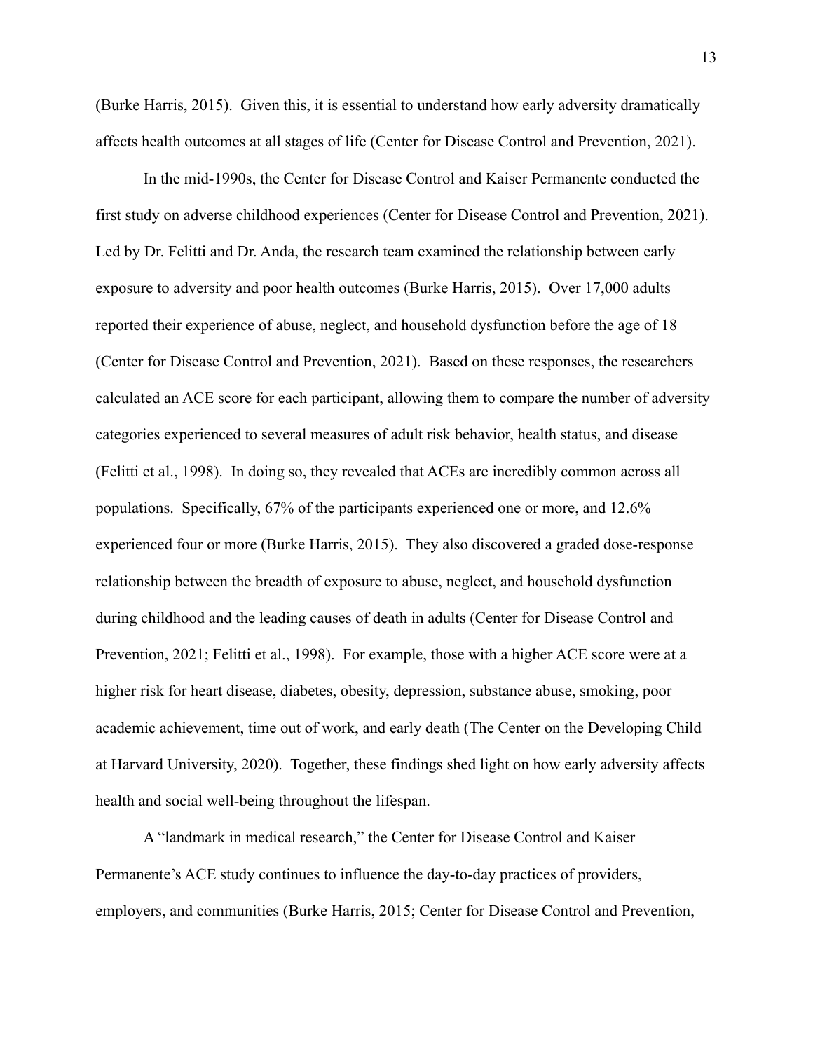(Burke Harris, 2015). Given this, it is essential to understand how early adversity dramatically affects health outcomes at all stages of life (Center for Disease Control and Prevention, 2021).

In the mid-1990s, the Center for Disease Control and Kaiser Permanente conducted the first study on adverse childhood experiences (Center for Disease Control and Prevention, 2021). Led by Dr. Felitti and Dr. Anda, the research team examined the relationship between early exposure to adversity and poor health outcomes (Burke Harris, 2015). Over 17,000 adults reported their experience of abuse, neglect, and household dysfunction before the age of 18 (Center for Disease Control and Prevention, 2021). Based on these responses, the researchers calculated an ACE score for each participant, allowing them to compare the number of adversity categories experienced to several measures of adult risk behavior, health status, and disease (Felitti et al., 1998). In doing so, they revealed that ACEs are incredibly common across all populations. Specifically, 67% of the participants experienced one or more, and 12.6% experienced four or more (Burke Harris, 2015). They also discovered a graded dose-response relationship between the breadth of exposure to abuse, neglect, and household dysfunction during childhood and the leading causes of death in adults (Center for Disease Control and Prevention, 2021; Felitti et al., 1998). For example, those with a higher ACE score were at a higher risk for heart disease, diabetes, obesity, depression, substance abuse, smoking, poor academic achievement, time out of work, and early death (The Center on the Developing Child at Harvard University, 2020). Together, these findings shed light on how early adversity affects health and social well-being throughout the lifespan.

A "landmark in medical research," the Center for Disease Control and Kaiser Permanente's ACE study continues to influence the day-to-day practices of providers, employers, and communities (Burke Harris, 2015; Center for Disease Control and Prevention,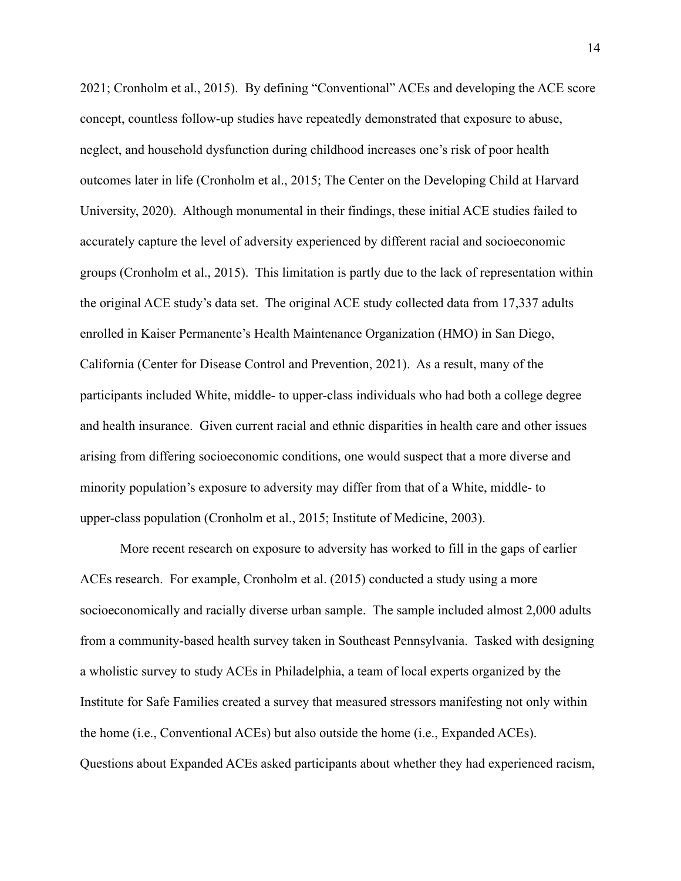2021; Cronholm et al., 2015). By defining "Conventional" ACEs and developing the ACE score concept, countless follow-up studies have repeatedly demonstrated that exposure to abuse, neglect, and household dysfunction during childhood increases one's risk of poor health outcomes later in life (Cronholm et al., 2015; The Center on the Developing Child at Harvard University, 2020). Although monumental in their findings, these initial ACE studies failed to accurately capture the level of adversity experienced by different racial and socioeconomic groups (Cronholm et al., 2015). This limitation is partly due to the lack of representation within the original ACE study's data set. The original ACE study collected data from 17,337 adults enrolled in Kaiser Permanente's Health Maintenance Organization (HMO) in San Diego, California (Center for Disease Control and Prevention, 2021). As a result, many of the participants included White, middle- to upper-class individuals who had both a college degree and health insurance. Given current racial and ethnic disparities in health care and other issues arising from differing socioeconomic conditions, one would suspect that a more diverse and minority population's exposure to adversity may differ from that of a White, middle- to upper-class population (Cronholm et al., 2015; Institute of Medicine, 2003).

More recent research on exposure to adversity has worked to fill in the gaps of earlier ACEs research. For example, Cronholm et al. (2015) conducted a study using a more socioeconomically and racially diverse urban sample. The sample included almost 2,000 adults from a community-based health survey taken in Southeast Pennsylvania. Tasked with designing a wholistic survey to study ACEs in Philadelphia, a team of local experts organized by the Institute for Safe Families created a survey that measured stressors manifesting not only within the home (i.e., Conventional ACEs) but also outside the home (i.e., Expanded ACEs). Questions about Expanded ACEs asked participants about whether they had experienced racism,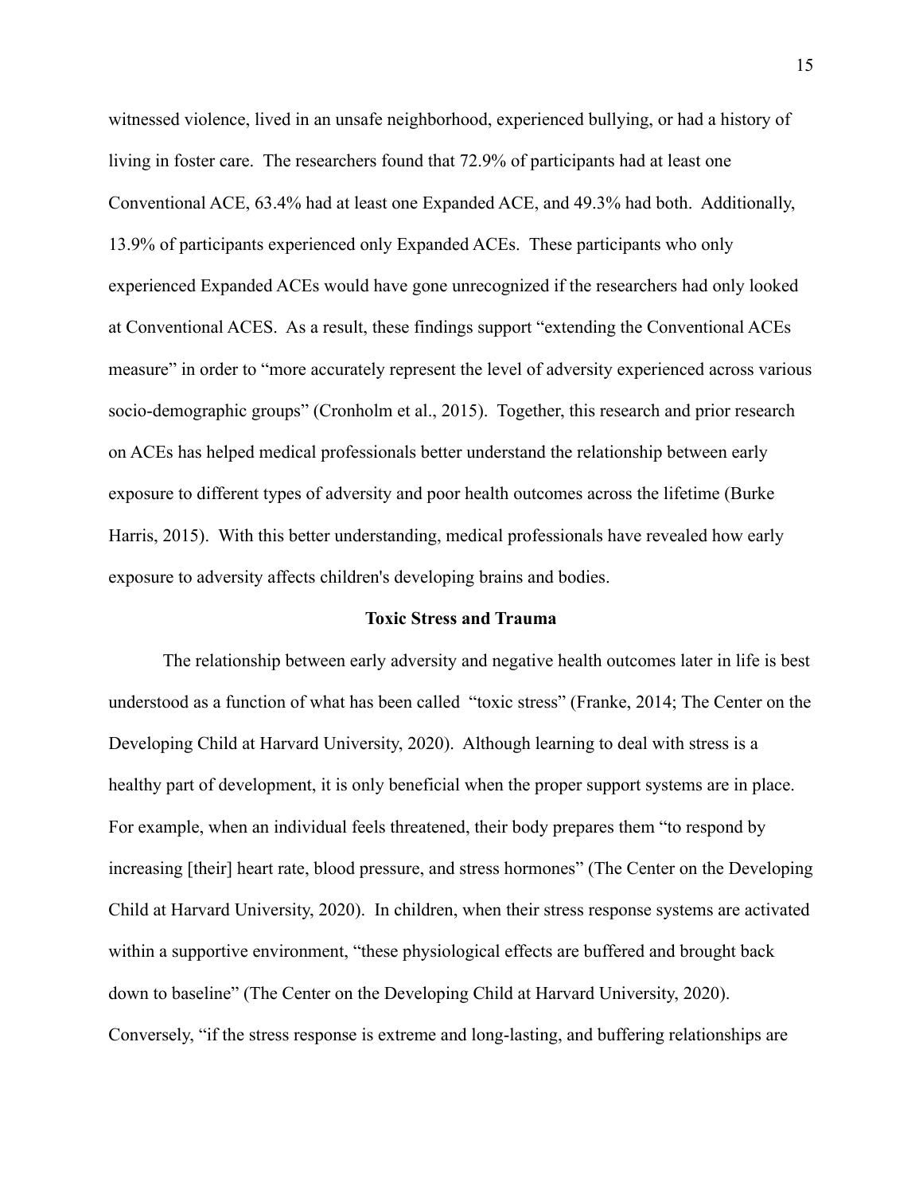witnessed violence, lived in an unsafe neighborhood, experienced bullying, or had a history of living in foster care. The researchers found that 72.9% of participants had at least one Conventional ACE, 63.4% had at least one Expanded ACE, and 49.3% had both. Additionally, 13.9% of participants experienced only Expanded ACEs. These participants who only experienced Expanded ACEs would have gone unrecognized if the researchers had only looked at Conventional ACES. As a result, these findings support "extending the Conventional ACEs measure" in order to "more accurately represent the level of adversity experienced across various socio-demographic groups" (Cronholm et al., 2015). Together, this research and prior research on ACEs has helped medical professionals better understand the relationship between early exposure to different types of adversity and poor health outcomes across the lifetime (Burke Harris, 2015). With this better understanding, medical professionals have revealed how early exposure to adversity affects children's developing brains and bodies.

## Toxic Stress and Trauma

The relationship between early adversity and negative health outcomes later in life is best understood as a function of what has been called "toxic stress" (Franke, 2014; The Center on the Developing Child at Harvard University, 2020). Although learning to deal with stress is a healthy part of development, it is only beneficial when the proper support systems are in place. For example, when an individual feels threatened, their body prepares them "to respond by increasing [their] heart rate, blood pressure, and stress hormones" (The Center on the Developing Child at Harvard University, 2020). In children, when their stress response systems are activated within a supportive environment, "these physiological effects are buffered and brought back down to baseline" (The Center on the Developing Child at Harvard University, 2020). Conversely, "if the stress response is extreme and long-lasting, and buffering relationships are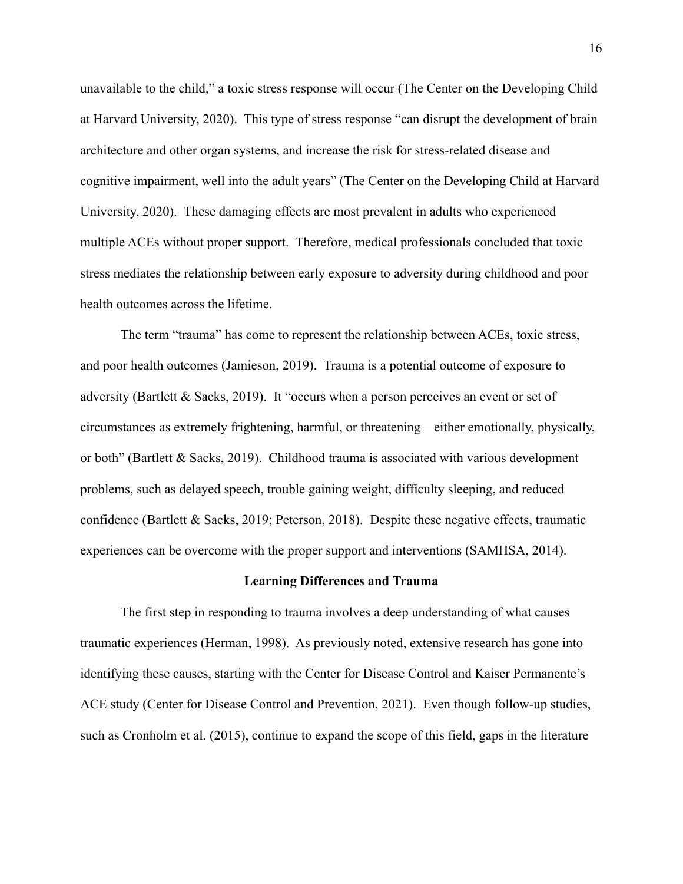unavailable to the child," a toxic stress response will occur (The Center on the Developing Child at Harvard University, 2020). This type of stress response "can disrupt the development of brain architecture and other organ systems, and increase the risk for stress-related disease and cognitive impairment, well into the adult years" (The Center on the Developing Child at Harvard University, 2020). These damaging effects are most prevalent in adults who experienced multiple ACEs without proper support. Therefore, medical professionals concluded that toxic stress mediates the relationship between early exposure to adversity during childhood and poor health outcomes across the lifetime.

The term "trauma" has come to represent the relationship between ACEs, toxic stress, and poor health outcomes (Jamieson, 2019). Trauma is a potential outcome of exposure to adversity (Bartlett & Sacks, 2019). It "occurs when a person perceives an event or set of circumstances as extremely frightening, harmful, or threatening—either emotionally, physically, or both" (Bartlett & Sacks, 2019). Childhood trauma is associated with various development problems, such as delayed speech, trouble gaining weight, difficulty sleeping, and reduced confidence (Bartlett & Sacks, 2019; Peterson, 2018). Despite these negative effects, traumatic experiences can be overcome with the proper support and interventions (SAMHSA, 2014).

## Learning Differences and Trauma

The first step in responding to trauma involves a deep understanding of what causes traumatic experiences (Herman, 1998). As previously noted, extensive research has gone into identifying these causes, starting with the Center for Disease Control and Kaiser Permanente's ACE study (Center for Disease Control and Prevention, 2021). Even though follow-up studies, such as Cronholm et al. (2015), continue to expand the scope of this field, gaps in the literature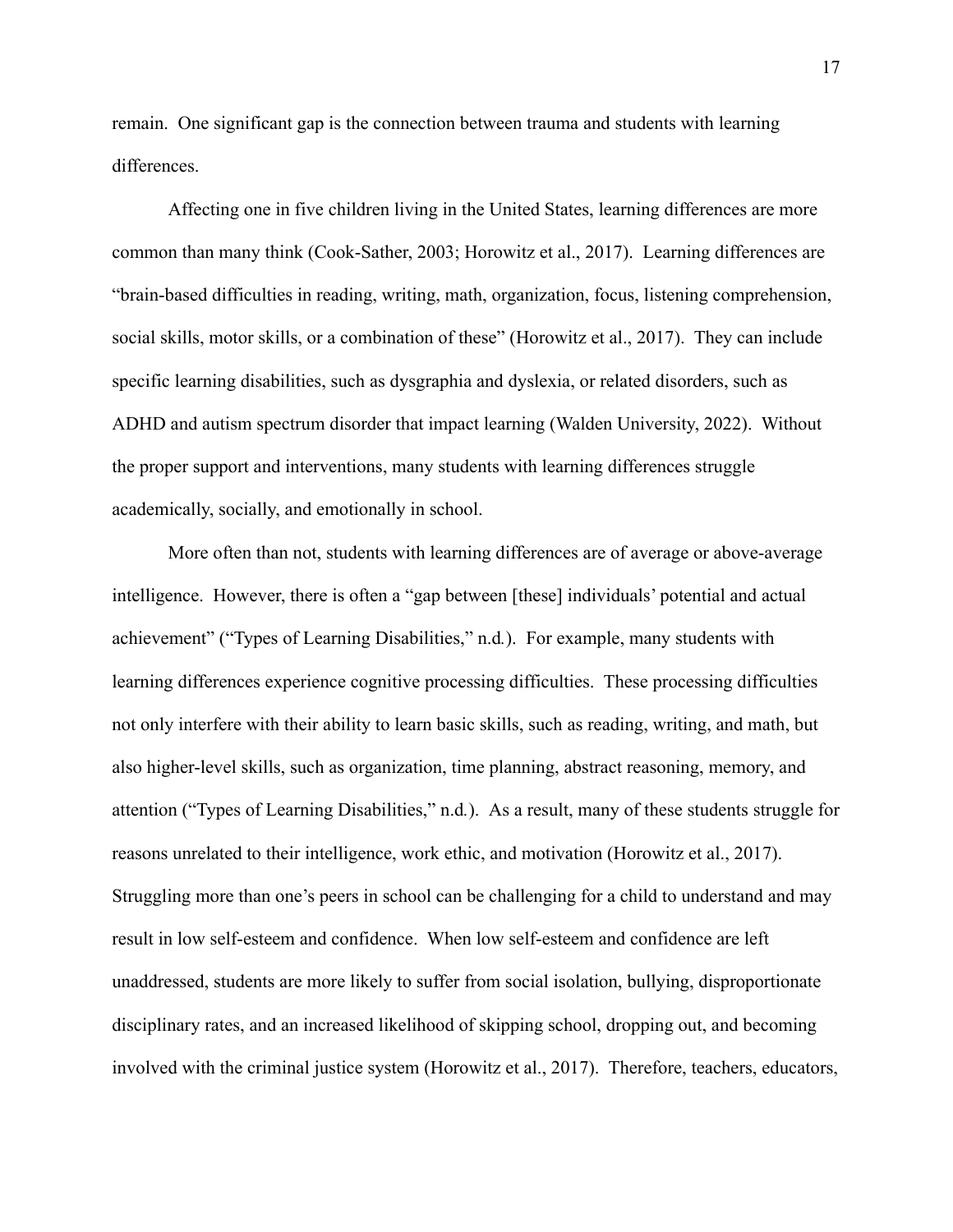remain. One significant gap is the connection between trauma and students with learning differences.

Affecting one in five children living in the United States, learning differences are more common than many think (Cook-Sather, 2003; Horowitz et al., 2017). Learning differences are "brain-based difficulties in reading, writing, math, organization, focus, listening comprehension, social skills, motor skills, or a combination of these" (Horowitz et al., 2017). They can include specific learning disabilities, such as dysgraphia and dyslexia, or related disorders, such as ADHD and autism spectrum disorder that impact learning (Walden University, 2022). Without the proper support and interventions, many students with learning differences struggle academically, socially, and emotionally in school.

More often than not, students with learning differences are of average or above-average intelligence. However, there is often a "gap between [these] individuals' potential and actual achievement" ("Types of Learning Disabilities," n.d.). For example, many students with learning differences experience cognitive processing difficulties. These processing difficulties not only interfere with their ability to learn basic skills, such as reading, writing, and math, but also higher-level skills, such as organization, time planning, abstract reasoning, memory, and attention ("Types of Learning Disabilities," n.d.). As a result, many of these students struggle for reasons unrelated to their intelligence, work ethic, and motivation (Horowitz et al., 2017). Struggling more than one's peers in school can be challenging for a child to understand and may result in low self-esteem and confidence. When low self-esteem and confidence are left unaddressed, students are more likely to suffer from social isolation, bullying, disproportionate disciplinary rates, and an increased likelihood of skipping school, dropping out, and becoming involved with the criminal justice system (Horowitz et al., 2017). Therefore, teachers, educators,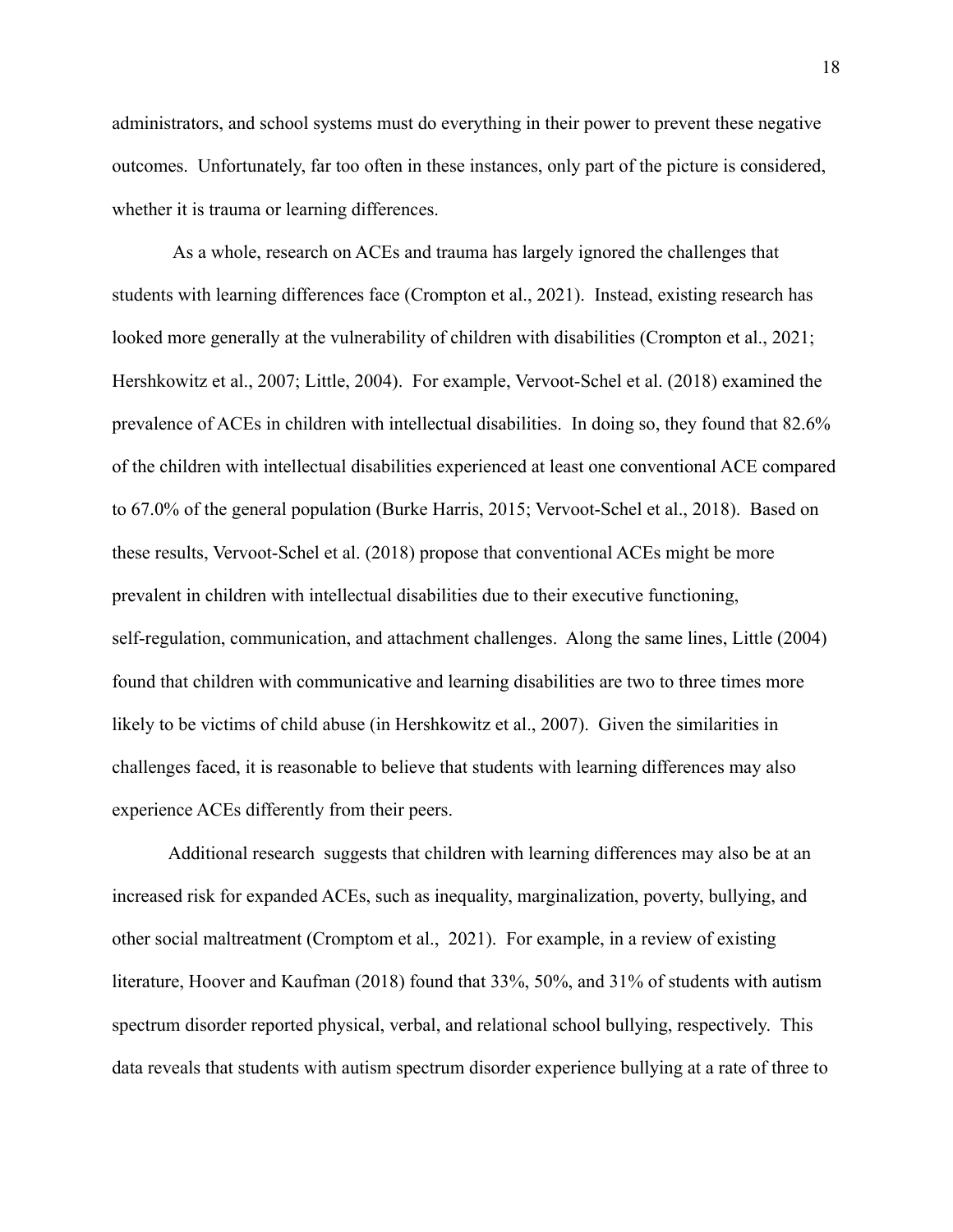administrators, and school systems must do everything in their power to prevent these negative outcomes. Unfortunately, far too often in these instances, only part of the picture is considered, whether it is trauma or learning differences.

As a whole, research on ACEs and trauma has largely ignored the challenges that students with learning differences face (Crompton et al., 2021). Instead, existing research has looked more generally at the vulnerability of children with disabilities (Crompton et al., 2021; Hershkowitz et al., 2007; Little, 2004). For example, Vervoot-Schel et al. (2018) examined the prevalence of ACEs in children with intellectual disabilities. In doing so, they found that 82.6% of the children with intellectual disabilities experienced at least one conventional ACE compared to 67.0% of the general population (Burke Harris, 2015; Vervoot-Schel et al., 2018). Based on these results, Vervoot-Schel et al. (2018) propose that conventional ACEs might be more prevalent in children with intellectual disabilities due to their executive functioning, self-regulation, communication, and attachment challenges. Along the same lines, Little (2004) found that children with communicative and learning disabilities are two to three times more likely to be victims of child abuse (in Hershkowitz et al., 2007). Given the similarities in challenges faced, it is reasonable to believe that students with learning differences may also experience ACEs differently from their peers.

Additional research suggests that children with learning differences may also be at an increased risk for expanded ACEs, such as inequality, marginalization, poverty, bullying, and other social maltreatment (Cromptom et al., 2021). For example, in a review of existing literature, Hoover and Kaufman (2018) found that 33%, 50%, and 31% of students with autism spectrum disorder reported physical, verbal, and relational school bullying, respectively. This data reveals that students with autism spectrum disorder experience bullying at a rate of three to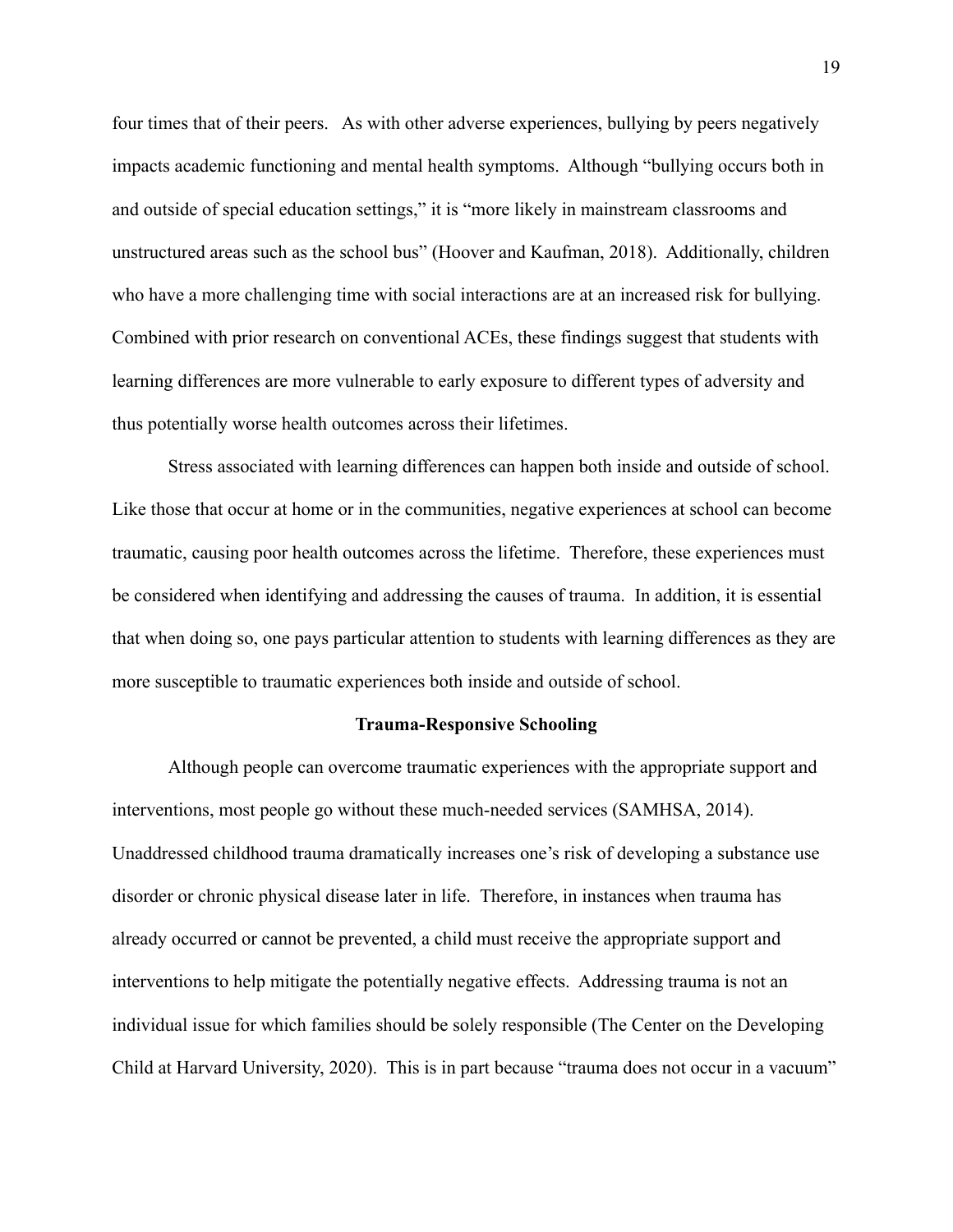four times that of their peers. As with other adverse experiences, bullying by peers negatively impacts academic functioning and mental health symptoms. Although "bullying occurs both in and outside of special education settings," it is "more likely in mainstream classrooms and unstructured areas such as the school bus" (Hoover and Kaufman, 2018). Additionally, children who have a more challenging time with social interactions are at an increased risk for bullying. Combined with prior research on conventional ACEs, these findings suggest that students with learning differences are more vulnerable to early exposure to different types of adversity and thus potentially worse health outcomes across their lifetimes.

Stress associated with learning differences can happen both inside and outside of school. Like those that occur at home or in the communities, negative experiences at school can become traumatic, causing poor health outcomes across the lifetime. Therefore, these experiences must be considered when identifying and addressing the causes of trauma. In addition, it is essential that when doing so, one pays particular attention to students with learning differences as they are more susceptible to traumatic experiences both inside and outside of school.

## Trauma-Responsive Schooling

Although people can overcome traumatic experiences with the appropriate support and interventions, most people go without these much-needed services (SAMHSA, 2014). Unaddressed childhood trauma dramatically increases one's risk of developing a substance use disorder or chronic physical disease later in life. Therefore, in instances when trauma has already occurred or cannot be prevented, a child must receive the appropriate support and interventions to help mitigate the potentially negative effects. Addressing trauma is not an individual issue for which families should be solely responsible (The Center on the Developing Child at Harvard University, 2020). This is in part because "trauma does not occur in a vacuum"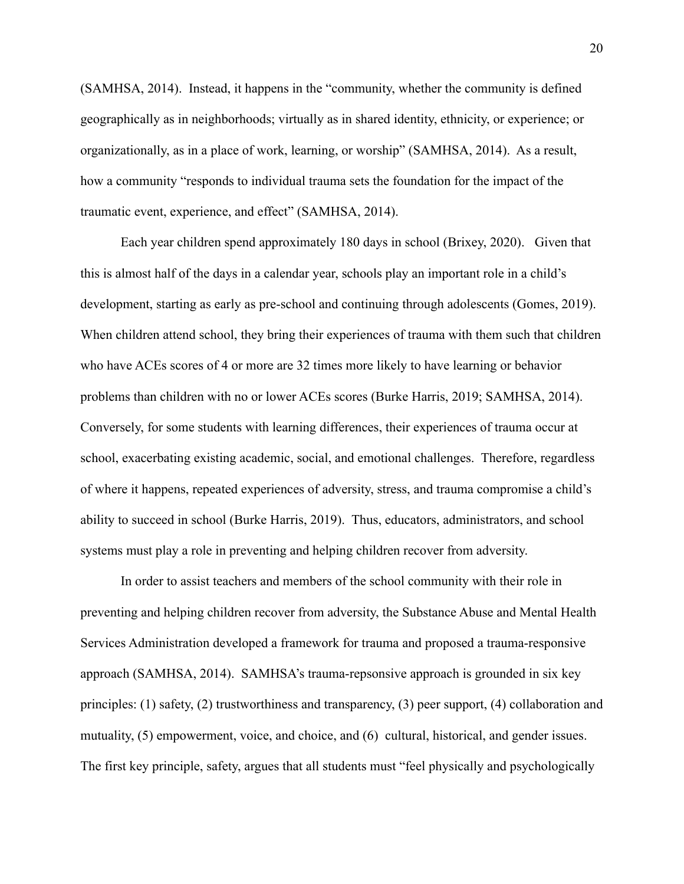(SAMHSA, 2014). Instead, it happens in the "community, whether the community is defined geographically as in neighborhoods; virtually as in shared identity, ethnicity, or experience; or organizationally, as in a place of work, learning, or worship" (SAMHSA, 2014). As a result, how a community "responds to individual trauma sets the foundation for the impact of the traumatic event, experience, and effect" (SAMHSA, 2014).

Each year children spend approximately 180 days in school (Brixey, 2020). Given that this is almost half of the days in a calendar year, schools play an important role in a child's development, starting as early as pre-school and continuing through adolescents (Gomes, 2019). When children attend school, they bring their experiences of trauma with them such that children who have ACEs scores of 4 or more are 32 times more likely to have learning or behavior problems than children with no or lower ACEs scores (Burke Harris, 2019; SAMHSA, 2014). Conversely, for some students with learning differences, their experiences of trauma occur at school, exacerbating existing academic, social, and emotional challenges. Therefore, regardless of where it happens, repeated experiences of adversity, stress, and trauma compromise a child's ability to succeed in school (Burke Harris, 2019). Thus, educators, administrators, and school systems must play a role in preventing and helping children recover from adversity.

In order to assist teachers and members of the school community with their role in preventing and helping children recover from adversity, the Substance Abuse and Mental Health Services Administration developed a framework for trauma and proposed a trauma-responsive approach (SAMHSA, 2014). SAMHSA's trauma-repsonsive approach is grounded in six key principles: (1) safety, (2) trustworthiness and transparency, (3) peer support, (4) collaboration and mutuality, (5) empowerment, voice, and choice, and (6) cultural, historical, and gender issues. The first key principle, safety, argues that all students must "feel physically and psychologically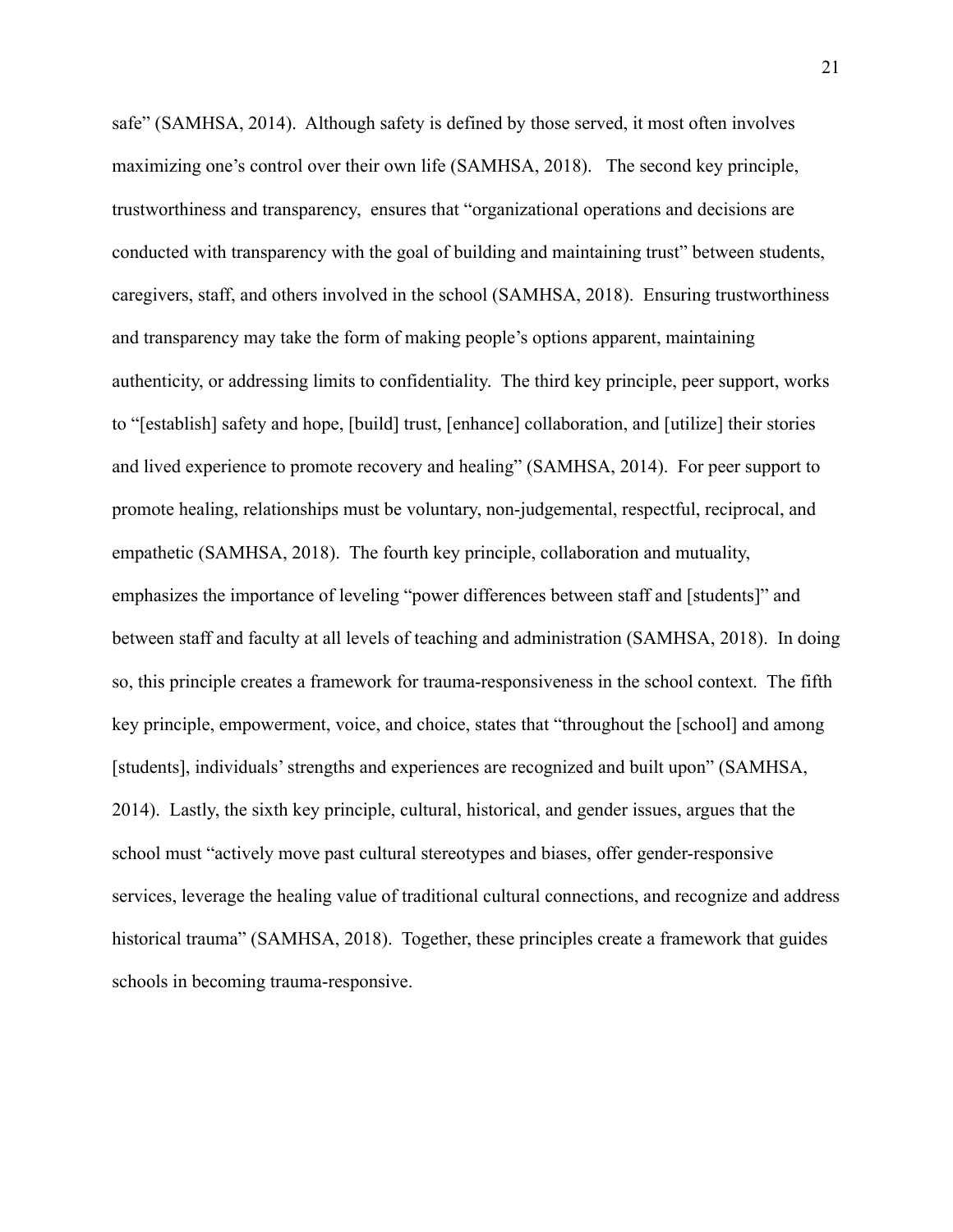safe" (SAMHSA, 2014). Although safety is defined by those served, it most often involves maximizing one's control over their own life (SAMHSA, 2018). The second key principle, trustworthiness and transparency, ensures that "organizational operations and decisions are conducted with transparency with the goal of building and maintaining trust" between students, caregivers, staff, and others involved in the school (SAMHSA, 2018). Ensuring trustworthiness and transparency may take the form of making people's options apparent, maintaining authenticity, or addressing limits to confidentiality. The third key principle, peer support, works to "[establish] safety and hope, [build] trust, [enhance] collaboration, and [utilize] their stories and lived experience to promote recovery and healing" (SAMHSA, 2014). For peer support to promote healing, relationships must be voluntary, non-judgemental, respectful, reciprocal, and empathetic (SAMHSA, 2018). The fourth key principle, collaboration and mutuality, emphasizes the importance of leveling "power differences between staff and [students]" and between staff and faculty at all levels of teaching and administration (SAMHSA, 2018). In doing so, this principle creates a framework for trauma-responsiveness in the school context. The fifth key principle, empowerment, voice, and choice, states that "throughout the [school] and among [students], individuals' strengths and experiences are recognized and built upon" (SAMHSA, 2014). Lastly, the sixth key principle, cultural, historical, and gender issues, argues that the school must "actively move past cultural stereotypes and biases, offer gender-responsive services, leverage the healing value of traditional cultural connections, and recognize and address historical trauma" (SAMHSA, 2018). Together, these principles create a framework that guides schools in becoming trauma-responsive.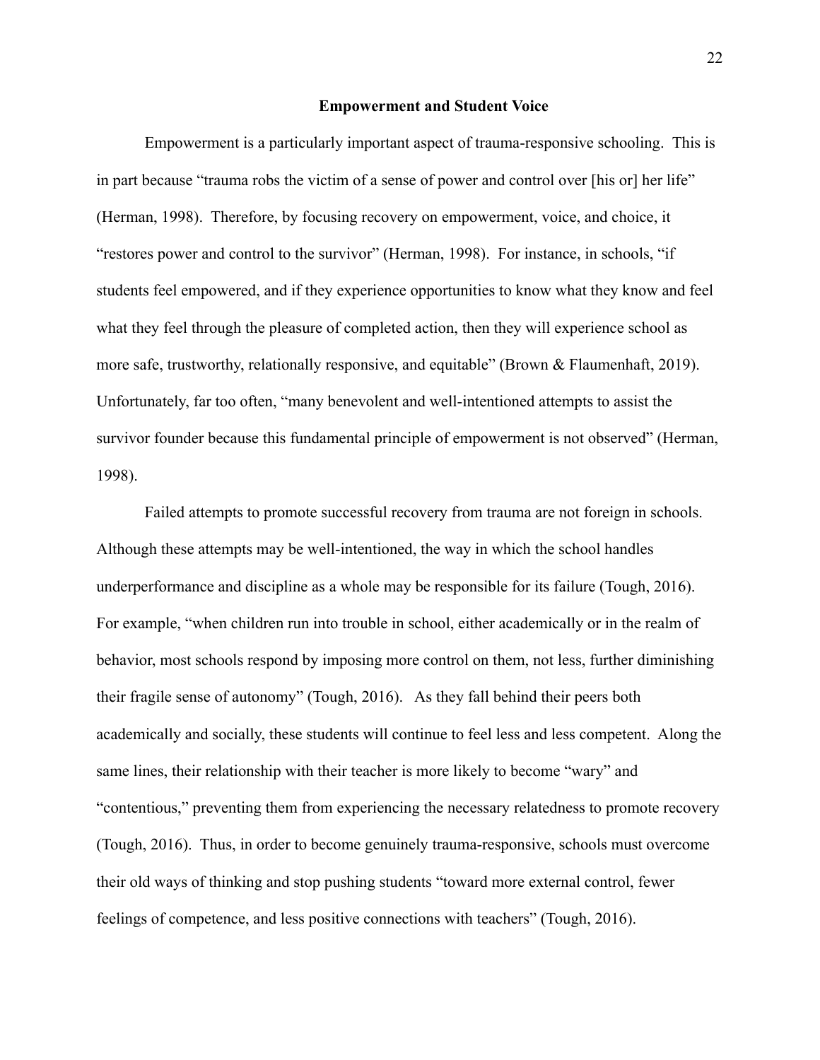## Empowerment and Student Voice

Empowerment is a particularly important aspect of trauma-responsive schooling. This is in part because "trauma robs the victim of a sense of power and control over [his or] her life" (Herman, 1998). Therefore, by focusing recovery on empowerment, voice, and choice, it "restores power and control to the survivor" (Herman, 1998). For instance, in schools, "if students feel empowered, and if they experience opportunities to know what they know and feel what they feel through the pleasure of completed action, then they will experience school as more safe, trustworthy, relationally responsive, and equitable" (Brown & Flaumenhaft, 2019). Unfortunately, far too often, "many benevolent and well-intentioned attempts to assist the survivor founder because this fundamental principle of empowerment is not observed" (Herman, 1998).

Failed attempts to promote successful recovery from trauma are not foreign in schools. Although these attempts may be well-intentioned, the way in which the school handles underperformance and discipline as a whole may be responsible for its failure (Tough, 2016). For example, "when children run into trouble in school, either academically or in the realm of behavior, most schools respond by imposing more control on them, not less, further diminishing their fragile sense of autonomy" (Tough, 2016). As they fall behind their peers both academically and socially, these students will continue to feel less and less competent. Along the same lines, their relationship with their teacher is more likely to become "wary" and "contentious," preventing them from experiencing the necessary relatedness to promote recovery (Tough, 2016). Thus, in order to become genuinely trauma-responsive, schools must overcome their old ways of thinking and stop pushing students "toward more external control, fewer feelings of competence, and less positive connections with teachers" (Tough, 2016).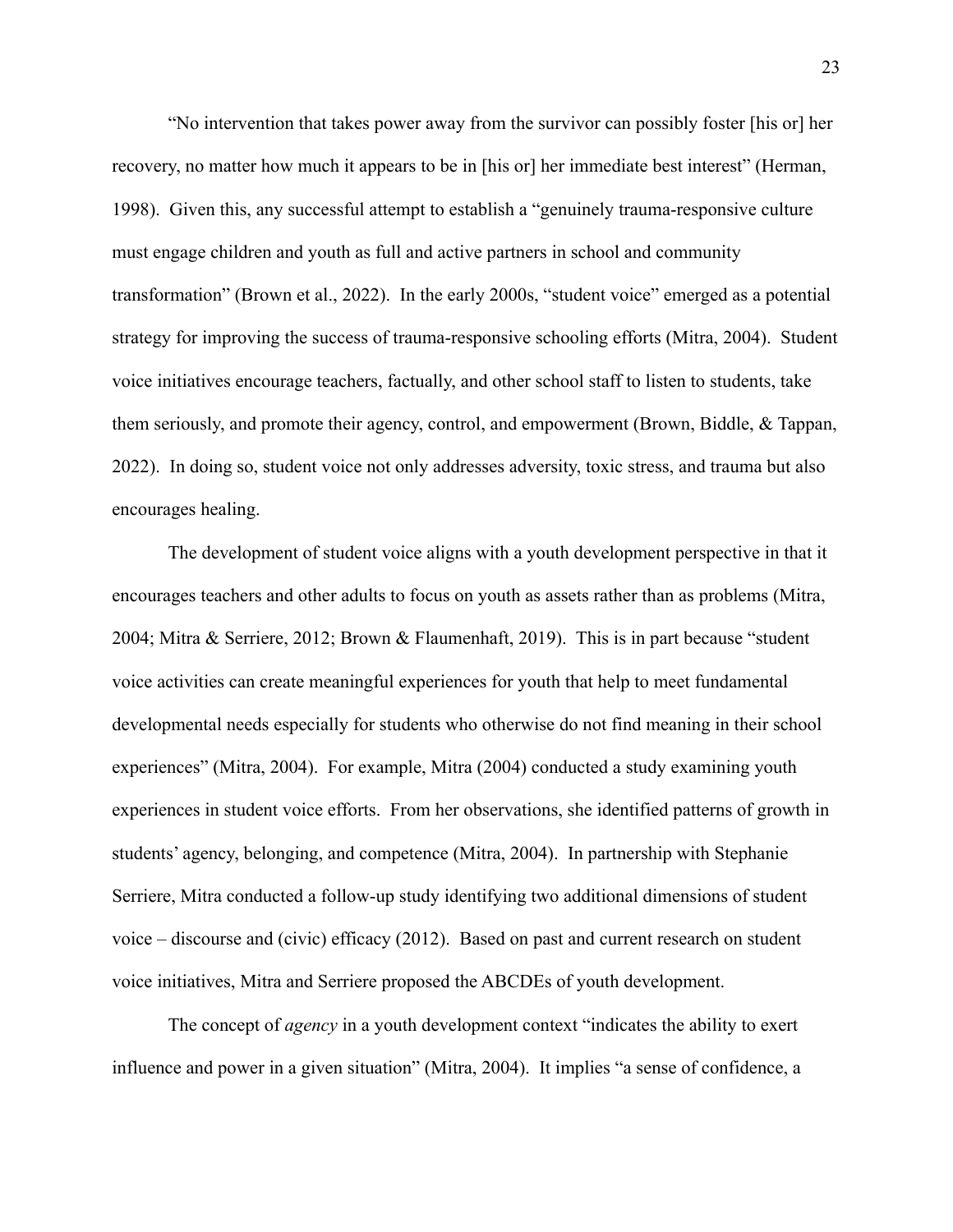"No intervention that takes power away from the survivor can possibly foster [his or] her recovery, no matter how much it appears to be in [his or] her immediate best interest" (Herman, 1998). Given this, any successful attempt to establish a "genuinely trauma-responsive culture must engage children and youth as full and active partners in school and community transformation" (Brown et al., 2022). In the early 2000s, "student voice" emerged as a potential strategy for improving the success of trauma-responsive schooling efforts (Mitra, 2004). Student voice initiatives encourage teachers, factually, and other school staff to listen to students, take them seriously, and promote their agency, control, and empowerment (Brown, Biddle, & Tappan, 2022). In doing so, student voice not only addresses adversity, toxic stress, and trauma but also encourages healing.

The development of student voice aligns with a youth development perspective in that it encourages teachers and other adults to focus on youth as assets rather than as problems (Mitra, 2004; Mitra & Serriere, 2012; Brown & Flaumenhaft, 2019). This is in part because "student voice activities can create meaningful experiences for youth that help to meet fundamental developmental needs especially for students who otherwise do not find meaning in their school experiences" (Mitra, 2004). For example, Mitra (2004) conducted a study examining youth experiences in student voice efforts. From her observations, she identified patterns of growth in students' agency, belonging, and competence (Mitra, 2004). In partnership with Stephanie Serriere, Mitra conducted a follow-up study identifying two additional dimensions of student voice – discourse and (civic) efficacy (2012). Based on past and current research on student voice initiatives, Mitra and Serriere proposed the ABCDEs of youth development.

The concept of *agency* in a youth development context "indicates the ability to exert influence and power in a given situation" (Mitra, 2004). It implies "a sense of confidence, a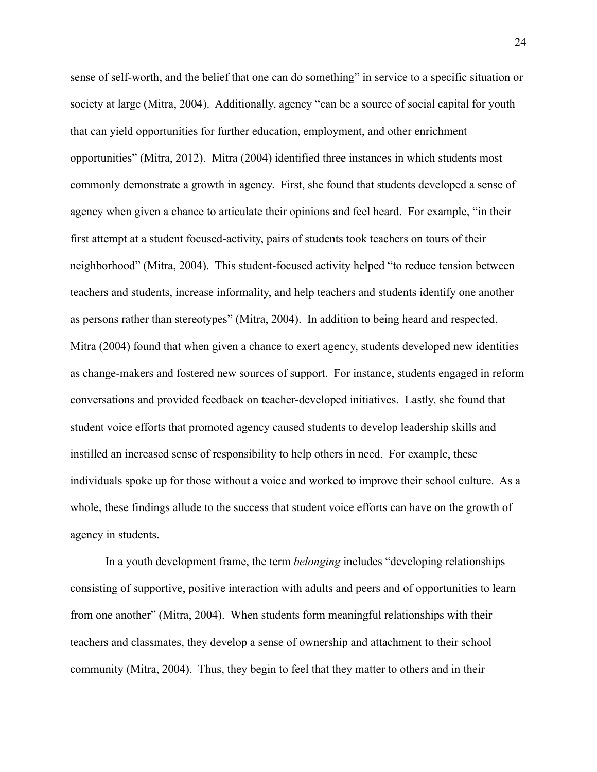sense of self-worth, and the belief that one can do something" in service to a specific situation or society at large (Mitra, 2004). Additionally, agency "can be a source of social capital for youth that can yield opportunities for further education, employment, and other enrichment opportunities" (Mitra, 2012). Mitra (2004) identified three instances in which students most commonly demonstrate a growth in agency. First, she found that students developed a sense of agency when given a chance to articulate their opinions and feel heard. For example, "in their first attempt at a student focused-activity, pairs of students took teachers on tours of their neighborhood" (Mitra, 2004). This student-focused activity helped "to reduce tension between teachers and students, increase informality, and help teachers and students identify one another as persons rather than stereotypes" (Mitra, 2004). In addition to being heard and respected, Mitra (2004) found that when given a chance to exert agency, students developed new identities as change-makers and fostered new sources of support. For instance, students engaged in reform conversations and provided feedback on teacher-developed initiatives. Lastly, she found that student voice efforts that promoted agency caused students to develop leadership skills and instilled an increased sense of responsibility to help others in need. For example, these individuals spoke up for those without a voice and worked to improve their school culture. As a whole, these findings allude to the success that student voice efforts can have on the growth of agency in students.

In a youth development frame, the term *belonging* includes "developing relationships consisting of supportive, positive interaction with adults and peers and of opportunities to learn from one another" (Mitra, 2004). When students form meaningful relationships with their teachers and classmates, they develop a sense of ownership and attachment to their school community (Mitra, 2004). Thus, they begin to feel that they matter to others and in their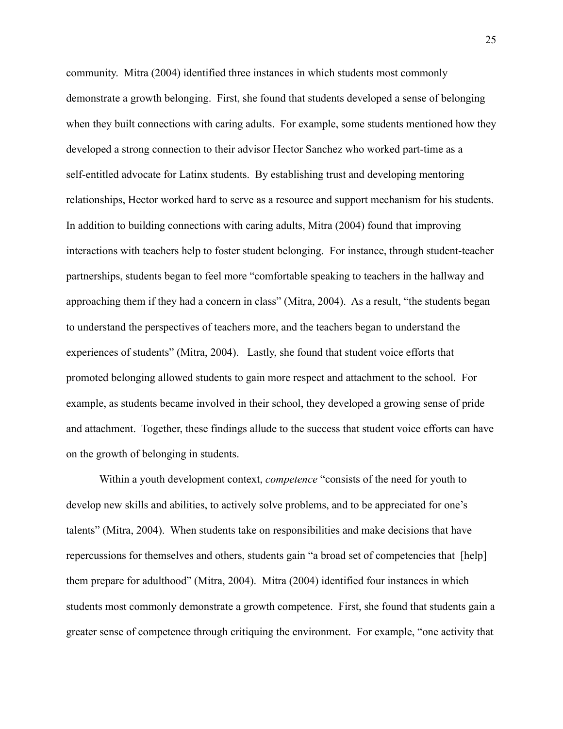community. Mitra (2004) identified three instances in which students most commonly demonstrate a growth belonging. First, she found that students developed a sense of belonging when they built connections with caring adults. For example, some students mentioned how they developed a strong connection to their advisor Hector Sanchez who worked part-time as a self-entitled advocate for Latinx students. By establishing trust and developing mentoring relationships, Hector worked hard to serve as a resource and support mechanism for his students. In addition to building connections with caring adults, Mitra (2004) found that improving interactions with teachers help to foster student belonging. For instance, through student-teacher partnerships, students began to feel more "comfortable speaking to teachers in the hallway and approaching them if they had a concern in class" (Mitra, 2004). As a result, "the students began to understand the perspectives of teachers more, and the teachers began to understand the experiences of students" (Mitra, 2004). Lastly, she found that student voice efforts that promoted belonging allowed students to gain more respect and attachment to the school. For example, as students became involved in their school, they developed a growing sense of pride and attachment. Together, these findings allude to the success that student voice efforts can have on the growth of belonging in students.

Within a youth development context, *competence* "consists of the need for youth to develop new skills and abilities, to actively solve problems, and to be appreciated for one's talents" (Mitra, 2004). When students take on responsibilities and make decisions that have repercussions for themselves and others, students gain "a broad set of competencies that [help] them prepare for adulthood" (Mitra, 2004). Mitra (2004) identified four instances in which students most commonly demonstrate a growth competence. First, she found that students gain a greater sense of competence through critiquing the environment. For example, "one activity that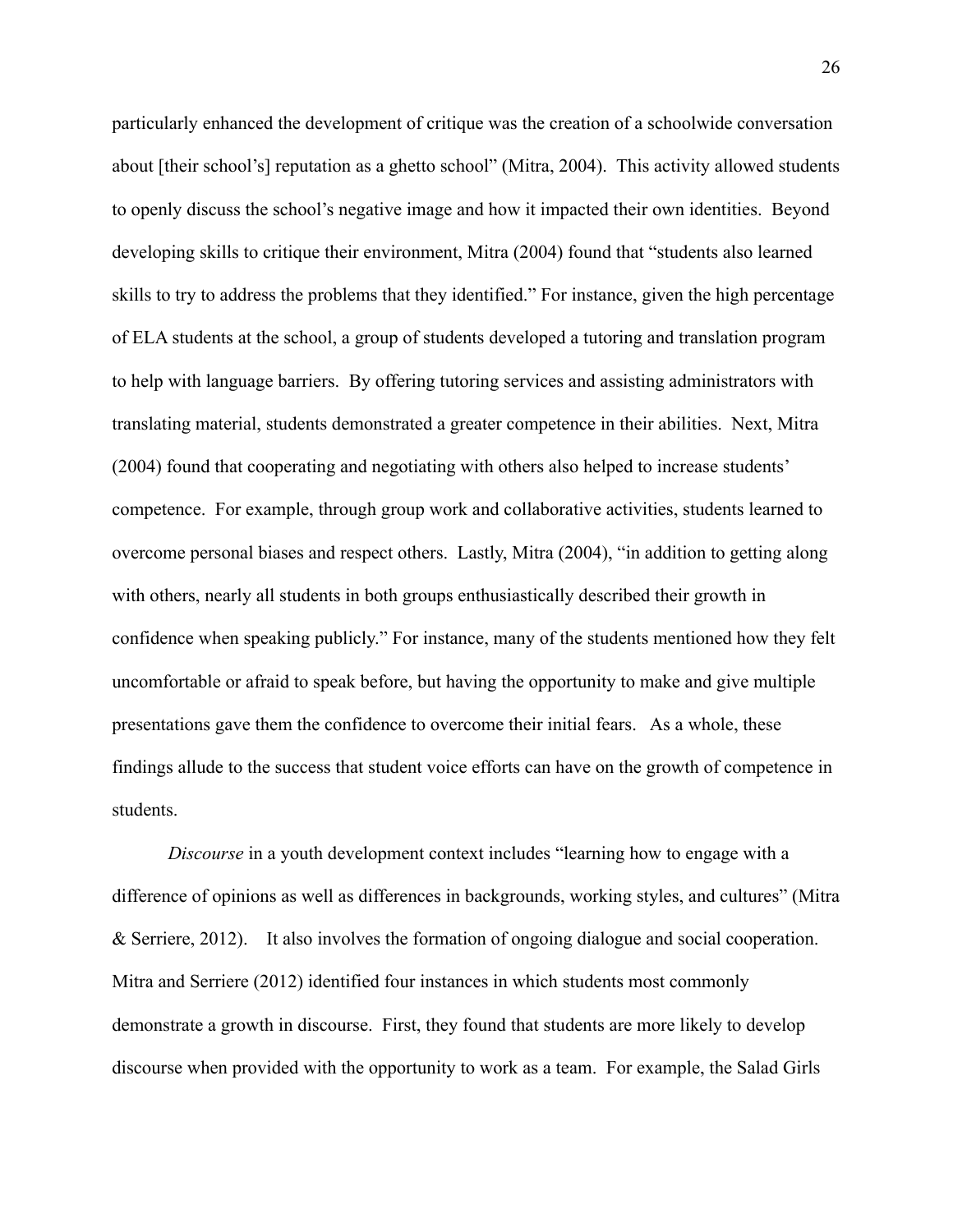particularly enhanced the development of critique was the creation of a schoolwide conversation about [their school's] reputation as a ghetto school" (Mitra, 2004). This activity allowed students to openly discuss the school's negative image and how it impacted their own identities. Beyond developing skills to critique their environment, Mitra (2004) found that "students also learned skills to try to address the problems that they identified." For instance, given the high percentage of ELA students at the school, a group of students developed a tutoring and translation program to help with language barriers. By offering tutoring services and assisting administrators with translating material, students demonstrated a greater competence in their abilities. Next, Mitra (2004) found that cooperating and negotiating with others also helped to increase students' competence. For example, through group work and collaborative activities, students learned to overcome personal biases and respect others. Lastly, Mitra (2004), "in addition to getting along with others, nearly all students in both groups enthusiastically described their growth in confidence when speaking publicly." For instance, many of the students mentioned how they felt uncomfortable or afraid to speak before, but having the opportunity to make and give multiple presentations gave them the confidence to overcome their initial fears. As a whole, these findings allude to the success that student voice efforts can have on the growth of competence in students.

*Discourse* in a youth development context includes "learning how to engage with a difference of opinions as well as differences in backgrounds, working styles, and cultures" (Mitra & Serriere, 2012). It also involves the formation of ongoing dialogue and social cooperation. Mitra and Serriere (2012) identified four instances in which students most commonly demonstrate a growth in discourse. First, they found that students are more likely to develop discourse when provided with the opportunity to work as a team. For example, the Salad Girls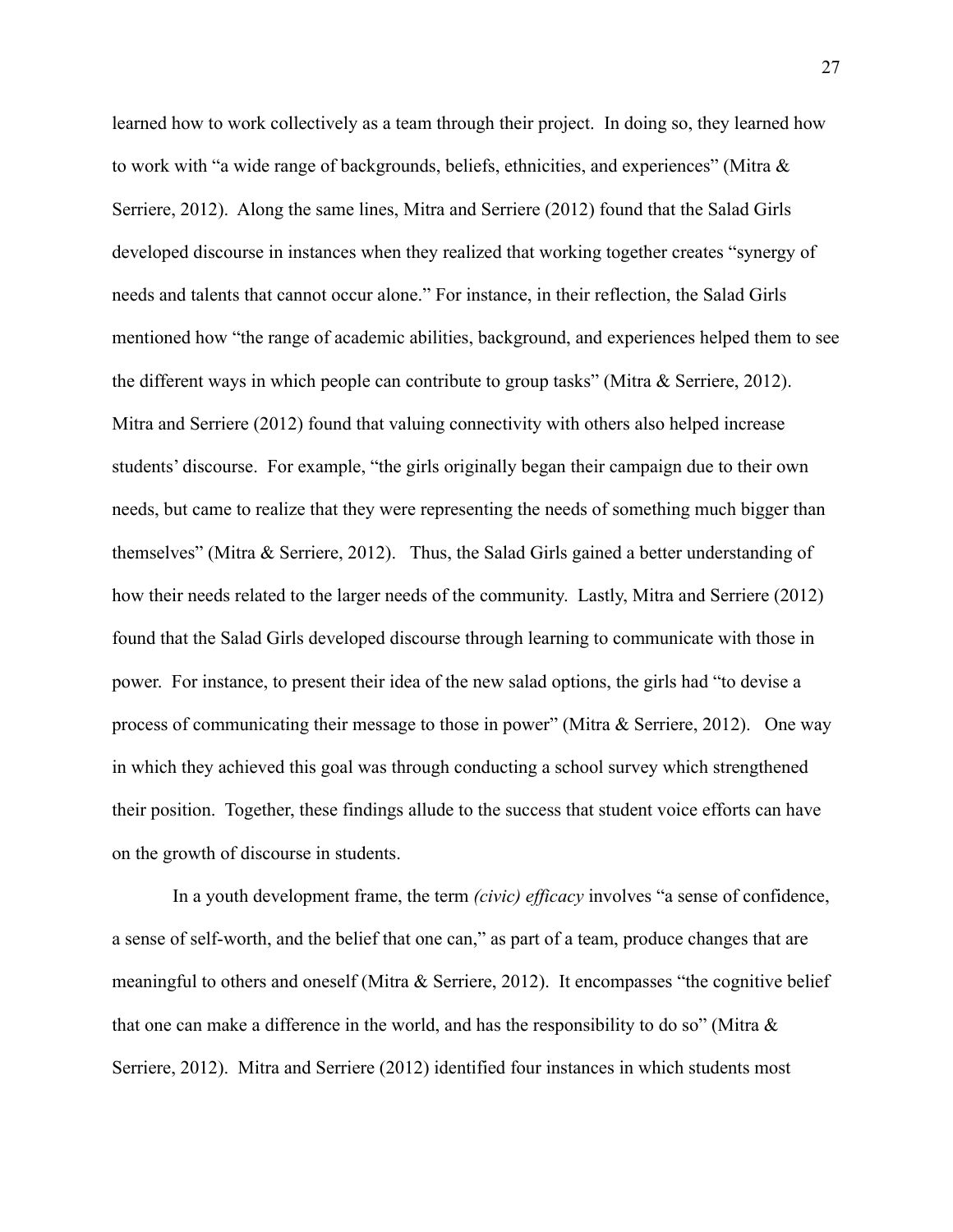learned how to work collectively as a team through their project. In doing so, they learned how to work with "a wide range of backgrounds, beliefs, ethnicities, and experiences" (Mitra & Serriere, 2012). Along the same lines, Mitra and Serriere (2012) found that the Salad Girls developed discourse in instances when they realized that working together creates "synergy of needs and talents that cannot occur alone." For instance, in their reflection, the Salad Girls mentioned how "the range of academic abilities, background, and experiences helped them to see the different ways in which people can contribute to group tasks" (Mitra & Serriere, 2012). Mitra and Serriere (2012) found that valuing connectivity with others also helped increase students' discourse. For example, "the girls originally began their campaign due to their own needs, but came to realize that they were representing the needs of something much bigger than themselves" (Mitra & Serriere, 2012). Thus, the Salad Girls gained a better understanding of how their needs related to the larger needs of the community. Lastly, Mitra and Serriere (2012) found that the Salad Girls developed discourse through learning to communicate with those in power. For instance, to present their idea of the new salad options, the girls had "to devise a process of communicating their message to those in power" (Mitra & Serriere, 2012). One way in which they achieved this goal was through conducting a school survey which strengthened their position. Together, these findings allude to the success that student voice efforts can have on the growth of discourse in students.

In a youth development frame, the term *(civic) efficacy* involves "a sense of confidence, a sense of self-worth, and the belief that one can," as part of a team, produce changes that are meaningful to others and oneself (Mitra & Serriere, 2012). It encompasses "the cognitive belief that one can make a difference in the world, and has the responsibility to do so" (Mitra & Serriere, 2012). Mitra and Serriere (2012) identified four instances in which students most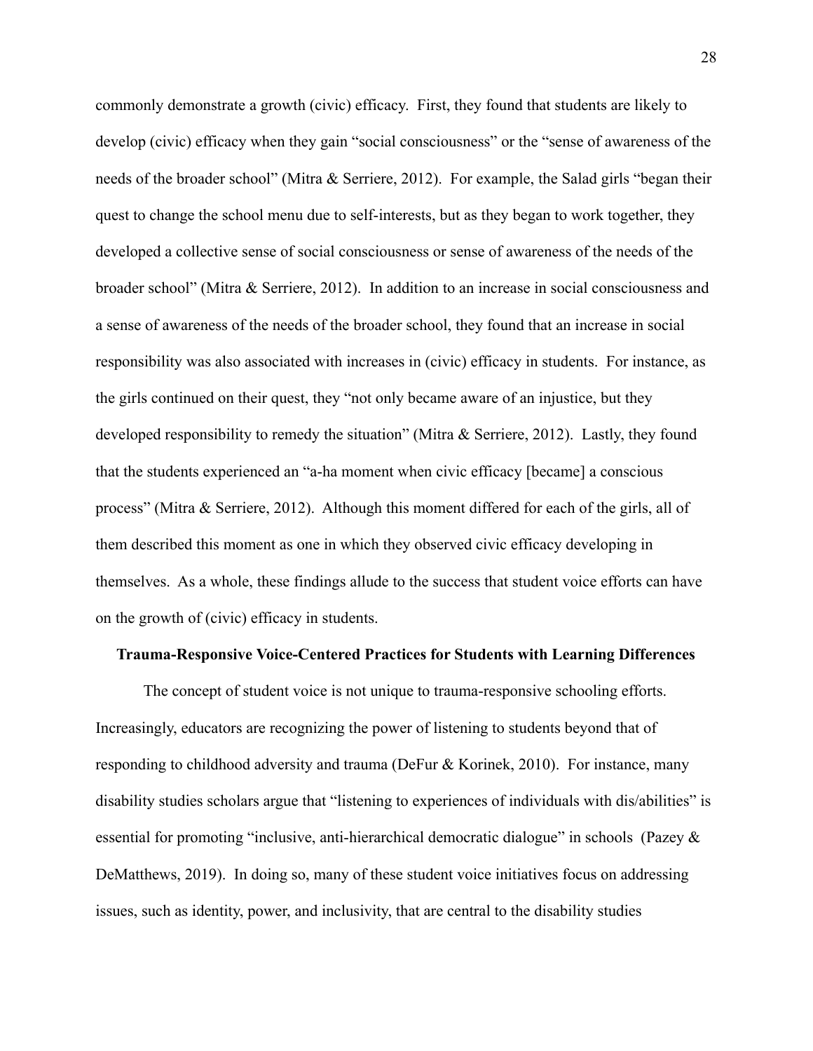commonly demonstrate a growth (civic) efficacy. First, they found that students are likely to develop (civic) efficacy when they gain "social consciousness" or the "sense of awareness of the needs of the broader school" (Mitra & Serriere, 2012). For example, the Salad girls "began their quest to change the school menu due to self-interests, but as they began to work together, they developed a collective sense of social consciousness or sense of awareness of the needs of the broader school" (Mitra & Serriere, 2012). In addition to an increase in social consciousness and a sense of awareness of the needs of the broader school, they found that an increase in social responsibility was also associated with increases in (civic) efficacy in students. For instance, as the girls continued on their quest, they "not only became aware of an injustice, but they developed responsibility to remedy the situation" (Mitra & Serriere, 2012). Lastly, they found that the students experienced an "a-ha moment when civic efficacy [became] a conscious process" (Mitra & Serriere, 2012). Although this moment differed for each of the girls, all of them described this moment as one in which they observed civic efficacy developing in themselves. As a whole, these findings allude to the success that student voice efforts can have on the growth of (civic) efficacy in students.

**Trauma-Responsive Voice-Centered Practices for Students with Learning Differences**

The concept of student voice is not unique to trauma-responsive schooling efforts. Increasingly, educators are recognizing the power of listening to students beyond that of responding to childhood adversity and trauma (DeFur & Korinek, 2010). For instance, many disability studies scholars argue that "listening to experiences of individuals with dis/abilities" is essential for promoting "inclusive, anti-hierarchical democratic dialogue" in schools (Pazey & DeMatthews, 2019). In doing so, many of these student voice initiatives focus on addressing issues, such as identity, power, and inclusivity, that are central to the disability studies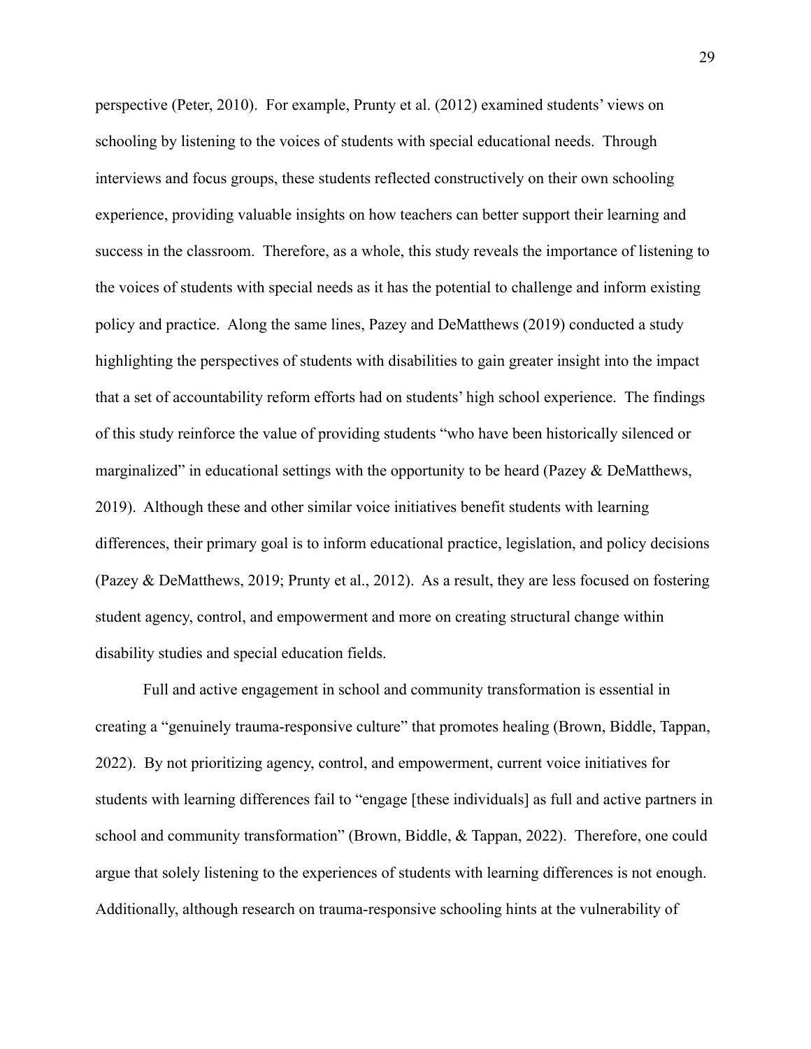perspective (Peter, 2010). For example, Prunty et al. (2012) examined students' views on schooling by listening to the voices of students with special educational needs. Through interviews and focus groups, these students reflected constructively on their own schooling experience, providing valuable insights on how teachers can better support their learning and success in the classroom. Therefore, as a whole, this study reveals the importance of listening to the voices of students with special needs as it has the potential to challenge and inform existing policy and practice. Along the same lines, Pazey and DeMatthews (2019) conducted a study highlighting the perspectives of students with disabilities to gain greater insight into the impact that a set of accountability reform efforts had on students' high school experience. The findings of this study reinforce the value of providing students "who have been historically silenced or marginalized" in educational settings with the opportunity to be heard (Pazey & DeMatthews, 2019). Although these and other similar voice initiatives benefit students with learning differences, their primary goal is to inform educational practice, legislation, and policy decisions (Pazey & DeMatthews, 2019; Prunty et al., 2012). As a result, they are less focused on fostering student agency, control, and empowerment and more on creating structural change within disability studies and special education fields.

Full and active engagement in school and community transformation is essential in creating a "genuinely trauma-responsive culture" that promotes healing (Brown, Biddle, Tappan, 2022). By not prioritizing agency, control, and empowerment, current voice initiatives for students with learning differences fail to "engage [these individuals] as full and active partners in school and community transformation" (Brown, Biddle, & Tappan, 2022). Therefore, one could argue that solely listening to the experiences of students with learning differences is not enough. Additionally, although research on trauma-responsive schooling hints at the vulnerability of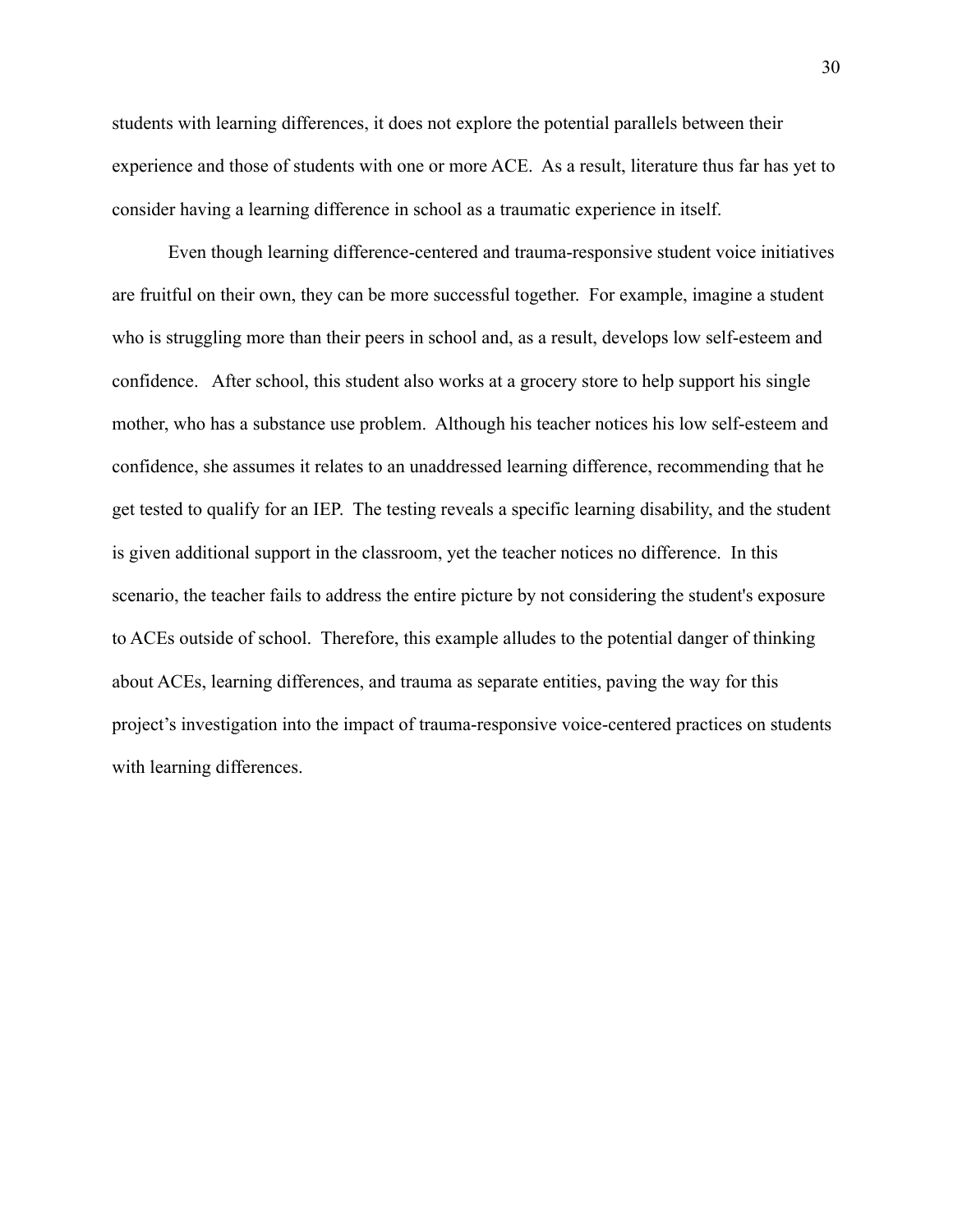students with learning differences, it does not explore the potential parallels between their experience and those of students with one or more ACE. As a result, literature thus far has yet to consider having a learning difference in school as a traumatic experience in itself.

Even though learning difference-centered and trauma-responsive student voice initiatives are fruitful on their own, they can be more successful together. For example, imagine a student who is struggling more than their peers in school and, as a result, develops low self-esteem and confidence. After school, this student also works at a grocery store to help support his single mother, who has a substance use problem. Although his teacher notices his low self-esteem and confidence, she assumes it relates to an unaddressed learning difference, recommending that he get tested to qualify for an IEP. The testing reveals a specific learning disability, and the student is given additional support in the classroom, yet the teacher notices no difference. In this scenario, the teacher fails to address the entire picture by not considering the student's exposure to ACEs outside of school. Therefore, this example alludes to the potential danger of thinking about ACEs, learning differences, and trauma as separate entities, paving the way for this project's investigation into the impact of trauma-responsive voice-centered practices on students with learning differences.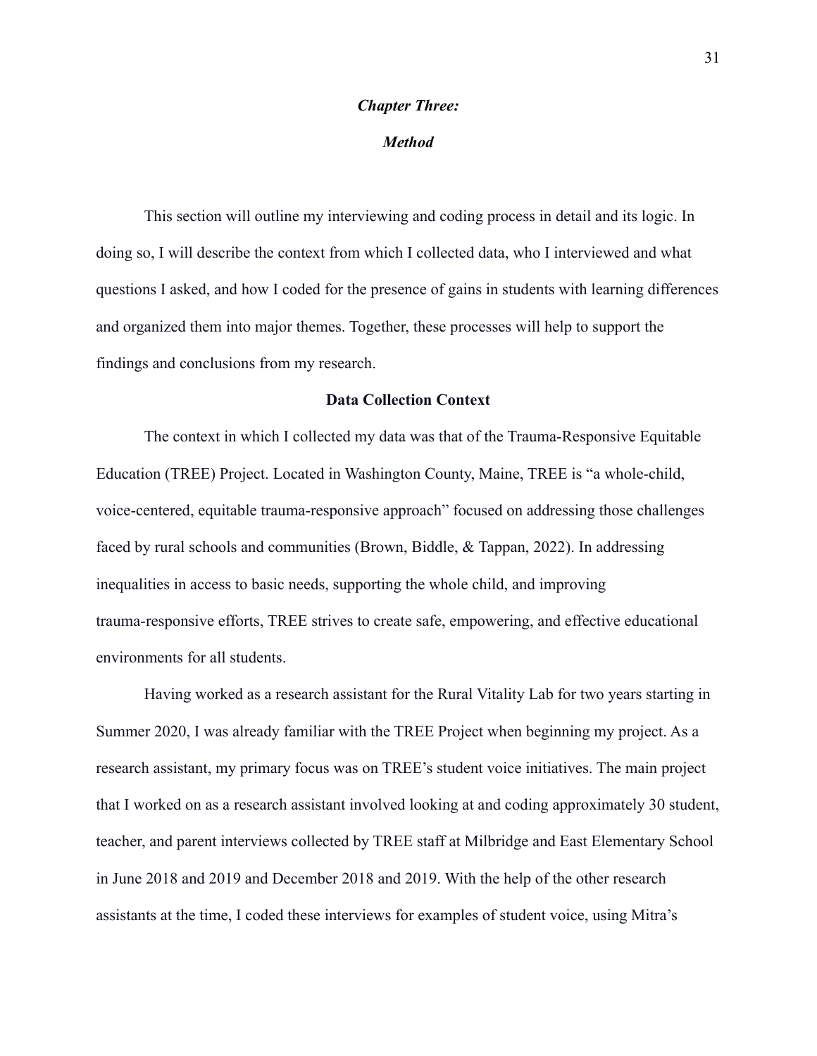# *Chapter Three:*

# *Method*

This section will outline my interviewing and coding process in detail and its logic. In doing so, I will describe the context from which I collected data, who I interviewed and what questions I asked, and how I coded for the presence of gains in students with learning differences and organized them into major themes. Together, these processes will help to support the findings and conclusions from my research.

## Data Collection Context

The context in which I collected my data was that of the Trauma-Responsive Equitable Education (TREE) Project. Located in Washington County, Maine, TREE is "a whole-child, voice-centered, equitable trauma-responsive approach" focused on addressing those challenges faced by rural schools and communities (Brown, Biddle, & Tappan, 2022). In addressing inequalities in access to basic needs, supporting the whole child, and improving trauma-responsive efforts, TREE strives to create safe, empowering, and effective educational environments for all students.

Having worked as a research assistant for the Rural Vitality Lab for two years starting in Summer 2020, I was already familiar with the TREE Project when beginning my project. As a research assistant, my primary focus was on TREE's student voice initiatives. The main project that I worked on as a research assistant involved looking at and coding approximately 30 student, teacher, and parent interviews collected by TREE staff at Milbridge and East Elementary School in June 2018 and 2019 and December 2018 and 2019. With the help of the other research assistants at the time, I coded these interviews for examples of student voice, using Mitra's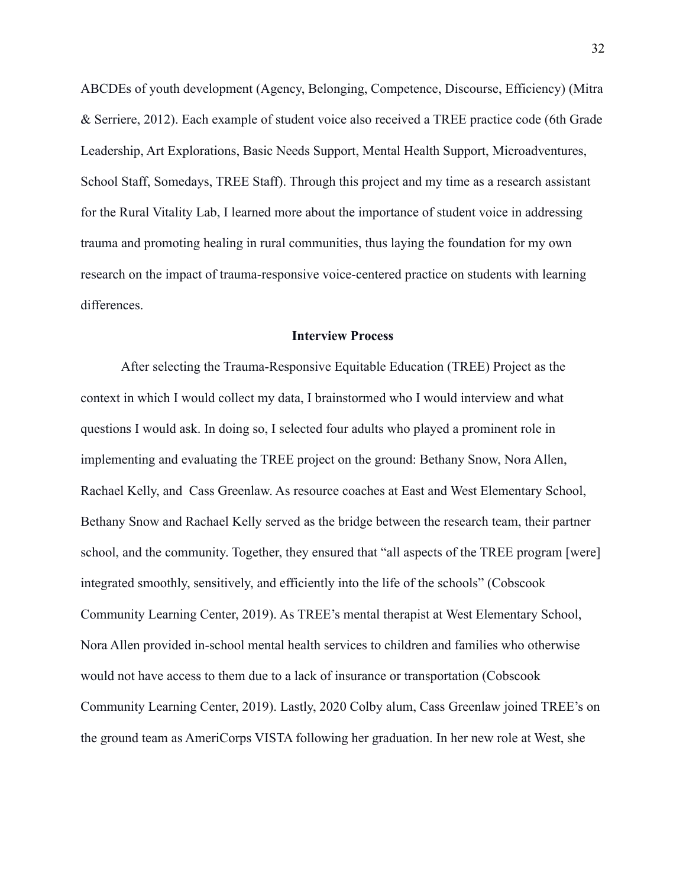ABCDEs of youth development (Agency, Belonging, Competence, Discourse, Efficiency) (Mitra & Serriere, 2012). Each example of student voice also received a TREE practice code (6th Grade Leadership, Art Explorations, Basic Needs Support, Mental Health Support, Microadventures, School Staff, Somedays, TREE Staff). Through this project and my time as a research assistant for the Rural Vitality Lab, I learned more about the importance of student voice in addressing trauma and promoting healing in rural communities, thus laying the foundation for my own research on the impact of trauma-responsive voice-centered practice on students with learning differences.

## Interview Process

After selecting the Trauma-Responsive Equitable Education (TREE) Project as the context in which I would collect my data, I brainstormed who I would interview and what questions I would ask. In doing so, I selected four adults who played a prominent role in implementing and evaluating the TREE project on the ground: Bethany Snow, Nora Allen, Rachael Kelly, and Cass Greenlaw. As resource coaches at East and West Elementary School, Bethany Snow and Rachael Kelly served as the bridge between the research team, their partner school, and the community. Together, they ensured that "all aspects of the TREE program [were] integrated smoothly, sensitively, and efficiently into the life of the schools" (Cobscook Community Learning Center, 2019). As TREE's mental therapist at West Elementary School, Nora Allen provided in-school mental health services to children and families who otherwise would not have access to them due to a lack of insurance or transportation (Cobscook Community Learning Center, 2019). Lastly, 2020 Colby alum, Cass Greenlaw joined TREE's on the ground team as AmeriCorps VISTA following her graduation. In her new role at West, she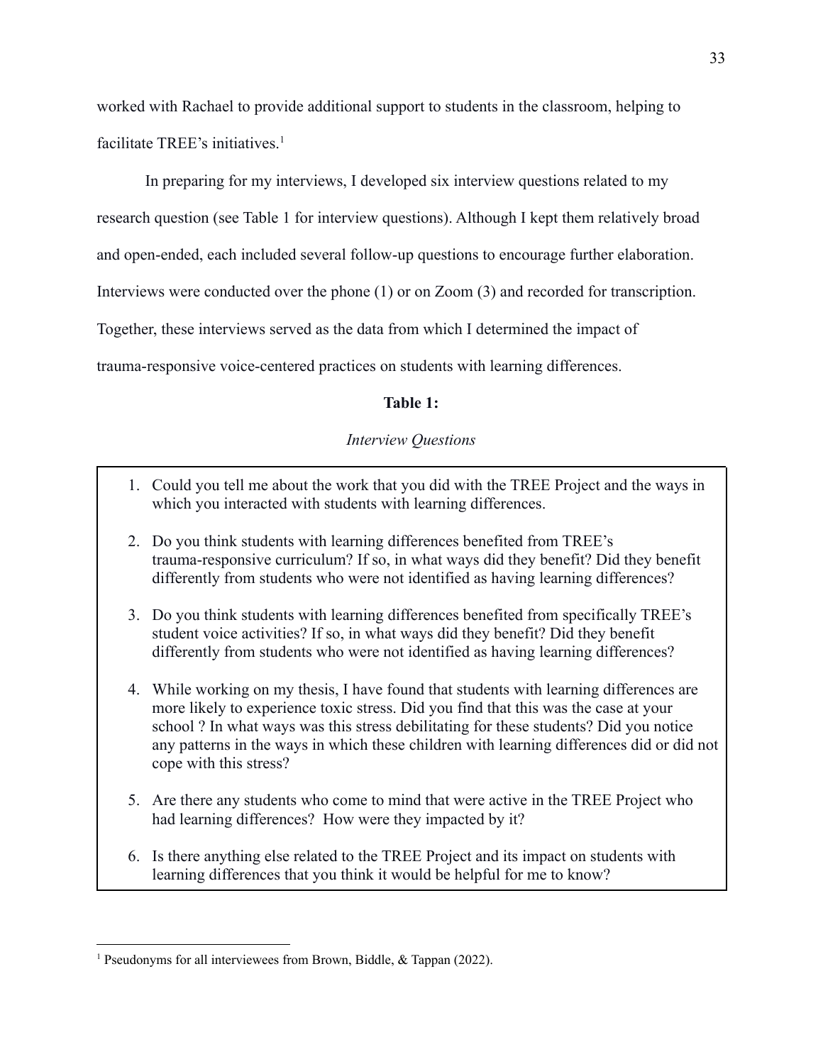worked with Rachael to provide additional support to students in the classroom, helping to facilitate TREE's initiatives.[1]

In preparing for my interviews, I developed six interview questions related to my research question (see Table 1 for interview questions). Although I kept them relatively broad and open-ended, each included several follow-up questions to encourage further elaboration. Interviews were conducted over the phone (1) or on Zoom (3) and recorded for transcription. Together, these interviews served as the data from which I determined the impact of trauma-responsive voice-centered practices on students with learning differences.

**Table 1:**

*Interview Questions*

1. Could you tell me about the work that you did with the TREE Project and the ways in which you interacted with students with learning differences.
2. Do you think students with learning differences benefited from TREE's trauma-responsive curriculum? If so, in what ways did they benefit? Did they benefit differently from students who were not identified as having learning differences?
3. Do you think students with learning differences benefited from specifically TREE's student voice activities? If so, in what ways did they benefit? Did they benefit differently from students who were not identified as having learning differences?
4. While working on my thesis, I have found that students with learning differences are more likely to experience toxic stress. Did you find that this was the case at your school ? In what ways was this stress debilitating for these students? Did you notice any patterns in the ways in which these children with learning differences did or did not cope with this stress?
5. Are there any students who come to mind that were active in the TREE Project who had learning differences? How were they impacted by it?
6. Is there anything else related to the TREE Project and its impact on students with learning differences that you think it would be helpful for me to know?

---

[1] Pseudonyms for all interviewees from Brown, Biddle, & Tappan (2022).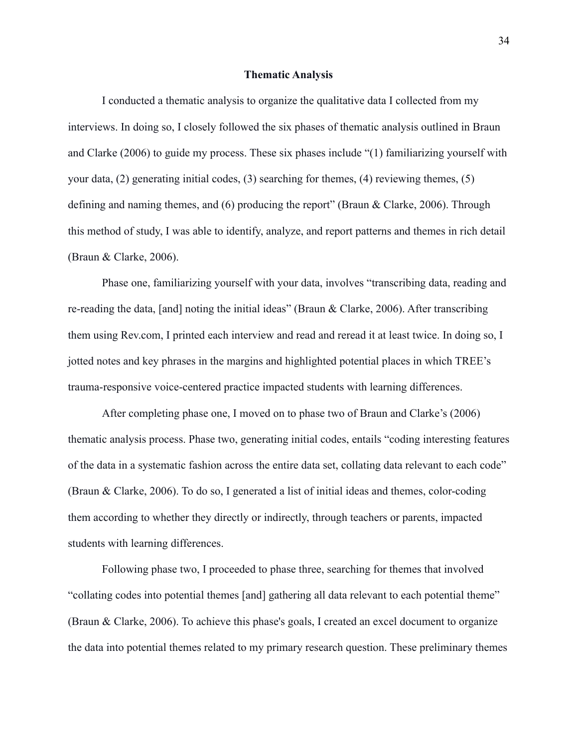## Thematic Analysis

I conducted a thematic analysis to organize the qualitative data I collected from my interviews. In doing so, I closely followed the six phases of thematic analysis outlined in Braun and Clarke (2006) to guide my process. These six phases include "(1) familiarizing yourself with your data, (2) generating initial codes, (3) searching for themes, (4) reviewing themes, (5) defining and naming themes, and (6) producing the report" (Braun & Clarke, 2006). Through this method of study, I was able to identify, analyze, and report patterns and themes in rich detail (Braun & Clarke, 2006).

Phase one, familiarizing yourself with your data, involves "transcribing data, reading and re-reading the data, [and] noting the initial ideas" (Braun & Clarke, 2006). After transcribing them using Rev.com, I printed each interview and read and reread it at least twice. In doing so, I jotted notes and key phrases in the margins and highlighted potential places in which TREE's trauma-responsive voice-centered practice impacted students with learning differences.

After completing phase one, I moved on to phase two of Braun and Clarke's (2006) thematic analysis process. Phase two, generating initial codes, entails "coding interesting features of the data in a systematic fashion across the entire data set, collating data relevant to each code" (Braun & Clarke, 2006). To do so, I generated a list of initial ideas and themes, color-coding them according to whether they directly or indirectly, through teachers or parents, impacted students with learning differences.

Following phase two, I proceeded to phase three, searching for themes that involved "collating codes into potential themes [and] gathering all data relevant to each potential theme" (Braun & Clarke, 2006). To achieve this phase's goals, I created an excel document to organize the data into potential themes related to my primary research question. These preliminary themes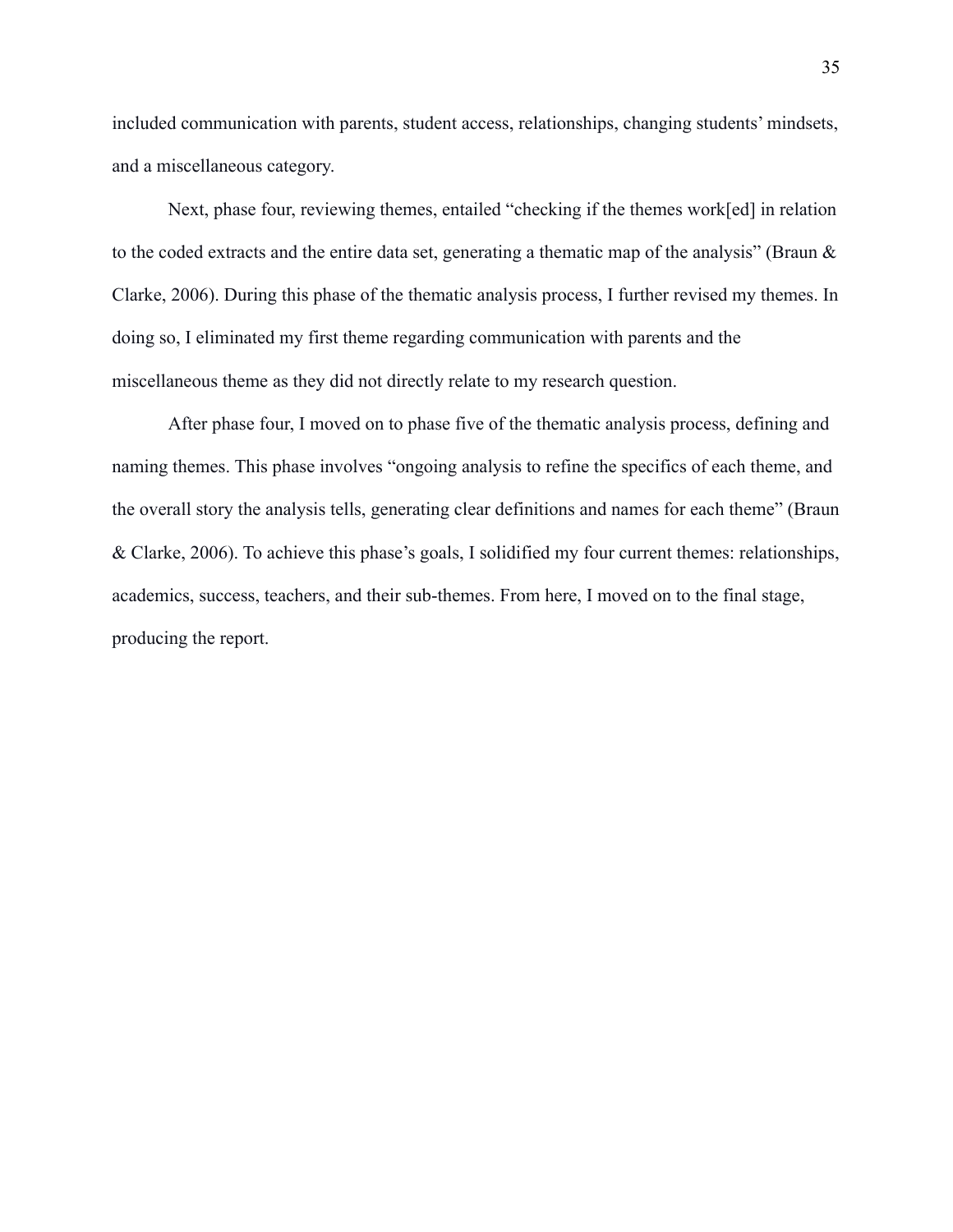included communication with parents, student access, relationships, changing students' mindsets, and a miscellaneous category.

Next, phase four, reviewing themes, entailed "checking if the themes work[ed] in relation to the coded extracts and the entire data set, generating a thematic map of the analysis" (Braun & Clarke, 2006). During this phase of the thematic analysis process, I further revised my themes. In doing so, I eliminated my first theme regarding communication with parents and the miscellaneous theme as they did not directly relate to my research question.

After phase four, I moved on to phase five of the thematic analysis process, defining and naming themes. This phase involves "ongoing analysis to refine the specifics of each theme, and the overall story the analysis tells, generating clear definitions and names for each theme" (Braun & Clarke, 2006). To achieve this phase's goals, I solidified my four current themes: relationships, academics, success, teachers, and their sub-themes. From here, I moved on to the final stage, producing the report.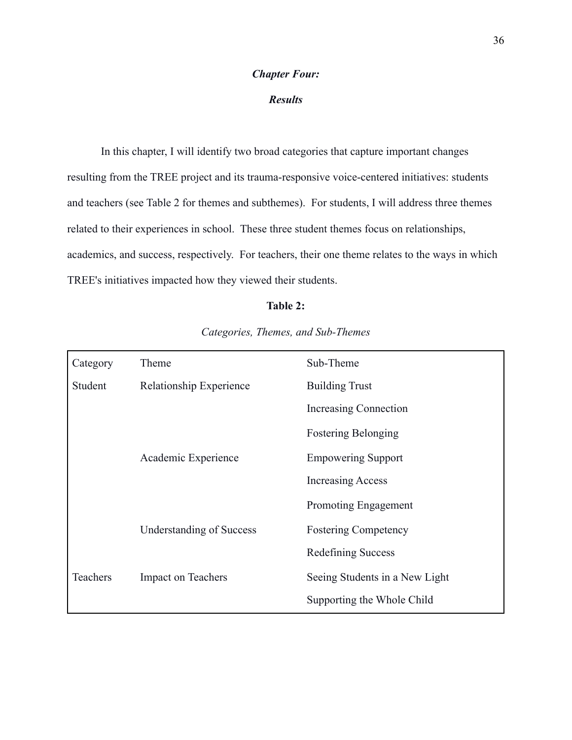# *Chapter Four:*

## *Results*

In this chapter, I will identify two broad categories that capture important changes resulting from the TREE project and its trauma-responsive voice-centered initiatives: students and teachers (see Table 2 for themes and subthemes). For students, I will address three themes related to their experiences in school. These three student themes focus on relationships, academics, and success, respectively. For teachers, their one theme relates to the ways in which TREE's initiatives impacted how they viewed their students.

**Table 2:**

*Categories, Themes, and Sub-Themes*

| Category | Theme | Sub-Theme |
|---|---|---|
| Student | Relationship Experience | Building Trust |
| | | Increasing Connection |
| | | Fostering Belonging |
| | Academic Experience | Empowering Support |
| | | Increasing Access |
| | | Promoting Engagement |
| | Understanding of Success | Fostering Competency |
| | | Redefining Success |
| Teachers | Impact on Teachers | Seeing Students in a New Light |
| | | Supporting the Whole Child |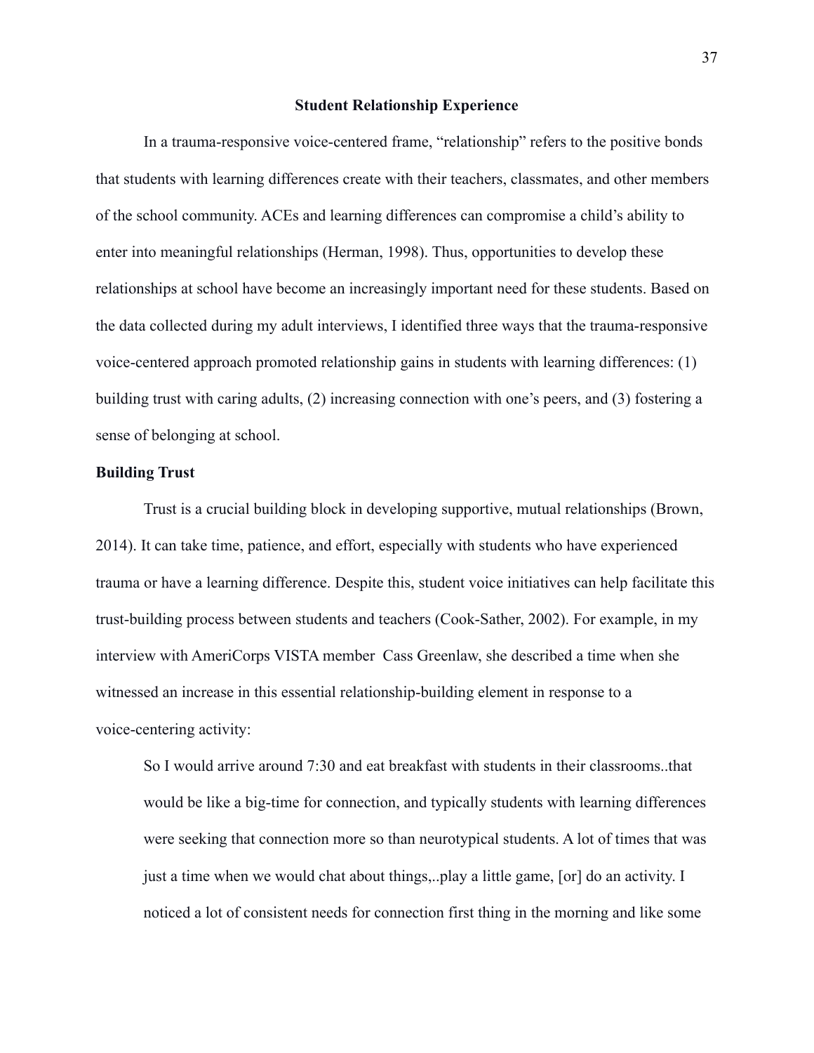## Student Relationship Experience

In a trauma-responsive voice-centered frame, "relationship" refers to the positive bonds that students with learning differences create with their teachers, classmates, and other members of the school community. ACEs and learning differences can compromise a child's ability to enter into meaningful relationships (Herman, 1998). Thus, opportunities to develop these relationships at school have become an increasingly important need for these students. Based on the data collected during my adult interviews, I identified three ways that the trauma-responsive voice-centered approach promoted relationship gains in students with learning differences: (1) building trust with caring adults, (2) increasing connection with one's peers, and (3) fostering a sense of belonging at school.

### Building Trust

Trust is a crucial building block in developing supportive, mutual relationships (Brown, 2014). It can take time, patience, and effort, especially with students who have experienced trauma or have a learning difference. Despite this, student voice initiatives can help facilitate this trust-building process between students and teachers (Cook-Sather, 2002). For example, in my interview with AmeriCorps VISTA member Cass Greenlaw, she described a time when she witnessed an increase in this essential relationship-building element in response to a voice-centering activity:

> So I would arrive around 7:30 and eat breakfast with students in their classrooms..that would be like a big-time for connection, and typically students with learning differences were seeking that connection more so than neurotypical students. A lot of times that was just a time when we would chat about things,..play a little game, [or] do an activity. I noticed a lot of consistent needs for connection first thing in the morning and like some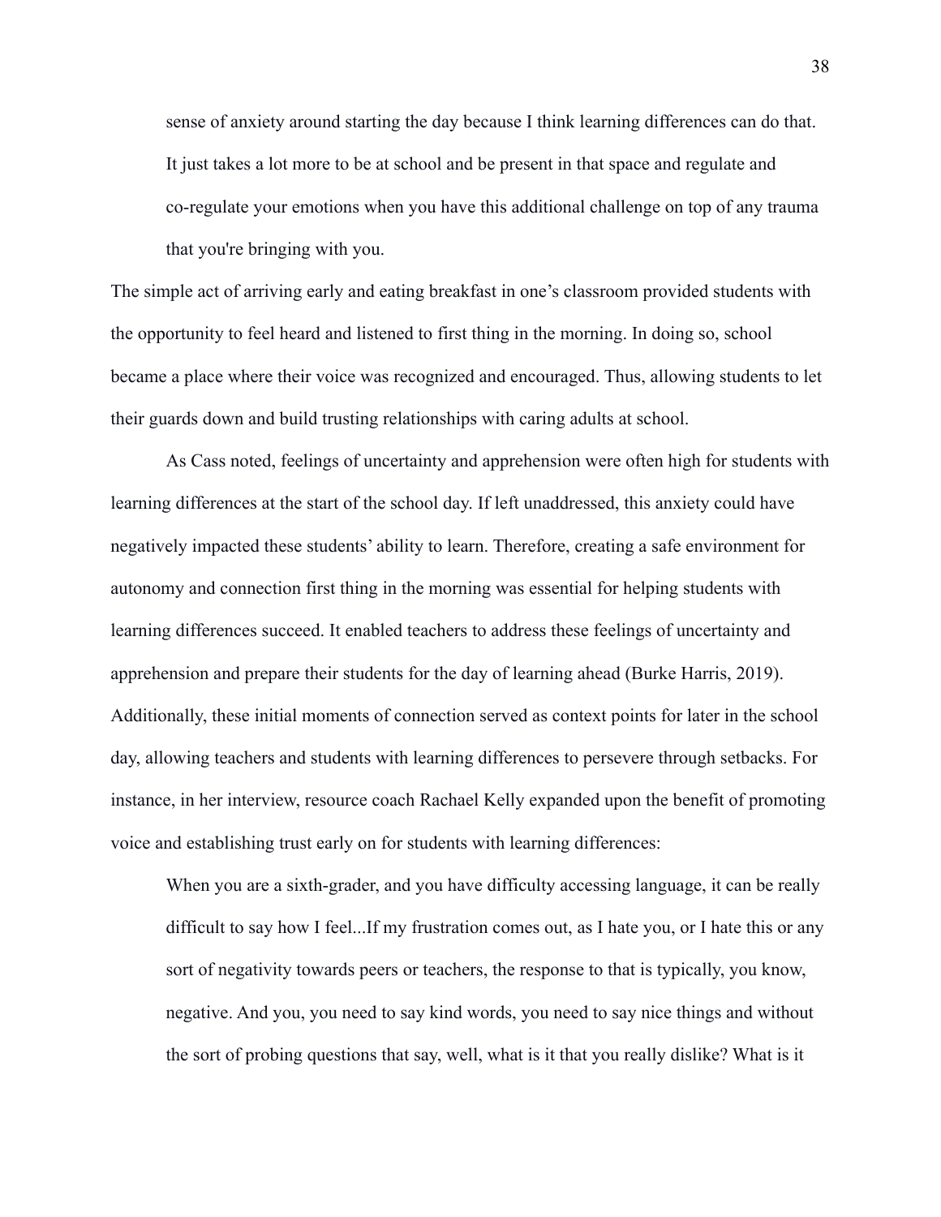> sense of anxiety around starting the day because I think learning differences can do that. It just takes a lot more to be at school and be present in that space and regulate and co-regulate your emotions when you have this additional challenge on top of any trauma that you're bringing with you.

The simple act of arriving early and eating breakfast in one's classroom provided students with the opportunity to feel heard and listened to first thing in the morning. In doing so, school became a place where their voice was recognized and encouraged. Thus, allowing students to let their guards down and build trusting relationships with caring adults at school.

As Cass noted, feelings of uncertainty and apprehension were often high for students with learning differences at the start of the school day. If left unaddressed, this anxiety could have negatively impacted these students' ability to learn. Therefore, creating a safe environment for autonomy and connection first thing in the morning was essential for helping students with learning differences succeed. It enabled teachers to address these feelings of uncertainty and apprehension and prepare their students for the day of learning ahead (Burke Harris, 2019). Additionally, these initial moments of connection served as context points for later in the school day, allowing teachers and students with learning differences to persevere through setbacks. For instance, in her interview, resource coach Rachael Kelly expanded upon the benefit of promoting voice and establishing trust early on for students with learning differences:

> When you are a sixth-grader, and you have difficulty accessing language, it can be really difficult to say how I feel...If my frustration comes out, as I hate you, or I hate this or any sort of negativity towards peers or teachers, the response to that is typically, you know, negative. And you, you need to say kind words, you need to say nice things and without the sort of probing questions that say, well, what is it that you really dislike? What is it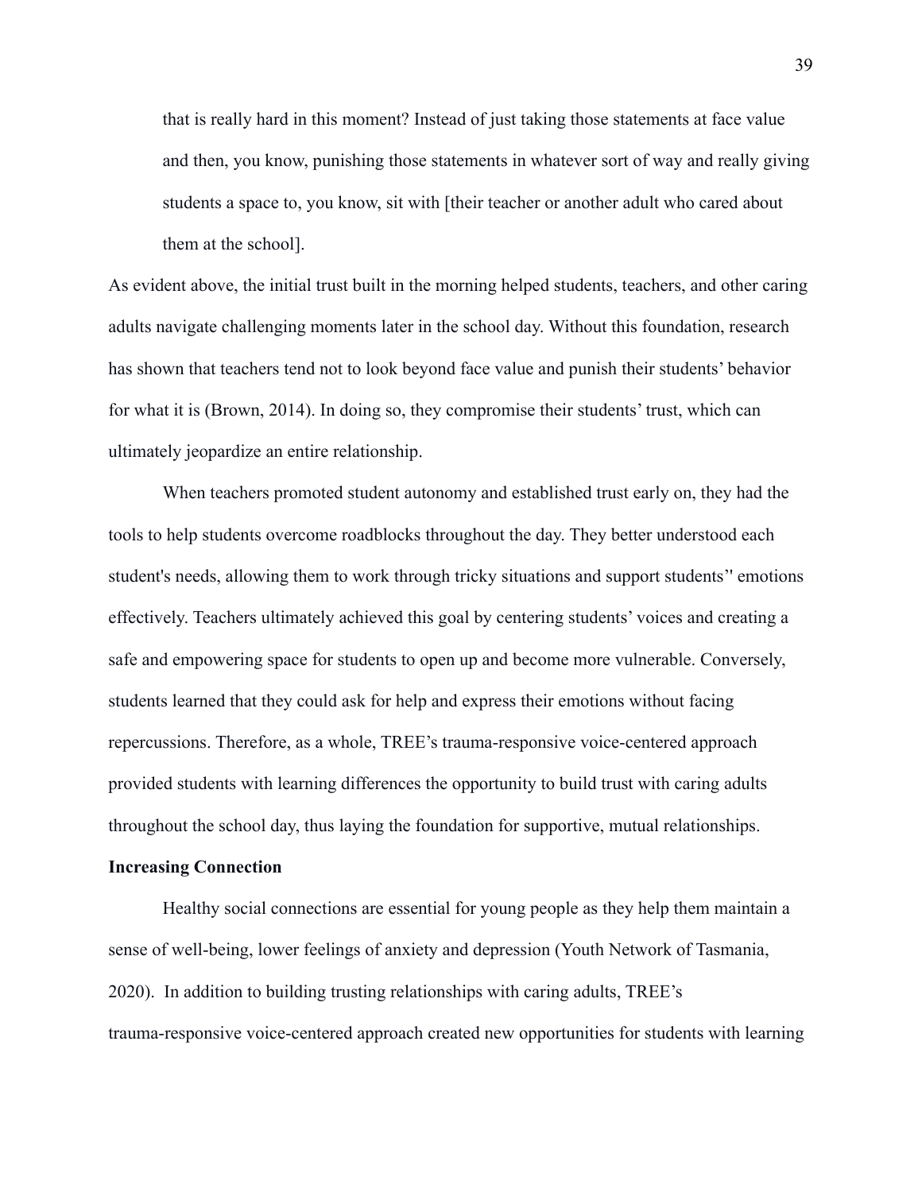> that is really hard in this moment? Instead of just taking those statements at face value and then, you know, punishing those statements in whatever sort of way and really giving students a space to, you know, sit with [their teacher or another adult who cared about them at the school].

As evident above, the initial trust built in the morning helped students, teachers, and other caring adults navigate challenging moments later in the school day. Without this foundation, research has shown that teachers tend not to look beyond face value and punish their students' behavior for what it is (Brown, 2014). In doing so, they compromise their students' trust, which can ultimately jeopardize an entire relationship.

When teachers promoted student autonomy and established trust early on, they had the tools to help students overcome roadblocks throughout the day. They better understood each student's needs, allowing them to work through tricky situations and support students'' emotions effectively. Teachers ultimately achieved this goal by centering students' voices and creating a safe and empowering space for students to open up and become more vulnerable. Conversely, students learned that they could ask for help and express their emotions without facing repercussions. Therefore, as a whole, TREE's trauma-responsive voice-centered approach provided students with learning differences the opportunity to build trust with caring adults throughout the school day, thus laying the foundation for supportive, mutual relationships.

**Increasing Connection**

Healthy social connections are essential for young people as they help them maintain a sense of well-being, lower feelings of anxiety and depression (Youth Network of Tasmania, 2020). In addition to building trusting relationships with caring adults, TREE's trauma-responsive voice-centered approach created new opportunities for students with learning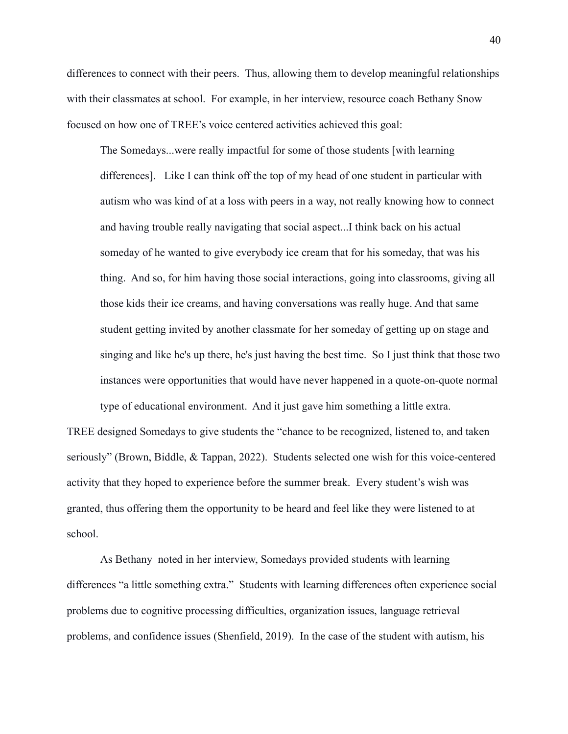differences to connect with their peers. Thus, allowing them to develop meaningful relationships with their classmates at school. For example, in her interview, resource coach Bethany Snow focused on how one of TREE's voice centered activities achieved this goal:

> The Somedays...were really impactful for some of those students [with learning differences]. Like I can think off the top of my head of one student in particular with autism who was kind of at a loss with peers in a way, not really knowing how to connect and having trouble really navigating that social aspect...I think back on his actual someday of he wanted to give everybody ice cream that for his someday, that was his thing. And so, for him having those social interactions, going into classrooms, giving all those kids their ice creams, and having conversations was really huge. And that same student getting invited by another classmate for her someday of getting up on stage and singing and like he's up there, he's just having the best time. So I just think that those two instances were opportunities that would have never happened in a quote-on-quote normal type of educational environment. And it just gave him something a little extra.

TREE designed Somedays to give students the "chance to be recognized, listened to, and taken seriously" (Brown, Biddle, & Tappan, 2022). Students selected one wish for this voice-centered activity that they hoped to experience before the summer break. Every student's wish was granted, thus offering them the opportunity to be heard and feel like they were listened to at school.

As Bethany noted in her interview, Somedays provided students with learning differences "a little something extra." Students with learning differences often experience social problems due to cognitive processing difficulties, organization issues, language retrieval problems, and confidence issues (Shenfield, 2019). In the case of the student with autism, his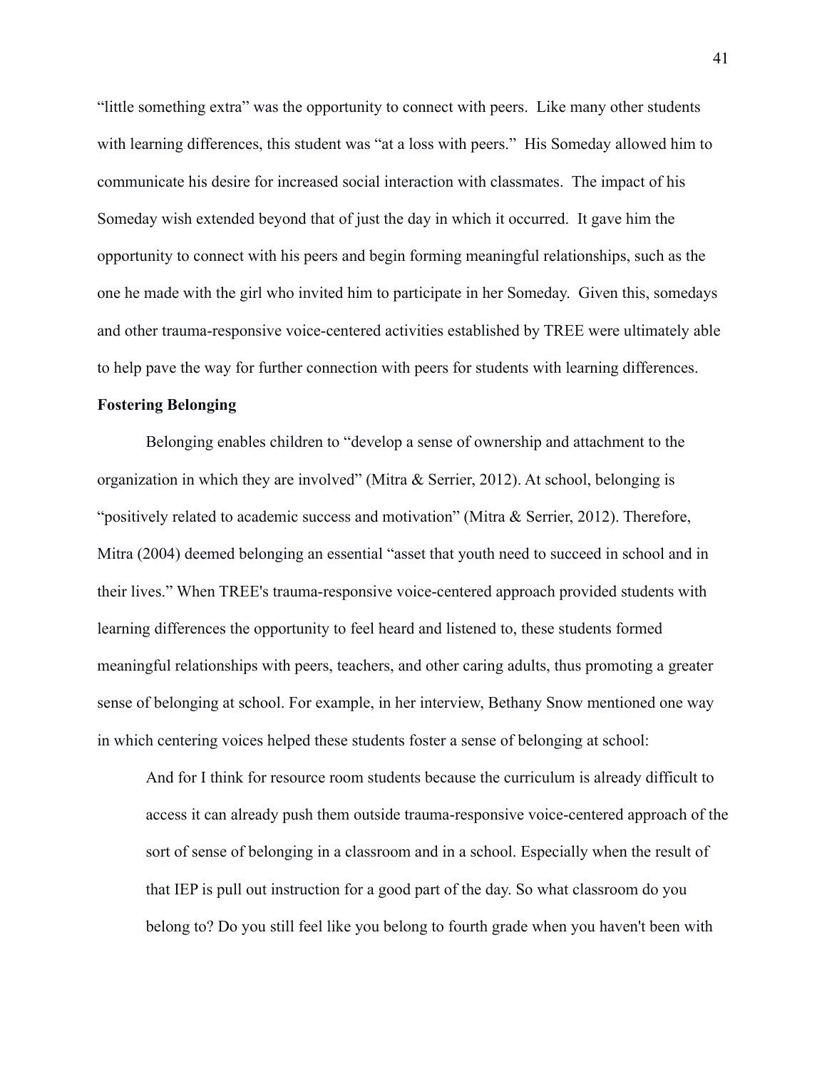"little something extra" was the opportunity to connect with peers. Like many other students with learning differences, this student was "at a loss with peers." His Someday allowed him to communicate his desire for increased social interaction with classmates. The impact of his Someday wish extended beyond that of just the day in which it occurred. It gave him the opportunity to connect with his peers and begin forming meaningful relationships, such as the one he made with the girl who invited him to participate in her Someday. Given this, somedays and other trauma-responsive voice-centered activities established by TREE were ultimately able to help pave the way for further connection with peers for students with learning differences.

**Fostering Belonging**

Belonging enables children to "develop a sense of ownership and attachment to the organization in which they are involved" (Mitra & Serrier, 2012). At school, belonging is "positively related to academic success and motivation" (Mitra & Serrier, 2012). Therefore, Mitra (2004) deemed belonging an essential "asset that youth need to succeed in school and in their lives." When TREE's trauma-responsive voice-centered approach provided students with learning differences the opportunity to feel heard and listened to, these students formed meaningful relationships with peers, teachers, and other caring adults, thus promoting a greater sense of belonging at school. For example, in her interview, Bethany Snow mentioned one way in which centering voices helped these students foster a sense of belonging at school:

> And for I think for resource room students because the curriculum is already difficult to access it can already push them outside trauma-responsive voice-centered approach of the sort of sense of belonging in a classroom and in a school. Especially when the result of that IEP is pull out instruction for a good part of the day. So what classroom do you belong to? Do you still feel like you belong to fourth grade when you haven't been with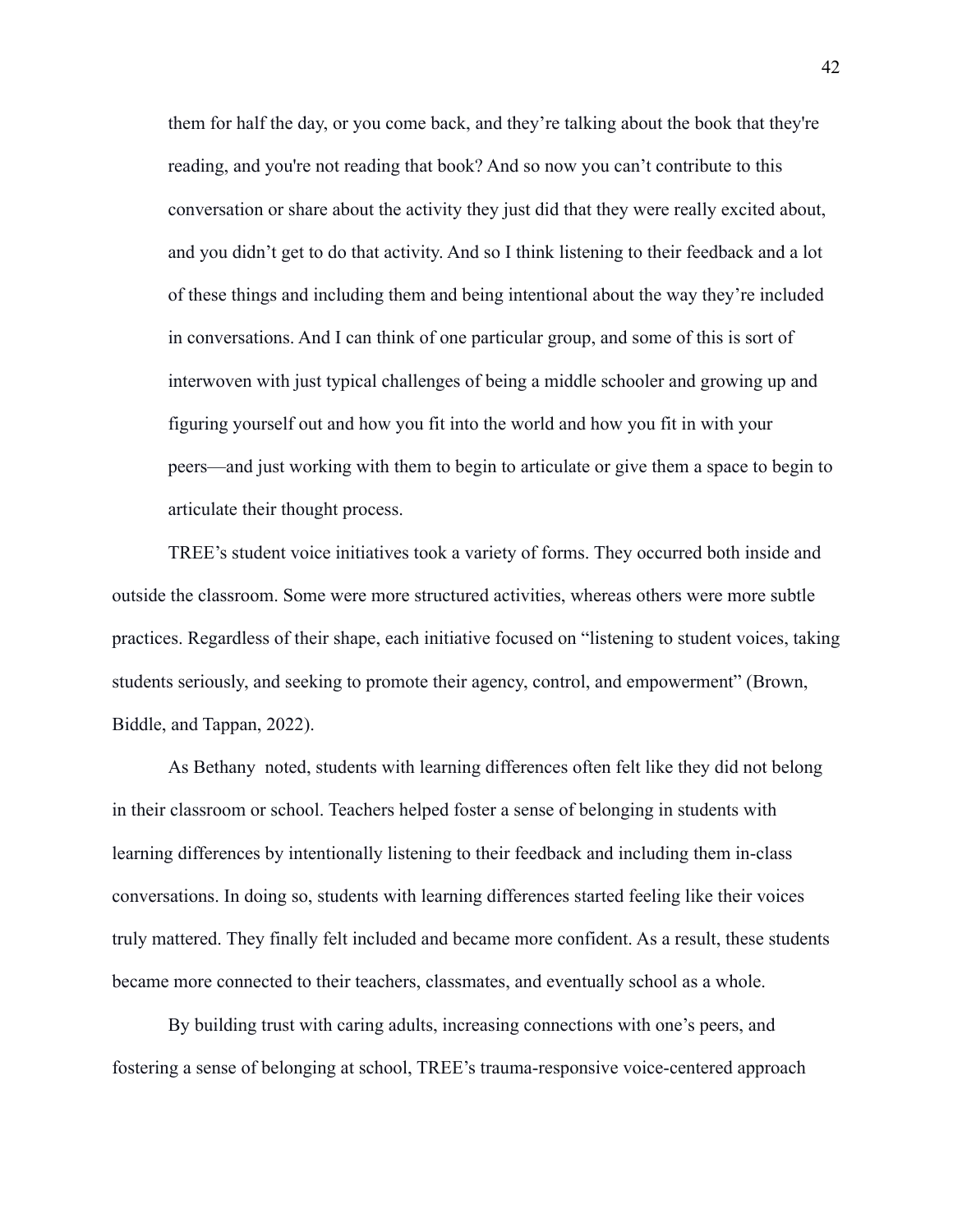> them for half the day, or you come back, and they're talking about the book that they're reading, and you're not reading that book? And so now you can't contribute to this conversation or share about the activity they just did that they were really excited about, and you didn't get to do that activity. And so I think listening to their feedback and a lot of these things and including them and being intentional about the way they're included in conversations. And I can think of one particular group, and some of this is sort of interwoven with just typical challenges of being a middle schooler and growing up and figuring yourself out and how you fit into the world and how you fit in with your peers—and just working with them to begin to articulate or give them a space to begin to articulate their thought process.

TREE's student voice initiatives took a variety of forms. They occurred both inside and outside the classroom. Some were more structured activities, whereas others were more subtle practices. Regardless of their shape, each initiative focused on "listening to student voices, taking students seriously, and seeking to promote their agency, control, and empowerment" (Brown, Biddle, and Tappan, 2022).

As Bethany noted, students with learning differences often felt like they did not belong in their classroom or school. Teachers helped foster a sense of belonging in students with learning differences by intentionally listening to their feedback and including them in-class conversations. In doing so, students with learning differences started feeling like their voices truly mattered. They finally felt included and became more confident. As a result, these students became more connected to their teachers, classmates, and eventually school as a whole.

By building trust with caring adults, increasing connections with one's peers, and fostering a sense of belonging at school, TREE's trauma-responsive voice-centered approach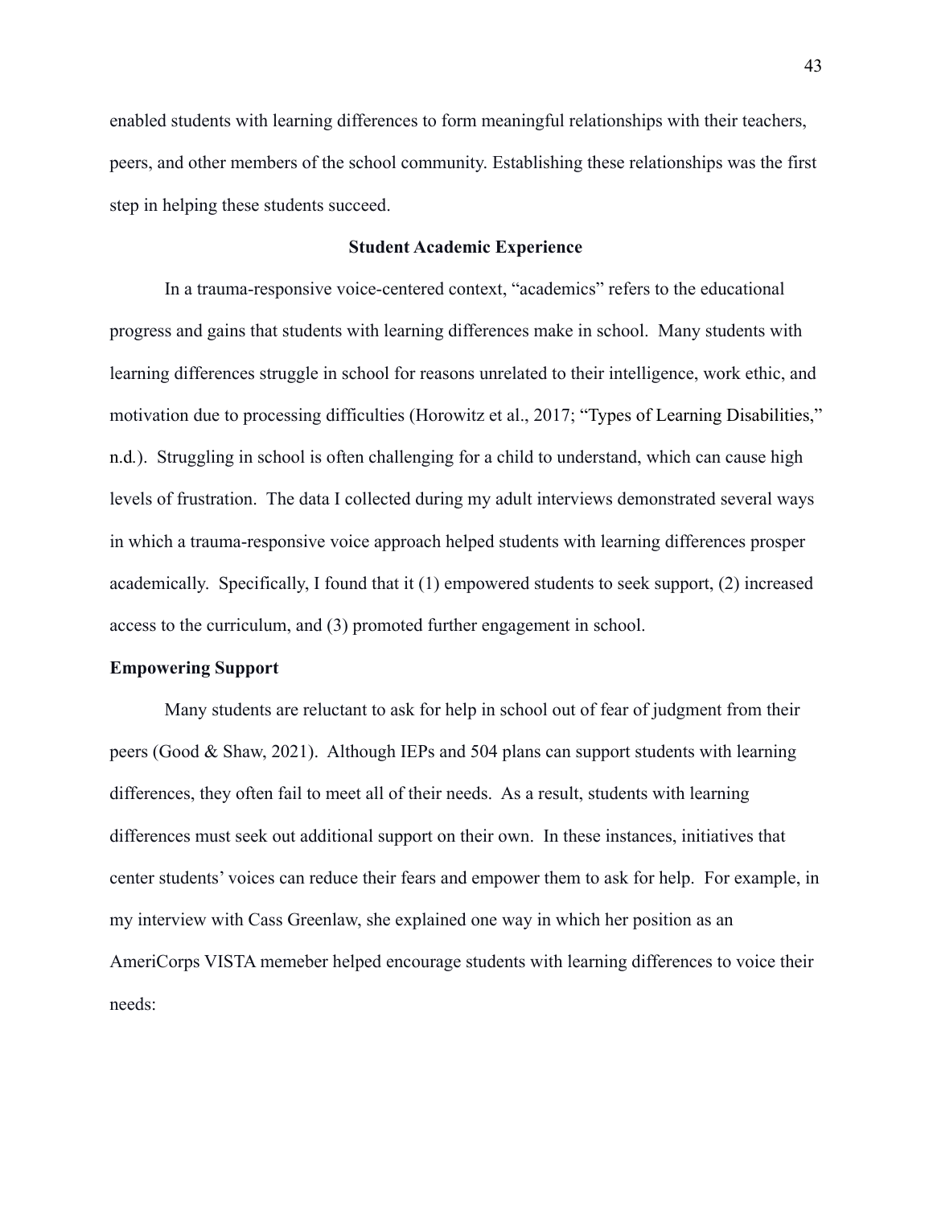enabled students with learning differences to form meaningful relationships with their teachers, peers, and other members of the school community. Establishing these relationships was the first step in helping these students succeed.

## Student Academic Experience

In a trauma-responsive voice-centered context, "academics" refers to the educational progress and gains that students with learning differences make in school. Many students with learning differences struggle in school for reasons unrelated to their intelligence, work ethic, and motivation due to processing difficulties (Horowitz et al., 2017; "Types of Learning Disabilities," n.d.). Struggling in school is often challenging for a child to understand, which can cause high levels of frustration. The data I collected during my adult interviews demonstrated several ways in which a trauma-responsive voice approach helped students with learning differences prosper academically. Specifically, I found that it (1) empowered students to seek support, (2) increased access to the curriculum, and (3) promoted further engagement in school.

### Empowering Support

Many students are reluctant to ask for help in school out of fear of judgment from their peers (Good & Shaw, 2021). Although IEPs and 504 plans can support students with learning differences, they often fail to meet all of their needs. As a result, students with learning differences must seek out additional support on their own. In these instances, initiatives that center students' voices can reduce their fears and empower them to ask for help. For example, in my interview with Cass Greenlaw, she explained one way in which her position as an AmeriCorps VISTA memeber helped encourage students with learning differences to voice their needs: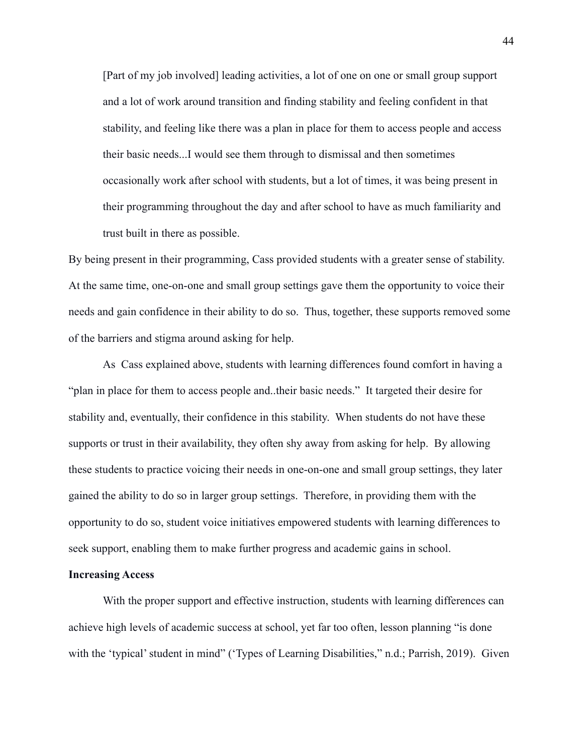> [Part of my job involved] leading activities, a lot of one on one or small group support and a lot of work around transition and finding stability and feeling confident in that stability, and feeling like there was a plan in place for them to access people and access their basic needs...I would see them through to dismissal and then sometimes occasionally work after school with students, but a lot of times, it was being present in their programming throughout the day and after school to have as much familiarity and trust built in there as possible.

By being present in their programming, Cass provided students with a greater sense of stability. At the same time, one-on-one and small group settings gave them the opportunity to voice their needs and gain confidence in their ability to do so. Thus, together, these supports removed some of the barriers and stigma around asking for help.

As Cass explained above, students with learning differences found comfort in having a "plan in place for them to access people and..their basic needs." It targeted their desire for stability and, eventually, their confidence in this stability. When students do not have these supports or trust in their availability, they often shy away from asking for help. By allowing these students to practice voicing their needs in one-on-one and small group settings, they later gained the ability to do so in larger group settings. Therefore, in providing them with the opportunity to do so, student voice initiatives empowered students with learning differences to seek support, enabling them to make further progress and academic gains in school.

**Increasing Access**

With the proper support and effective instruction, students with learning differences can achieve high levels of academic success at school, yet far too often, lesson planning "is done with the 'typical' student in mind" ('Types of Learning Disabilities," n.d.; Parrish, 2019). Given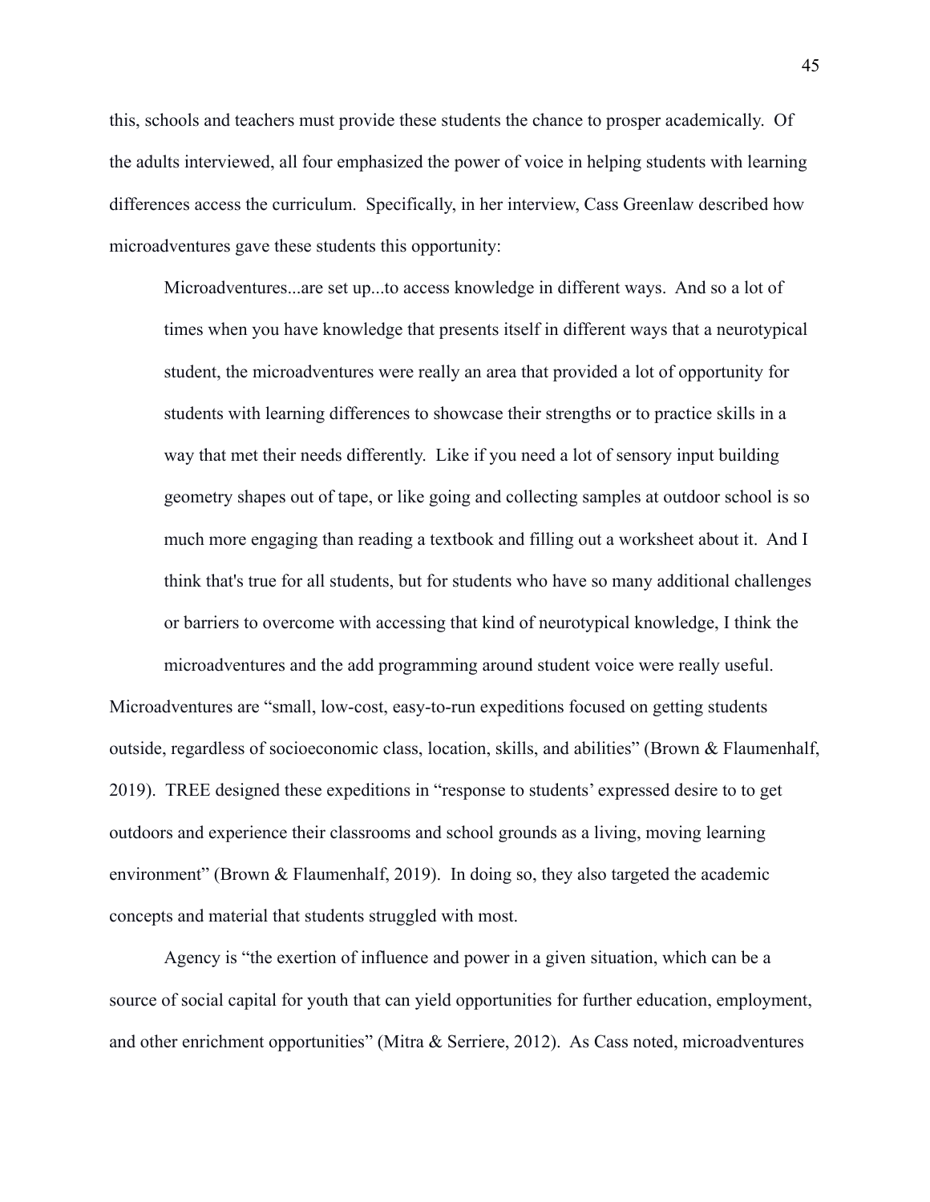this, schools and teachers must provide these students the chance to prosper academically. Of the adults interviewed, all four emphasized the power of voice in helping students with learning differences access the curriculum. Specifically, in her interview, Cass Greenlaw described how microadventures gave these students this opportunity:

> Microadventures...are set up...to access knowledge in different ways. And so a lot of times when you have knowledge that presents itself in different ways that a neurotypical student, the microadventures were really an area that provided a lot of opportunity for students with learning differences to showcase their strengths or to practice skills in a way that met their needs differently. Like if you need a lot of sensory input building geometry shapes out of tape, or like going and collecting samples at outdoor school is so much more engaging than reading a textbook and filling out a worksheet about it. And I think that's true for all students, but for students who have so many additional challenges or barriers to overcome with accessing that kind of neurotypical knowledge, I think the microadventures and the add programming around student voice were really useful.

Microadventures are "small, low-cost, easy-to-run expeditions focused on getting students outside, regardless of socioeconomic class, location, skills, and abilities" (Brown & Flaumenhalf, 2019). TREE designed these expeditions in "response to students' expressed desire to to get outdoors and experience their classrooms and school grounds as a living, moving learning environment" (Brown & Flaumenhalf, 2019). In doing so, they also targeted the academic concepts and material that students struggled with most.

Agency is "the exertion of influence and power in a given situation, which can be a source of social capital for youth that can yield opportunities for further education, employment, and other enrichment opportunities" (Mitra & Serriere, 2012). As Cass noted, microadventures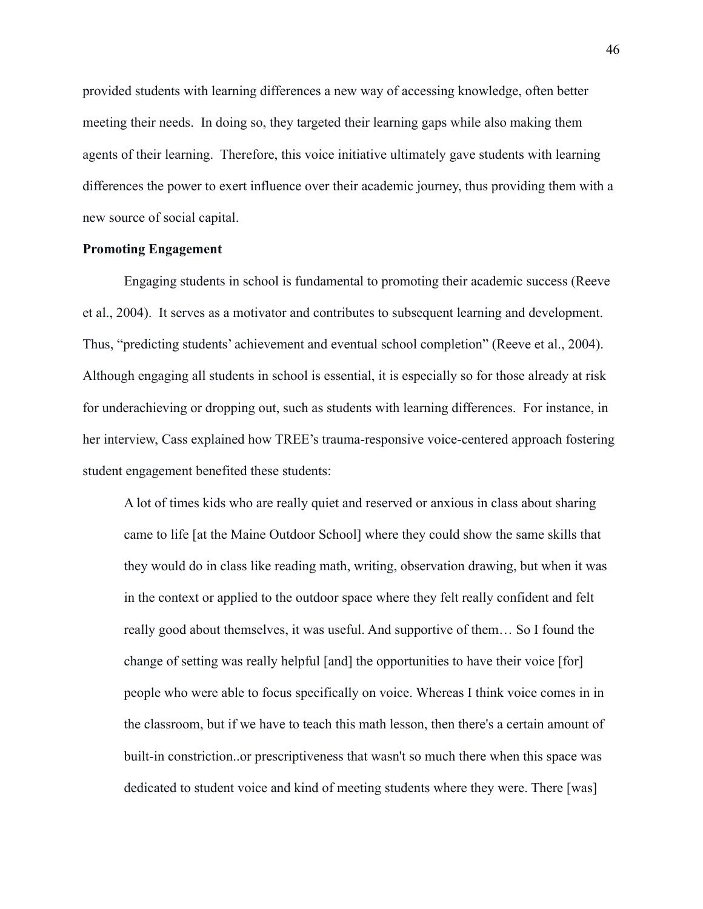provided students with learning differences a new way of accessing knowledge, often better meeting their needs. In doing so, they targeted their learning gaps while also making them agents of their learning. Therefore, this voice initiative ultimately gave students with learning differences the power to exert influence over their academic journey, thus providing them with a new source of social capital.

**Promoting Engagement**

Engaging students in school is fundamental to promoting their academic success (Reeve et al., 2004). It serves as a motivator and contributes to subsequent learning and development. Thus, "predicting students' achievement and eventual school completion" (Reeve et al., 2004). Although engaging all students in school is essential, it is especially so for those already at risk for underachieving or dropping out, such as students with learning differences. For instance, in her interview, Cass explained how TREE's trauma-responsive voice-centered approach fostering student engagement benefited these students:

> A lot of times kids who are really quiet and reserved or anxious in class about sharing came to life [at the Maine Outdoor School] where they could show the same skills that they would do in class like reading math, writing, observation drawing, but when it was in the context or applied to the outdoor space where they felt really confident and felt really good about themselves, it was useful. And supportive of them… So I found the change of setting was really helpful [and] the opportunities to have their voice [for] people who were able to focus specifically on voice. Whereas I think voice comes in in the classroom, but if we have to teach this math lesson, then there's a certain amount of built-in constriction..or prescriptiveness that wasn't so much there when this space was dedicated to student voice and kind of meeting students where they were. There [was]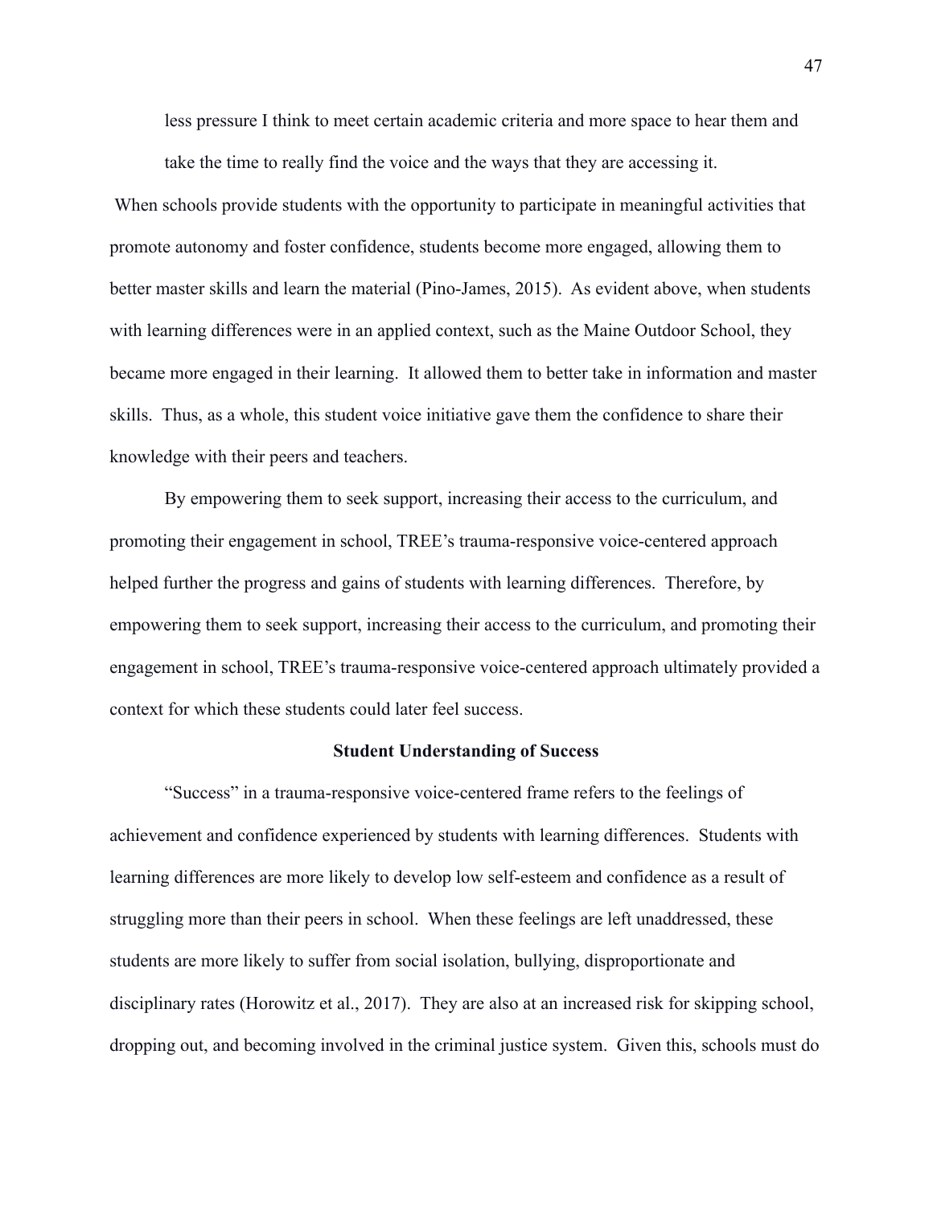> less pressure I think to meet certain academic criteria and more space to hear them and take the time to really find the voice and the ways that they are accessing it.

When schools provide students with the opportunity to participate in meaningful activities that promote autonomy and foster confidence, students become more engaged, allowing them to better master skills and learn the material (Pino-James, 2015). As evident above, when students with learning differences were in an applied context, such as the Maine Outdoor School, they became more engaged in their learning. It allowed them to better take in information and master skills. Thus, as a whole, this student voice initiative gave them the confidence to share their knowledge with their peers and teachers.

By empowering them to seek support, increasing their access to the curriculum, and promoting their engagement in school, TREE's trauma-responsive voice-centered approach helped further the progress and gains of students with learning differences. Therefore, by empowering them to seek support, increasing their access to the curriculum, and promoting their engagement in school, TREE's trauma-responsive voice-centered approach ultimately provided a context for which these students could later feel success.

## Student Understanding of Success

"Success" in a trauma-responsive voice-centered frame refers to the feelings of achievement and confidence experienced by students with learning differences. Students with learning differences are more likely to develop low self-esteem and confidence as a result of struggling more than their peers in school. When these feelings are left unaddressed, these students are more likely to suffer from social isolation, bullying, disproportionate and disciplinary rates (Horowitz et al., 2017). They are also at an increased risk for skipping school, dropping out, and becoming involved in the criminal justice system. Given this, schools must do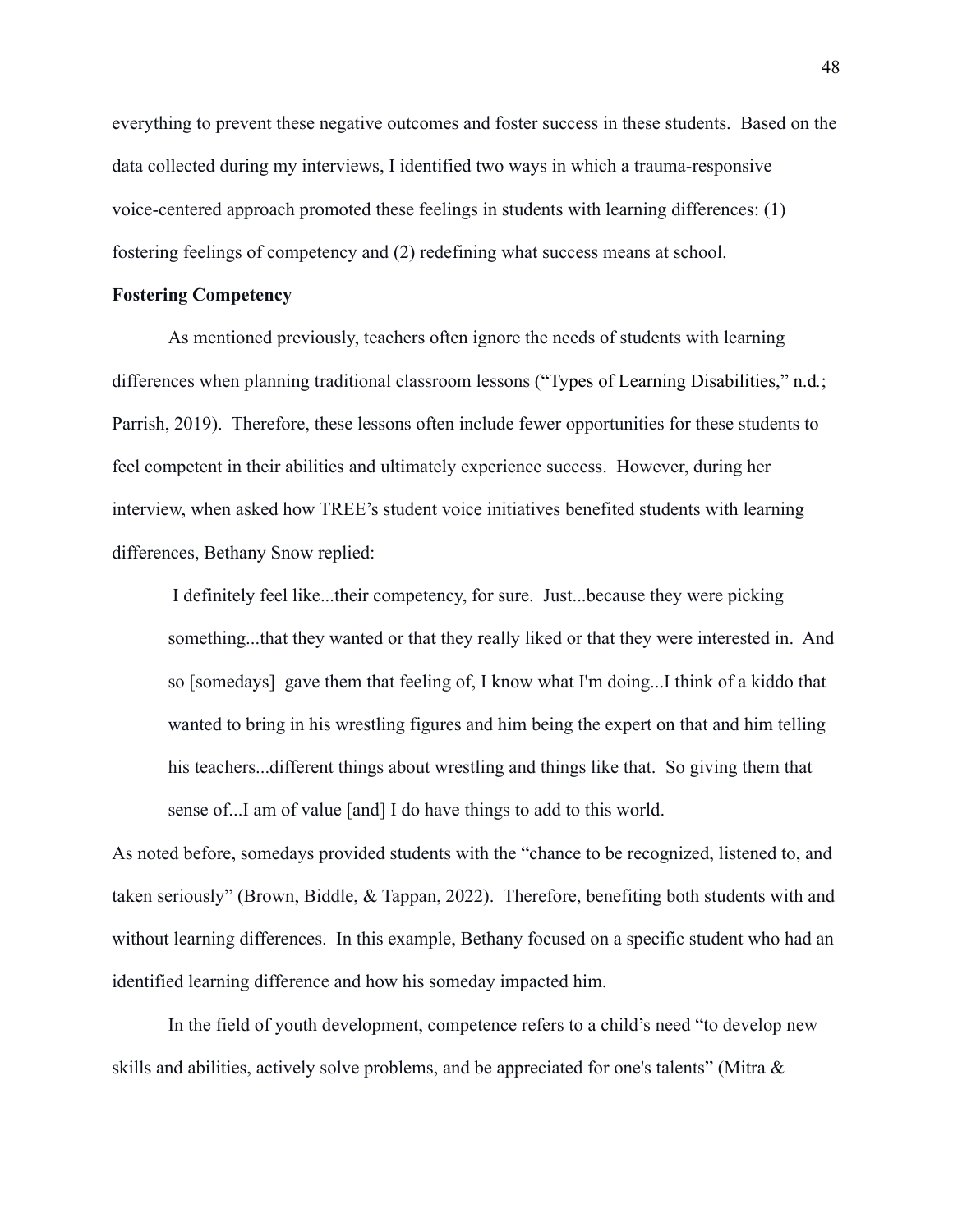everything to prevent these negative outcomes and foster success in these students. Based on the data collected during my interviews, I identified two ways in which a trauma-responsive voice-centered approach promoted these feelings in students with learning differences: (1) fostering feelings of competency and (2) redefining what success means at school.

**Fostering Competency**

As mentioned previously, teachers often ignore the needs of students with learning differences when planning traditional classroom lessons ("Types of Learning Disabilities," n.d.; Parrish, 2019). Therefore, these lessons often include fewer opportunities for these students to feel competent in their abilities and ultimately experience success. However, during her interview, when asked how TREE's student voice initiatives benefited students with learning differences, Bethany Snow replied:

> I definitely feel like...their competency, for sure. Just...because they were picking something...that they wanted or that they really liked or that they were interested in. And so [somedays] gave them that feeling of, I know what I'm doing...I think of a kiddo that wanted to bring in his wrestling figures and him being the expert on that and him telling his teachers...different things about wrestling and things like that. So giving them that sense of...I am of value [and] I do have things to add to this world.

As noted before, somedays provided students with the "chance to be recognized, listened to, and taken seriously" (Brown, Biddle, & Tappan, 2022). Therefore, benefiting both students with and without learning differences. In this example, Bethany focused on a specific student who had an identified learning difference and how his someday impacted him.

In the field of youth development, competence refers to a child's need "to develop new skills and abilities, actively solve problems, and be appreciated for one's talents" (Mitra &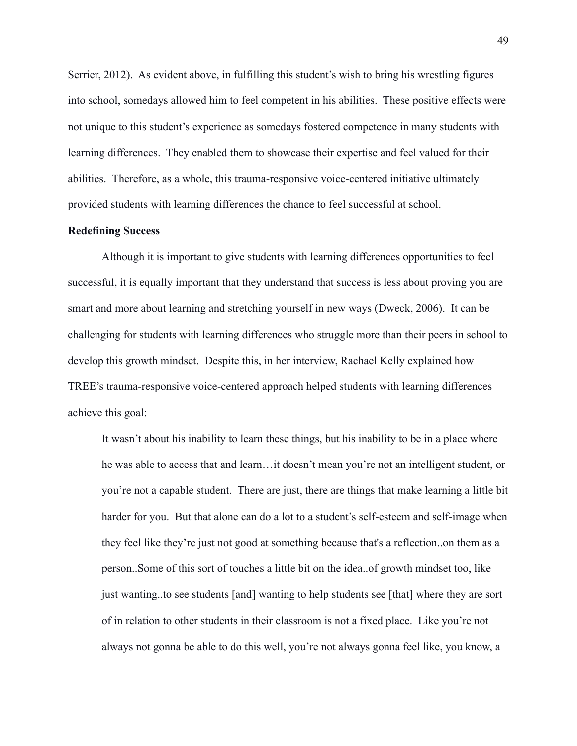Serrier, 2012). As evident above, in fulfilling this student's wish to bring his wrestling figures into school, somedays allowed him to feel competent in his abilities. These positive effects were not unique to this student's experience as somedays fostered competence in many students with learning differences. They enabled them to showcase their expertise and feel valued for their abilities. Therefore, as a whole, this trauma-responsive voice-centered initiative ultimately provided students with learning differences the chance to feel successful at school.

**Redefining Success**

Although it is important to give students with learning differences opportunities to feel successful, it is equally important that they understand that success is less about proving you are smart and more about learning and stretching yourself in new ways (Dweck, 2006). It can be challenging for students with learning differences who struggle more than their peers in school to develop this growth mindset. Despite this, in her interview, Rachael Kelly explained how TREE's trauma-responsive voice-centered approach helped students with learning differences achieve this goal:

> It wasn't about his inability to learn these things, but his inability to be in a place where he was able to access that and learn…it doesn't mean you're not an intelligent student, or you're not a capable student. There are just, there are things that make learning a little bit harder for you. But that alone can do a lot to a student's self-esteem and self-image when they feel like they're just not good at something because that's a reflection..on them as a person..Some of this sort of touches a little bit on the idea..of growth mindset too, like just wanting..to see students [and] wanting to help students see [that] where they are sort of in relation to other students in their classroom is not a fixed place. Like you're not always not gonna be able to do this well, you're not always gonna feel like, you know, a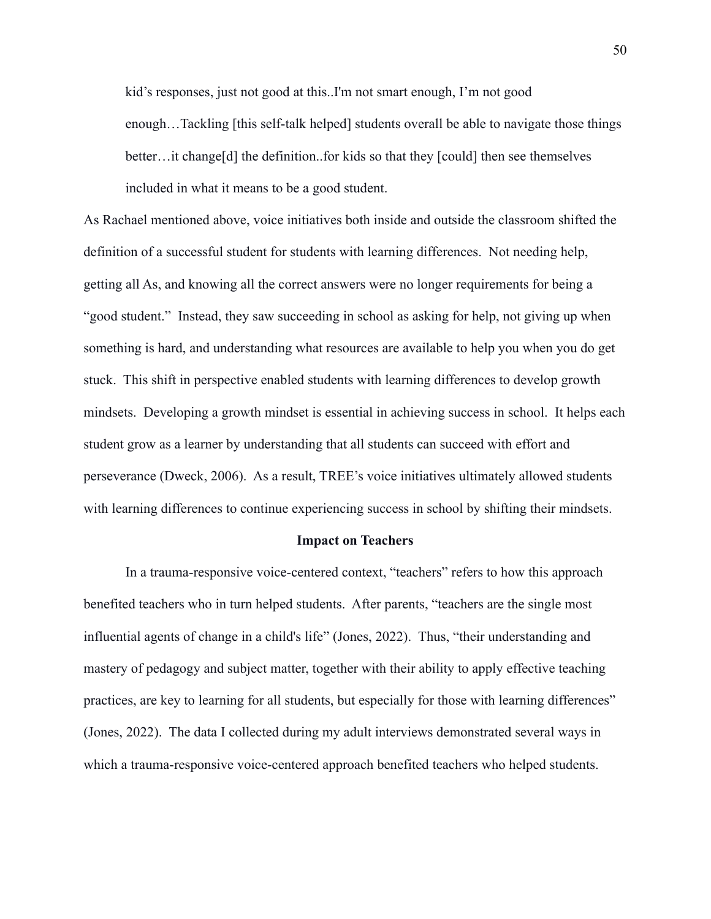> kid's responses, just not good at this..I'm not smart enough, I'm not good enough…Tackling [this self-talk helped] students overall be able to navigate those things better…it change[d] the definition..for kids so that they [could] then see themselves included in what it means to be a good student.

As Rachael mentioned above, voice initiatives both inside and outside the classroom shifted the definition of a successful student for students with learning differences. Not needing help, getting all As, and knowing all the correct answers were no longer requirements for being a "good student." Instead, they saw succeeding in school as asking for help, not giving up when something is hard, and understanding what resources are available to help you when you do get stuck. This shift in perspective enabled students with learning differences to develop growth mindsets. Developing a growth mindset is essential in achieving success in school. It helps each student grow as a learner by understanding that all students can succeed with effort and perseverance (Dweck, 2006). As a result, TREE's voice initiatives ultimately allowed students with learning differences to continue experiencing success in school by shifting their mindsets.

## Impact on Teachers

In a trauma-responsive voice-centered context, "teachers" refers to how this approach benefited teachers who in turn helped students. After parents, "teachers are the single most influential agents of change in a child's life" (Jones, 2022). Thus, "their understanding and mastery of pedagogy and subject matter, together with their ability to apply effective teaching practices, are key to learning for all students, but especially for those with learning differences" (Jones, 2022). The data I collected during my adult interviews demonstrated several ways in which a trauma-responsive voice-centered approach benefited teachers who helped students.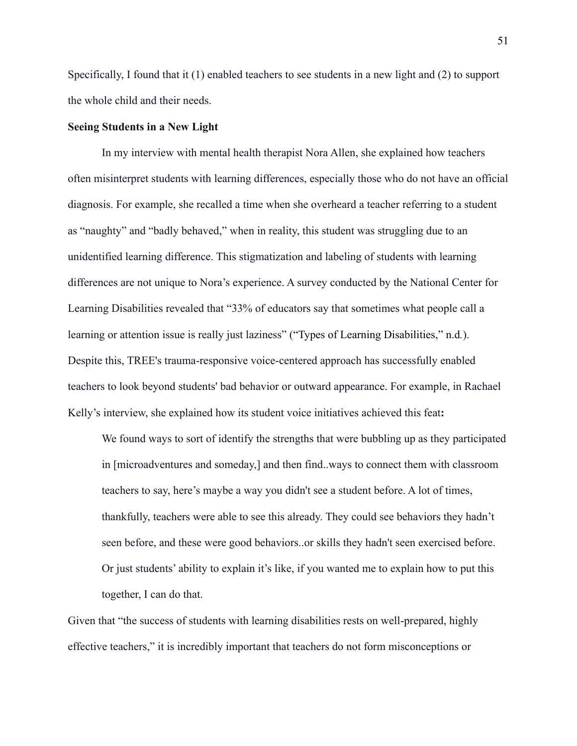Specifically, I found that it (1) enabled teachers to see students in a new light and (2) to support the whole child and their needs.

**Seeing Students in a New Light**

In my interview with mental health therapist Nora Allen, she explained how teachers often misinterpret students with learning differences, especially those who do not have an official diagnosis. For example, she recalled a time when she overheard a teacher referring to a student as "naughty" and "badly behaved," when in reality, this student was struggling due to an unidentified learning difference. This stigmatization and labeling of students with learning differences are not unique to Nora's experience. A survey conducted by the National Center for Learning Disabilities revealed that "33% of educators say that sometimes what people call a learning or attention issue is really just laziness" ("Types of Learning Disabilities," n.d.). Despite this, TREE's trauma-responsive voice-centered approach has successfully enabled teachers to look beyond students' bad behavior or outward appearance. For example, in Rachael Kelly's interview, she explained how its student voice initiatives achieved this feat**:**

> We found ways to sort of identify the strengths that were bubbling up as they participated in [microadventures and someday,] and then find..ways to connect them with classroom teachers to say, here's maybe a way you didn't see a student before. A lot of times, thankfully, teachers were able to see this already. They could see behaviors they hadn't seen before, and these were good behaviors..or skills they hadn't seen exercised before. Or just students' ability to explain it's like, if you wanted me to explain how to put this together, I can do that.

Given that "the success of students with learning disabilities rests on well-prepared, highly effective teachers," it is incredibly important that teachers do not form misconceptions or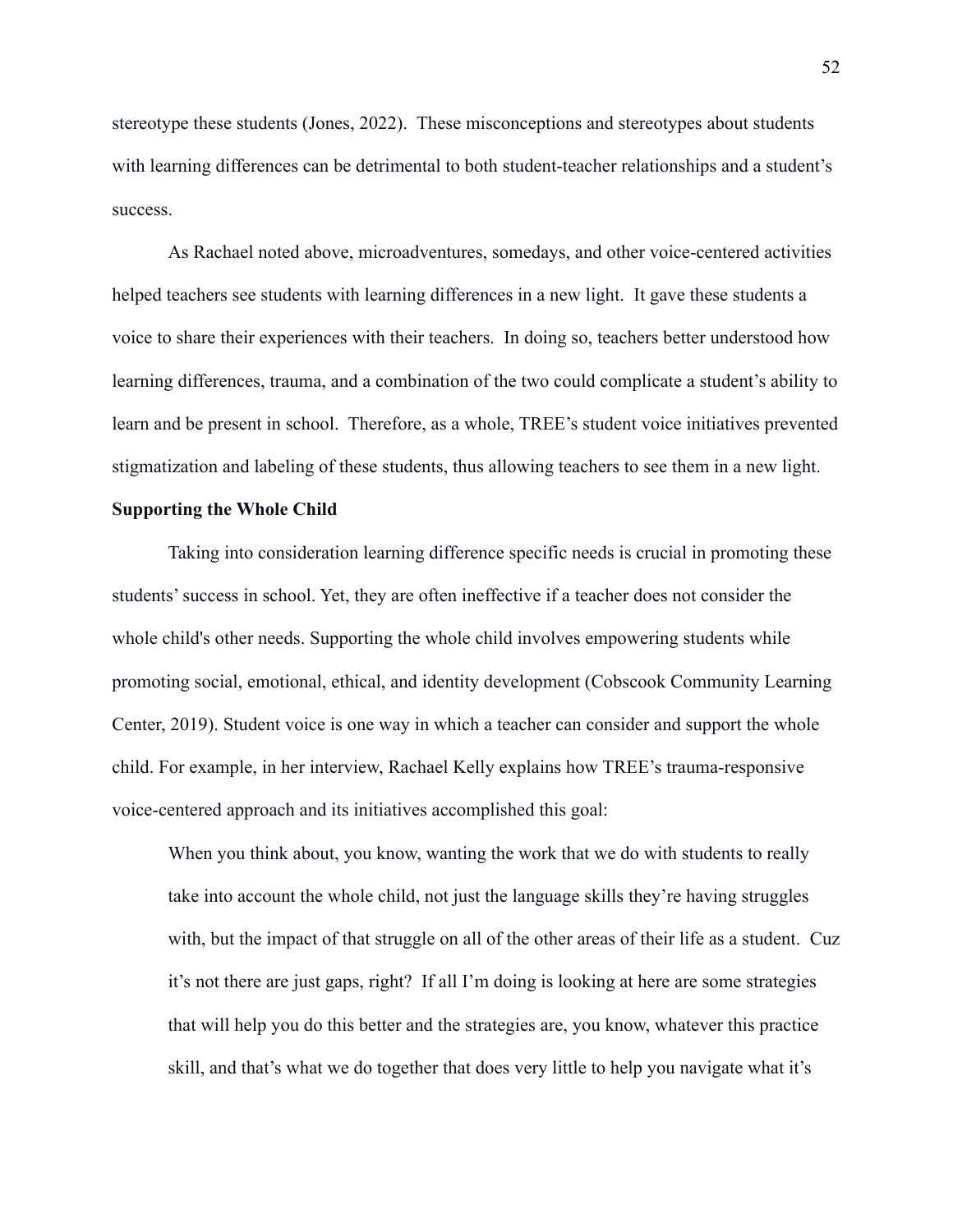stereotype these students (Jones, 2022). These misconceptions and stereotypes about students with learning differences can be detrimental to both student-teacher relationships and a student's success.

As Rachael noted above, microadventures, somedays, and other voice-centered activities helped teachers see students with learning differences in a new light. It gave these students a voice to share their experiences with their teachers. In doing so, teachers better understood how learning differences, trauma, and a combination of the two could complicate a student's ability to learn and be present in school. Therefore, as a whole, TREE's student voice initiatives prevented stigmatization and labeling of these students, thus allowing teachers to see them in a new light.

**Supporting the Whole Child**

Taking into consideration learning difference specific needs is crucial in promoting these students' success in school. Yet, they are often ineffective if a teacher does not consider the whole child's other needs. Supporting the whole child involves empowering students while promoting social, emotional, ethical, and identity development (Cobscook Community Learning Center, 2019). Student voice is one way in which a teacher can consider and support the whole child. For example, in her interview, Rachael Kelly explains how TREE's trauma-responsive voice-centered approach and its initiatives accomplished this goal:

> When you think about, you know, wanting the work that we do with students to really take into account the whole child, not just the language skills they're having struggles with, but the impact of that struggle on all of the other areas of their life as a student. Cuz it's not there are just gaps, right? If all I'm doing is looking at here are some strategies that will help you do this better and the strategies are, you know, whatever this practice skill, and that's what we do together that does very little to help you navigate what it's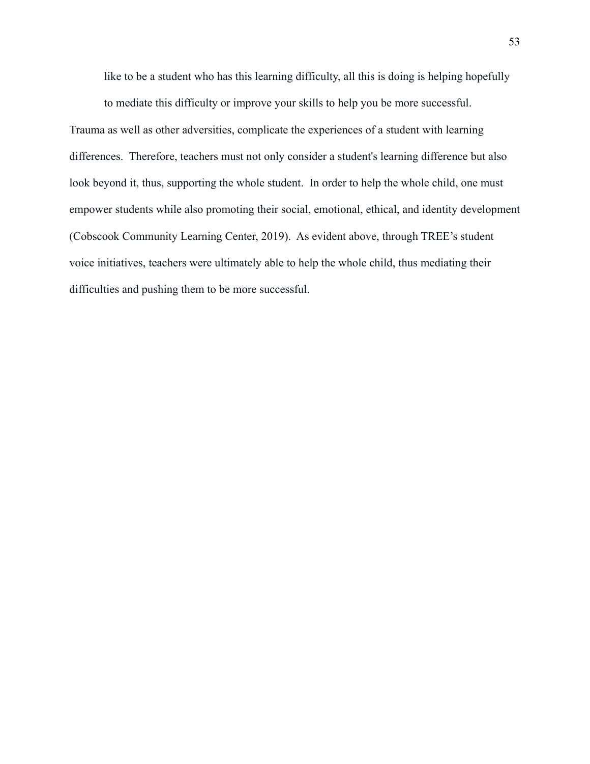> like to be a student who has this learning difficulty, all this is doing is helping hopefully to mediate this difficulty or improve your skills to help you be more successful.

Trauma as well as other adversities, complicate the experiences of a student with learning differences. Therefore, teachers must not only consider a student's learning difference but also look beyond it, thus, supporting the whole student. In order to help the whole child, one must empower students while also promoting their social, emotional, ethical, and identity development (Cobscook Community Learning Center, 2019). As evident above, through TREE's student voice initiatives, teachers were ultimately able to help the whole child, thus mediating their difficulties and pushing them to be more successful.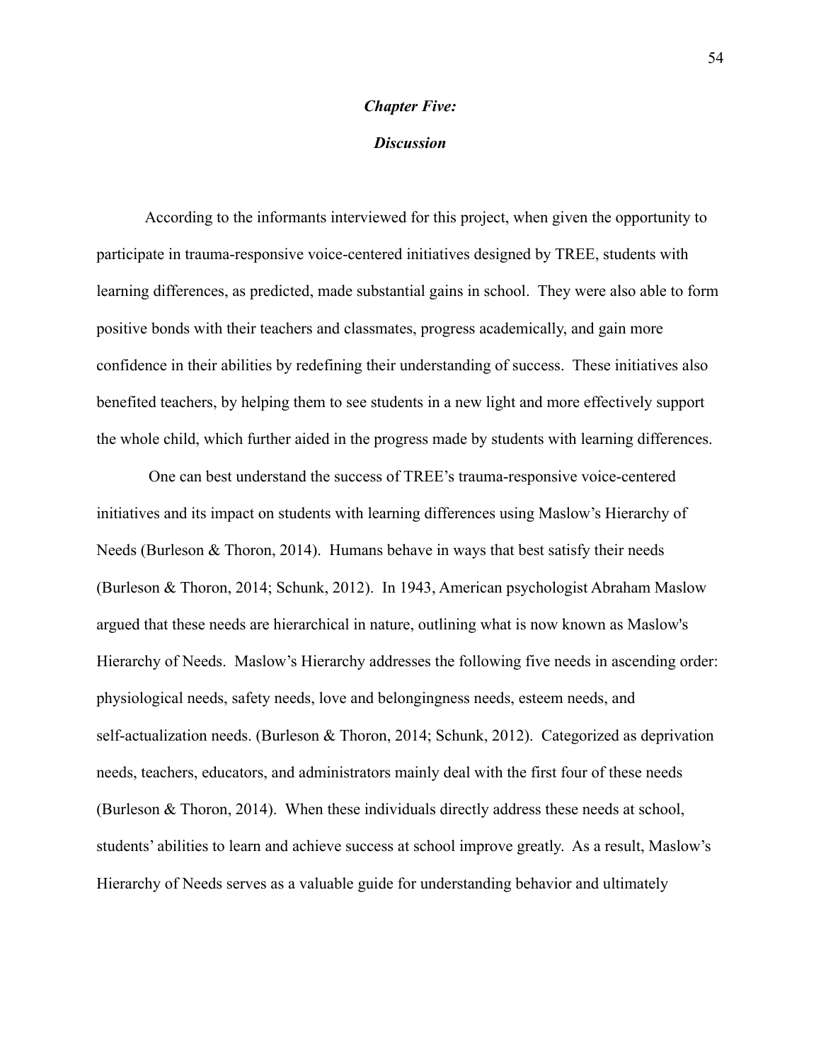# *Chapter Five:*

# *Discussion*

According to the informants interviewed for this project, when given the opportunity to participate in trauma-responsive voice-centered initiatives designed by TREE, students with learning differences, as predicted, made substantial gains in school. They were also able to form positive bonds with their teachers and classmates, progress academically, and gain more confidence in their abilities by redefining their understanding of success. These initiatives also benefited teachers, by helping them to see students in a new light and more effectively support the whole child, which further aided in the progress made by students with learning differences.

One can best understand the success of TREE's trauma-responsive voice-centered initiatives and its impact on students with learning differences using Maslow's Hierarchy of Needs (Burleson & Thoron, 2014). Humans behave in ways that best satisfy their needs (Burleson & Thoron, 2014; Schunk, 2012). In 1943, American psychologist Abraham Maslow argued that these needs are hierarchical in nature, outlining what is now known as Maslow's Hierarchy of Needs. Maslow's Hierarchy addresses the following five needs in ascending order: physiological needs, safety needs, love and belongingness needs, esteem needs, and self-actualization needs. (Burleson & Thoron, 2014; Schunk, 2012). Categorized as deprivation needs, teachers, educators, and administrators mainly deal with the first four of these needs (Burleson & Thoron, 2014). When these individuals directly address these needs at school, students' abilities to learn and achieve success at school improve greatly. As a result, Maslow's Hierarchy of Needs serves as a valuable guide for understanding behavior and ultimately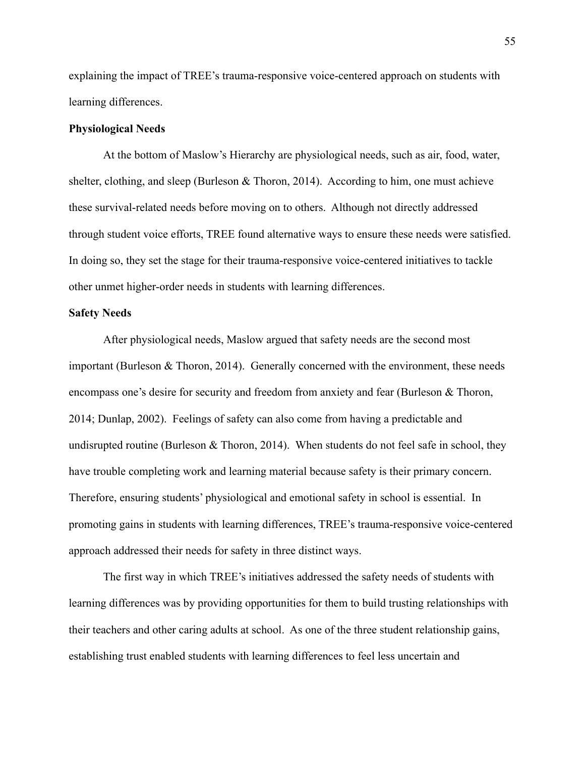explaining the impact of TREE's trauma-responsive voice-centered approach on students with learning differences.

**Physiological Needs**

At the bottom of Maslow's Hierarchy are physiological needs, such as air, food, water, shelter, clothing, and sleep (Burleson & Thoron, 2014). According to him, one must achieve these survival-related needs before moving on to others. Although not directly addressed through student voice efforts, TREE found alternative ways to ensure these needs were satisfied. In doing so, they set the stage for their trauma-responsive voice-centered initiatives to tackle other unmet higher-order needs in students with learning differences.

**Safety Needs**

After physiological needs, Maslow argued that safety needs are the second most important (Burleson & Thoron, 2014). Generally concerned with the environment, these needs encompass one's desire for security and freedom from anxiety and fear (Burleson & Thoron, 2014; Dunlap, 2002). Feelings of safety can also come from having a predictable and undisrupted routine (Burleson & Thoron, 2014). When students do not feel safe in school, they have trouble completing work and learning material because safety is their primary concern. Therefore, ensuring students' physiological and emotional safety in school is essential. In promoting gains in students with learning differences, TREE's trauma-responsive voice-centered approach addressed their needs for safety in three distinct ways.

The first way in which TREE's initiatives addressed the safety needs of students with learning differences was by providing opportunities for them to build trusting relationships with their teachers and other caring adults at school. As one of the three student relationship gains, establishing trust enabled students with learning differences to feel less uncertain and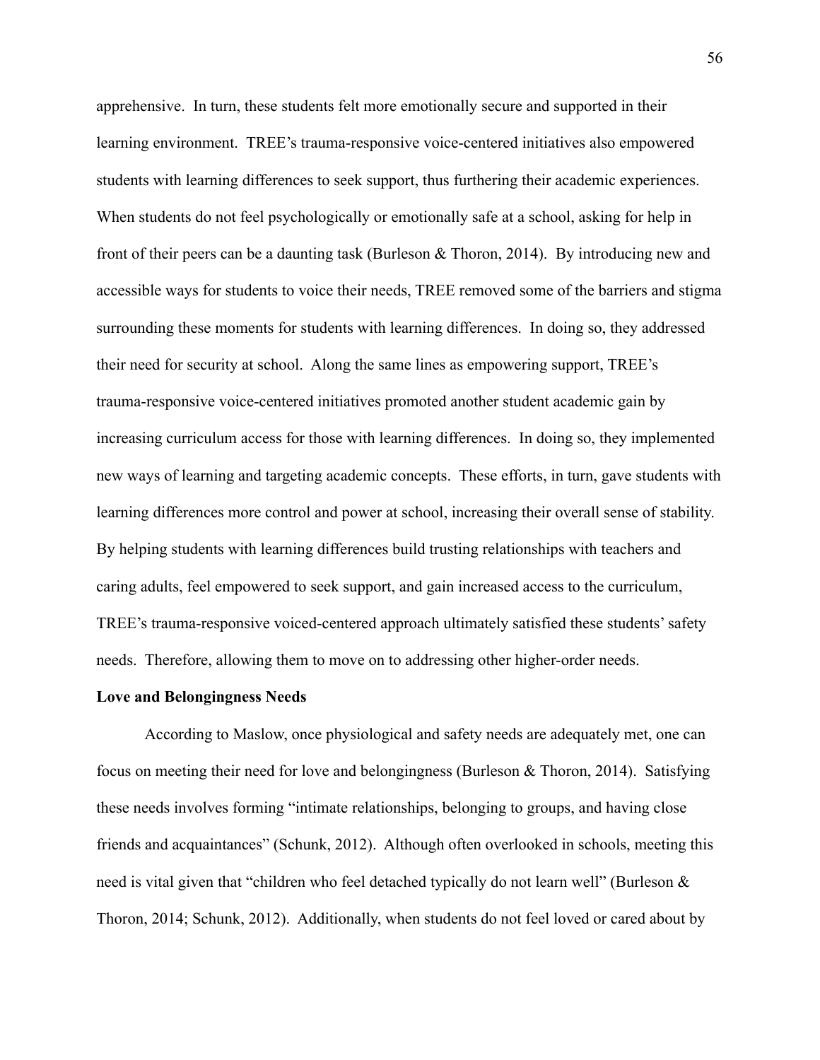apprehensive. In turn, these students felt more emotionally secure and supported in their learning environment. TREE's trauma-responsive voice-centered initiatives also empowered students with learning differences to seek support, thus furthering their academic experiences. When students do not feel psychologically or emotionally safe at a school, asking for help in front of their peers can be a daunting task (Burleson & Thoron, 2014). By introducing new and accessible ways for students to voice their needs, TREE removed some of the barriers and stigma surrounding these moments for students with learning differences. In doing so, they addressed their need for security at school. Along the same lines as empowering support, TREE's trauma-responsive voice-centered initiatives promoted another student academic gain by increasing curriculum access for those with learning differences. In doing so, they implemented new ways of learning and targeting academic concepts. These efforts, in turn, gave students with learning differences more control and power at school, increasing their overall sense of stability. By helping students with learning differences build trusting relationships with teachers and caring adults, feel empowered to seek support, and gain increased access to the curriculum, TREE's trauma-responsive voiced-centered approach ultimately satisfied these students' safety needs. Therefore, allowing them to move on to addressing other higher-order needs.

**Love and Belongingness Needs**

According to Maslow, once physiological and safety needs are adequately met, one can focus on meeting their need for love and belongingness (Burleson & Thoron, 2014). Satisfying these needs involves forming "intimate relationships, belonging to groups, and having close friends and acquaintances" (Schunk, 2012). Although often overlooked in schools, meeting this need is vital given that "children who feel detached typically do not learn well" (Burleson & Thoron, 2014; Schunk, 2012). Additionally, when students do not feel loved or cared about by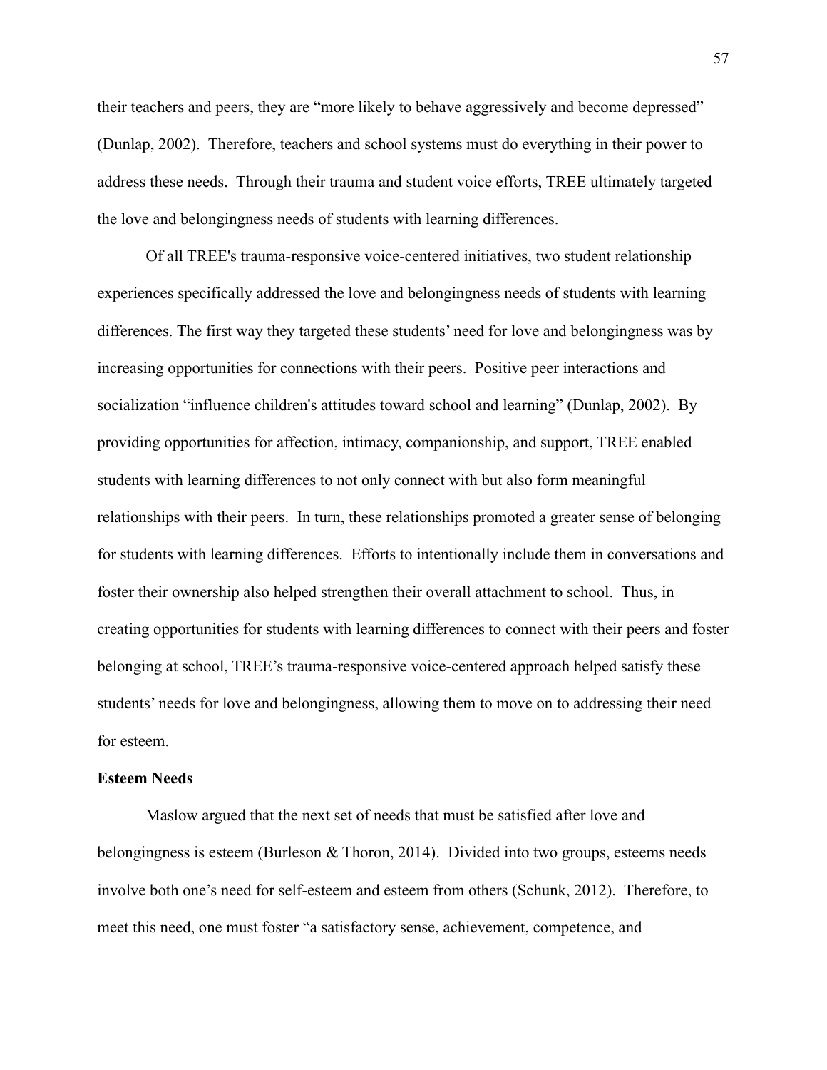their teachers and peers, they are "more likely to behave aggressively and become depressed" (Dunlap, 2002). Therefore, teachers and school systems must do everything in their power to address these needs. Through their trauma and student voice efforts, TREE ultimately targeted the love and belongingness needs of students with learning differences.

Of all TREE's trauma-responsive voice-centered initiatives, two student relationship experiences specifically addressed the love and belongingness needs of students with learning differences. The first way they targeted these students' need for love and belongingness was by increasing opportunities for connections with their peers. Positive peer interactions and socialization "influence children's attitudes toward school and learning" (Dunlap, 2002). By providing opportunities for affection, intimacy, companionship, and support, TREE enabled students with learning differences to not only connect with but also form meaningful relationships with their peers. In turn, these relationships promoted a greater sense of belonging for students with learning differences. Efforts to intentionally include them in conversations and foster their ownership also helped strengthen their overall attachment to school. Thus, in creating opportunities for students with learning differences to connect with their peers and foster belonging at school, TREE's trauma-responsive voice-centered approach helped satisfy these students' needs for love and belongingness, allowing them to move on to addressing their need for esteem.

**Esteem Needs**

Maslow argued that the next set of needs that must be satisfied after love and belongingness is esteem (Burleson & Thoron, 2014). Divided into two groups, esteems needs involve both one's need for self-esteem and esteem from others (Schunk, 2012). Therefore, to meet this need, one must foster "a satisfactory sense, achievement, competence, and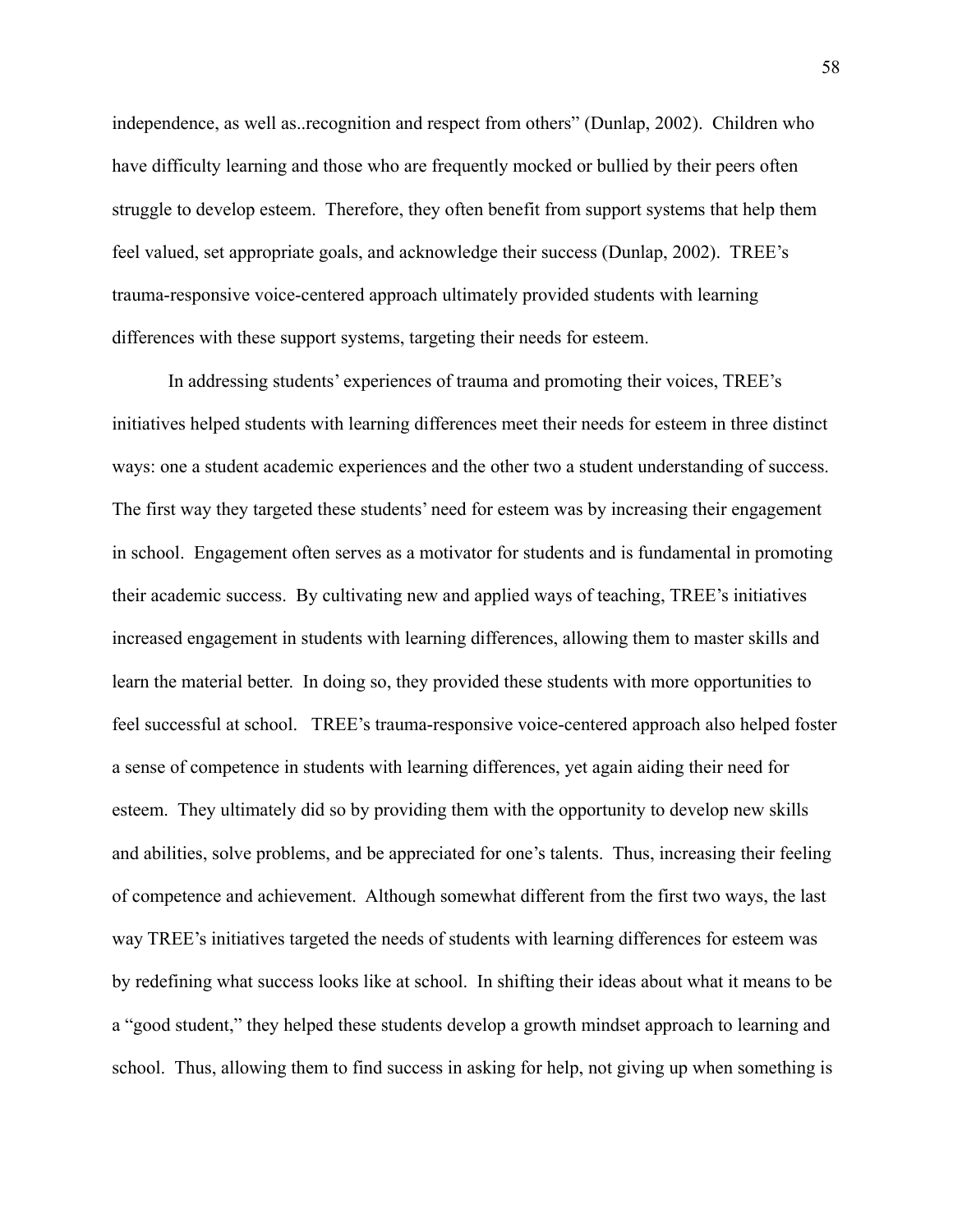independence, as well as..recognition and respect from others" (Dunlap, 2002). Children who have difficulty learning and those who are frequently mocked or bullied by their peers often struggle to develop esteem. Therefore, they often benefit from support systems that help them feel valued, set appropriate goals, and acknowledge their success (Dunlap, 2002). TREE's trauma-responsive voice-centered approach ultimately provided students with learning differences with these support systems, targeting their needs for esteem.

In addressing students' experiences of trauma and promoting their voices, TREE's initiatives helped students with learning differences meet their needs for esteem in three distinct ways: one a student academic experiences and the other two a student understanding of success. The first way they targeted these students' need for esteem was by increasing their engagement in school. Engagement often serves as a motivator for students and is fundamental in promoting their academic success. By cultivating new and applied ways of teaching, TREE's initiatives increased engagement in students with learning differences, allowing them to master skills and learn the material better. In doing so, they provided these students with more opportunities to feel successful at school. TREE's trauma-responsive voice-centered approach also helped foster a sense of competence in students with learning differences, yet again aiding their need for esteem. They ultimately did so by providing them with the opportunity to develop new skills and abilities, solve problems, and be appreciated for one's talents. Thus, increasing their feeling of competence and achievement. Although somewhat different from the first two ways, the last way TREE's initiatives targeted the needs of students with learning differences for esteem was by redefining what success looks like at school. In shifting their ideas about what it means to be a "good student," they helped these students develop a growth mindset approach to learning and school. Thus, allowing them to find success in asking for help, not giving up when something is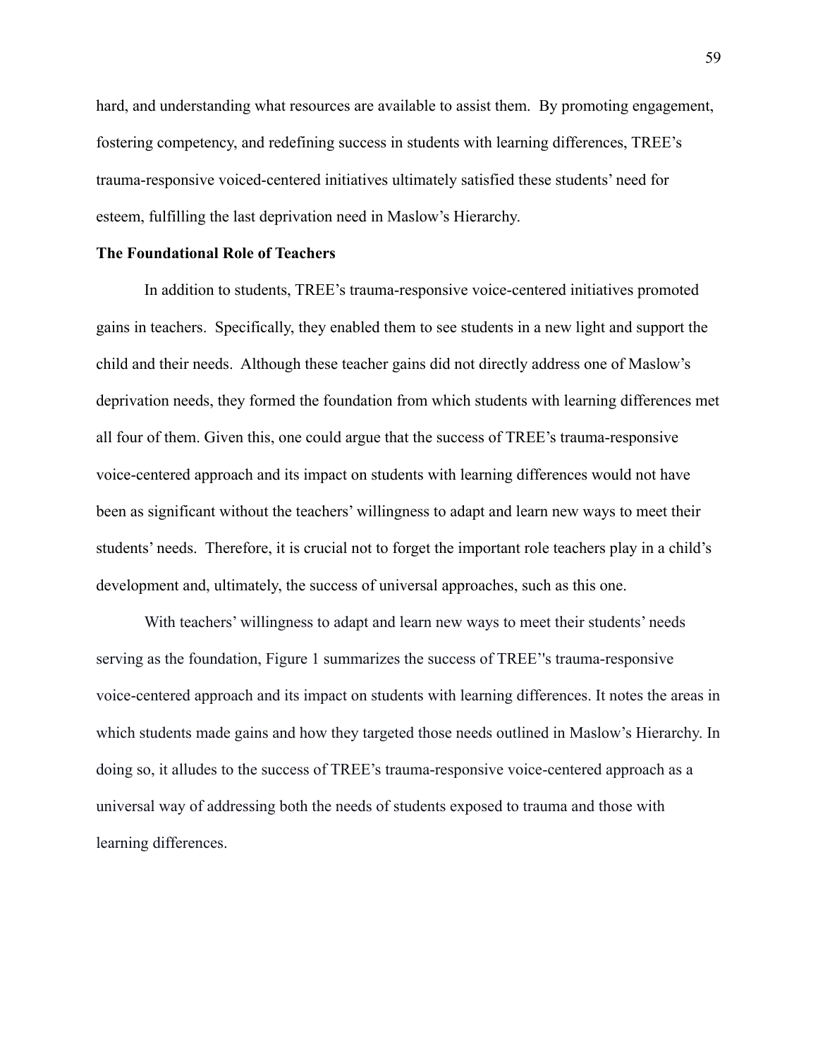hard, and understanding what resources are available to assist them. By promoting engagement, fostering competency, and redefining success in students with learning differences, TREE's trauma-responsive voiced-centered initiatives ultimately satisfied these students' need for esteem, fulfilling the last deprivation need in Maslow's Hierarchy.

**The Foundational Role of Teachers**

In addition to students, TREE's trauma-responsive voice-centered initiatives promoted gains in teachers. Specifically, they enabled them to see students in a new light and support the child and their needs. Although these teacher gains did not directly address one of Maslow's deprivation needs, they formed the foundation from which students with learning differences met all four of them. Given this, one could argue that the success of TREE's trauma-responsive voice-centered approach and its impact on students with learning differences would not have been as significant without the teachers' willingness to adapt and learn new ways to meet their students' needs. Therefore, it is crucial not to forget the important role teachers play in a child's development and, ultimately, the success of universal approaches, such as this one.

With teachers' willingness to adapt and learn new ways to meet their students' needs serving as the foundation, Figure 1 summarizes the success of TREE''s trauma-responsive voice-centered approach and its impact on students with learning differences. It notes the areas in which students made gains and how they targeted those needs outlined in Maslow's Hierarchy. In doing so, it alludes to the success of TREE's trauma-responsive voice-centered approach as a universal way of addressing both the needs of students exposed to trauma and those with learning differences.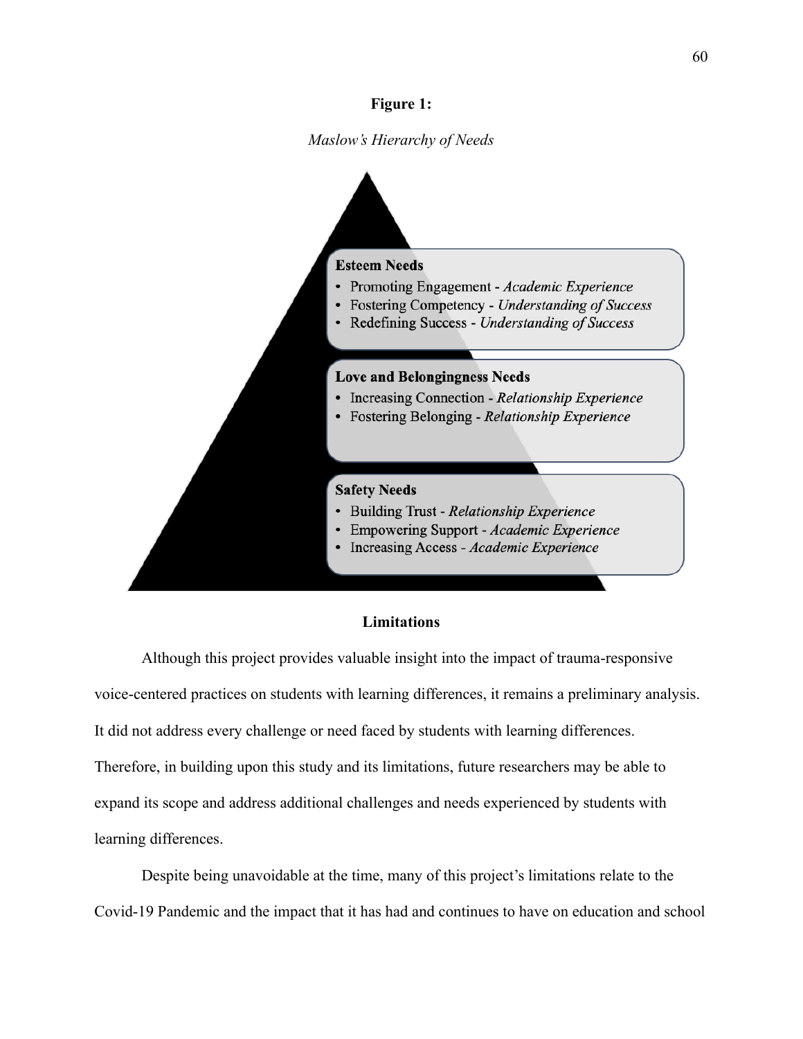**Figure 1:**

*Maslow's Hierarchy of Needs*

**Esteem Needs**

- Promoting Engagement - *Academic Experience*
- Fostering Competency - *Understanding of Success*
- Redefining Success - *Understanding of Success*

**Love and Belongingness Needs**

- Increasing Connection - *Relationship Experience*
- Fostering Belonging - *Relationship Experience*

**Safety Needs**

- Building Trust - *Relationship Experience*
- Empowering Support - *Academic Experience*
- Increasing Access - *Academic Experience*

## Limitations

Although this project provides valuable insight into the impact of trauma-responsive voice-centered practices on students with learning differences, it remains a preliminary analysis. It did not address every challenge or need faced by students with learning differences. Therefore, in building upon this study and its limitations, future researchers may be able to expand its scope and address additional challenges and needs experienced by students with learning differences.

Despite being unavoidable at the time, many of this project's limitations relate to the Covid-19 Pandemic and the impact that it has had and continues to have on education and school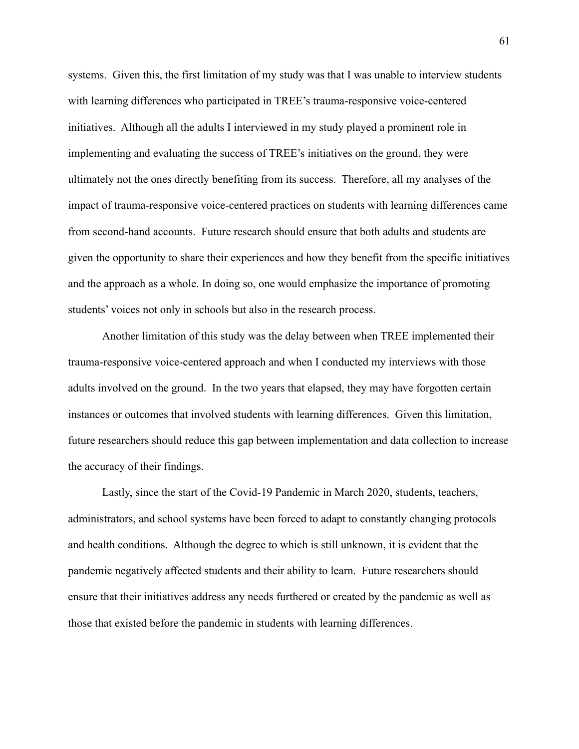systems. Given this, the first limitation of my study was that I was unable to interview students with learning differences who participated in TREE's trauma-responsive voice-centered initiatives. Although all the adults I interviewed in my study played a prominent role in implementing and evaluating the success of TREE's initiatives on the ground, they were ultimately not the ones directly benefiting from its success. Therefore, all my analyses of the impact of trauma-responsive voice-centered practices on students with learning differences came from second-hand accounts. Future research should ensure that both adults and students are given the opportunity to share their experiences and how they benefit from the specific initiatives and the approach as a whole. In doing so, one would emphasize the importance of promoting students' voices not only in schools but also in the research process.

Another limitation of this study was the delay between when TREE implemented their trauma-responsive voice-centered approach and when I conducted my interviews with those adults involved on the ground. In the two years that elapsed, they may have forgotten certain instances or outcomes that involved students with learning differences. Given this limitation, future researchers should reduce this gap between implementation and data collection to increase the accuracy of their findings.

Lastly, since the start of the Covid-19 Pandemic in March 2020, students, teachers, administrators, and school systems have been forced to adapt to constantly changing protocols and health conditions. Although the degree to which is still unknown, it is evident that the pandemic negatively affected students and their ability to learn. Future researchers should ensure that their initiatives address any needs furthered or created by the pandemic as well as those that existed before the pandemic in students with learning differences.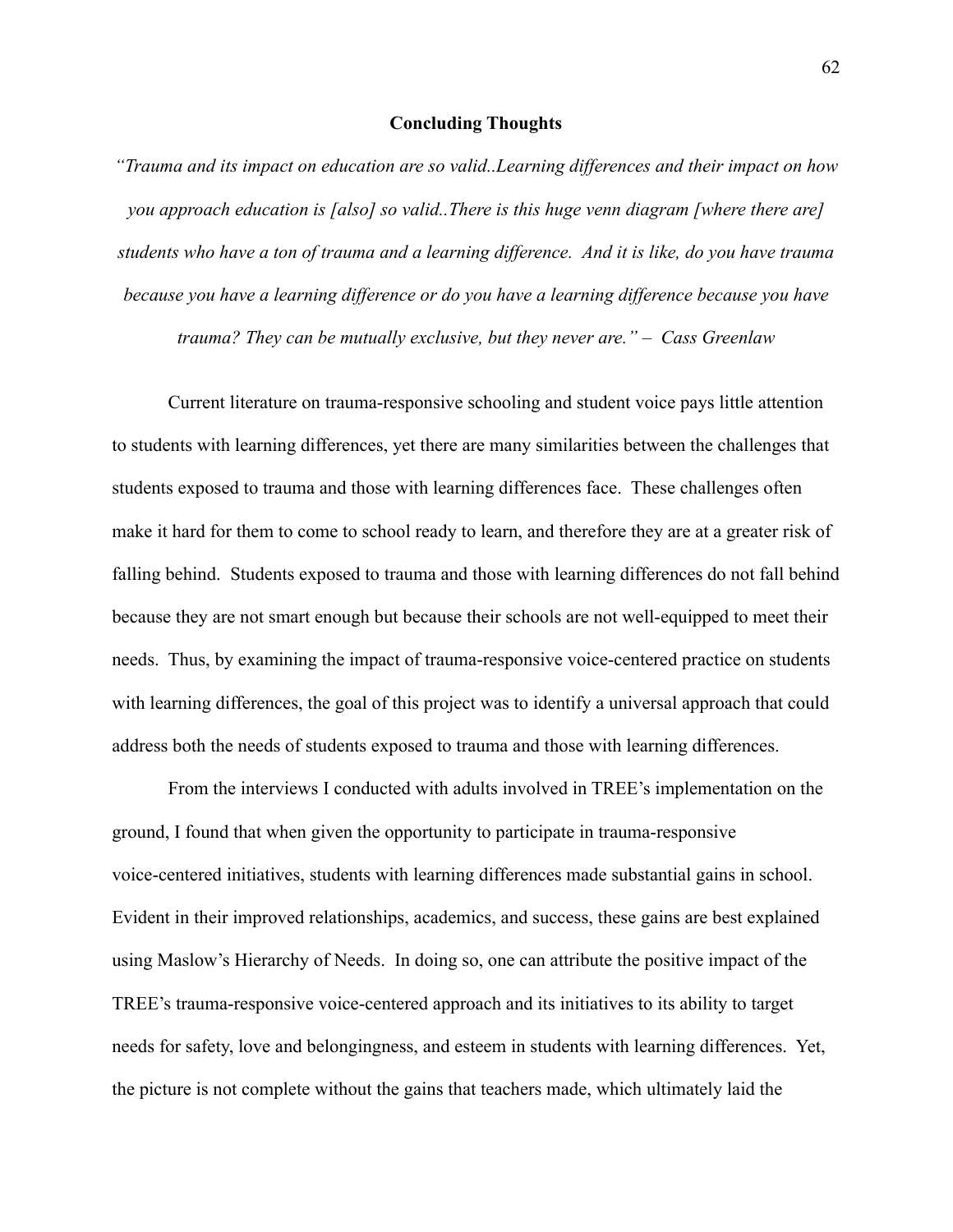## Concluding Thoughts

*"Trauma and its impact on education are so valid..Learning differences and their impact on how you approach education is [also] so valid..There is this huge venn diagram [where there are] students who have a ton of trauma and a learning difference. And it is like, do you have trauma because you have a learning difference or do you have a learning difference because you have trauma? They can be mutually exclusive, but they never are." – Cass Greenlaw*

Current literature on trauma-responsive schooling and student voice pays little attention to students with learning differences, yet there are many similarities between the challenges that students exposed to trauma and those with learning differences face. These challenges often make it hard for them to come to school ready to learn, and therefore they are at a greater risk of falling behind. Students exposed to trauma and those with learning differences do not fall behind because they are not smart enough but because their schools are not well-equipped to meet their needs. Thus, by examining the impact of trauma-responsive voice-centered practice on students with learning differences, the goal of this project was to identify a universal approach that could address both the needs of students exposed to trauma and those with learning differences.

From the interviews I conducted with adults involved in TREE's implementation on the ground, I found that when given the opportunity to participate in trauma-responsive voice-centered initiatives, students with learning differences made substantial gains in school. Evident in their improved relationships, academics, and success, these gains are best explained using Maslow's Hierarchy of Needs. In doing so, one can attribute the positive impact of the TREE's trauma-responsive voice-centered approach and its initiatives to its ability to target needs for safety, love and belongingness, and esteem in students with learning differences. Yet, the picture is not complete without the gains that teachers made, which ultimately laid the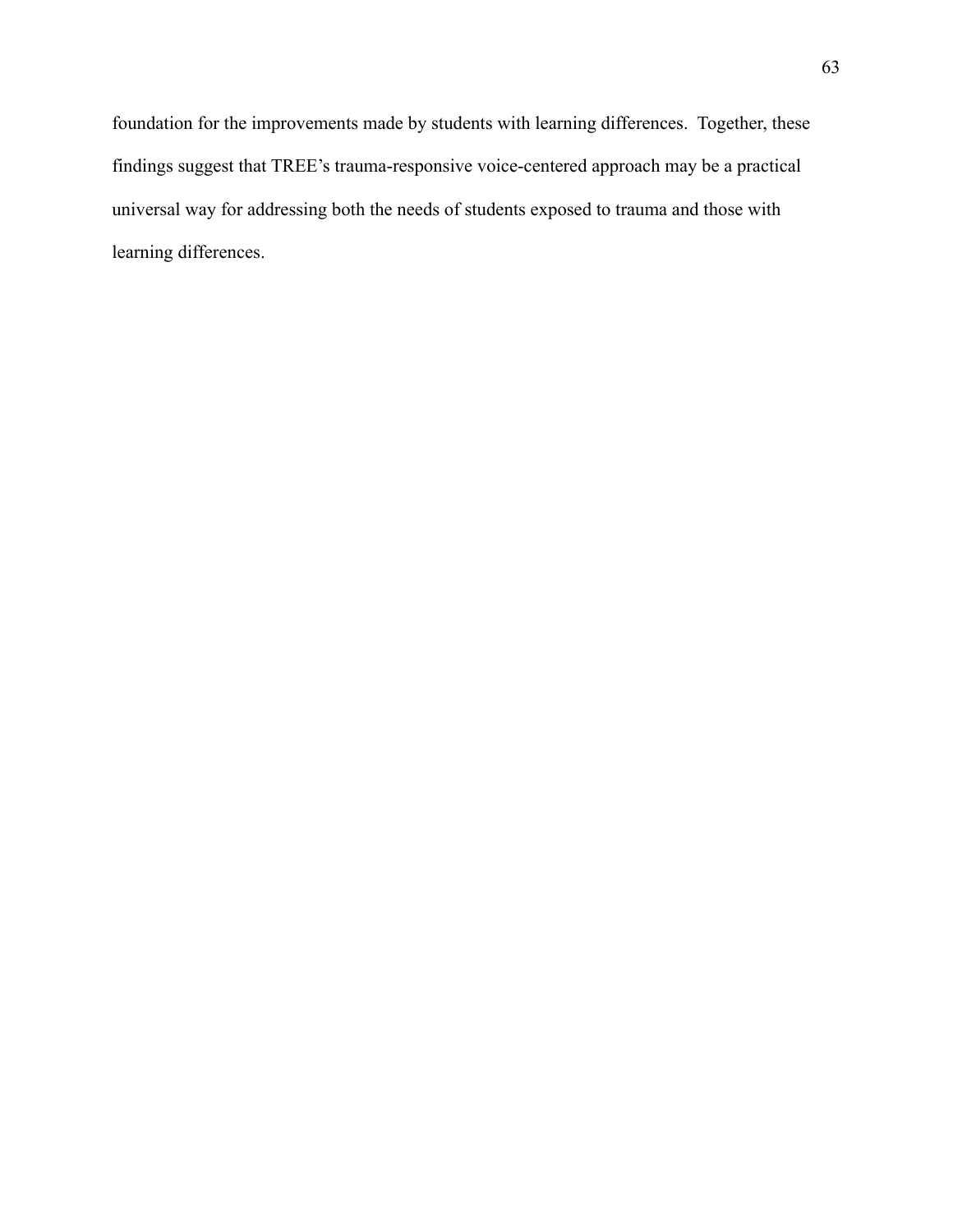foundation for the improvements made by students with learning differences. Together, these findings suggest that TREE's trauma-responsive voice-centered approach may be a practical universal way for addressing both the needs of students exposed to trauma and those with learning differences.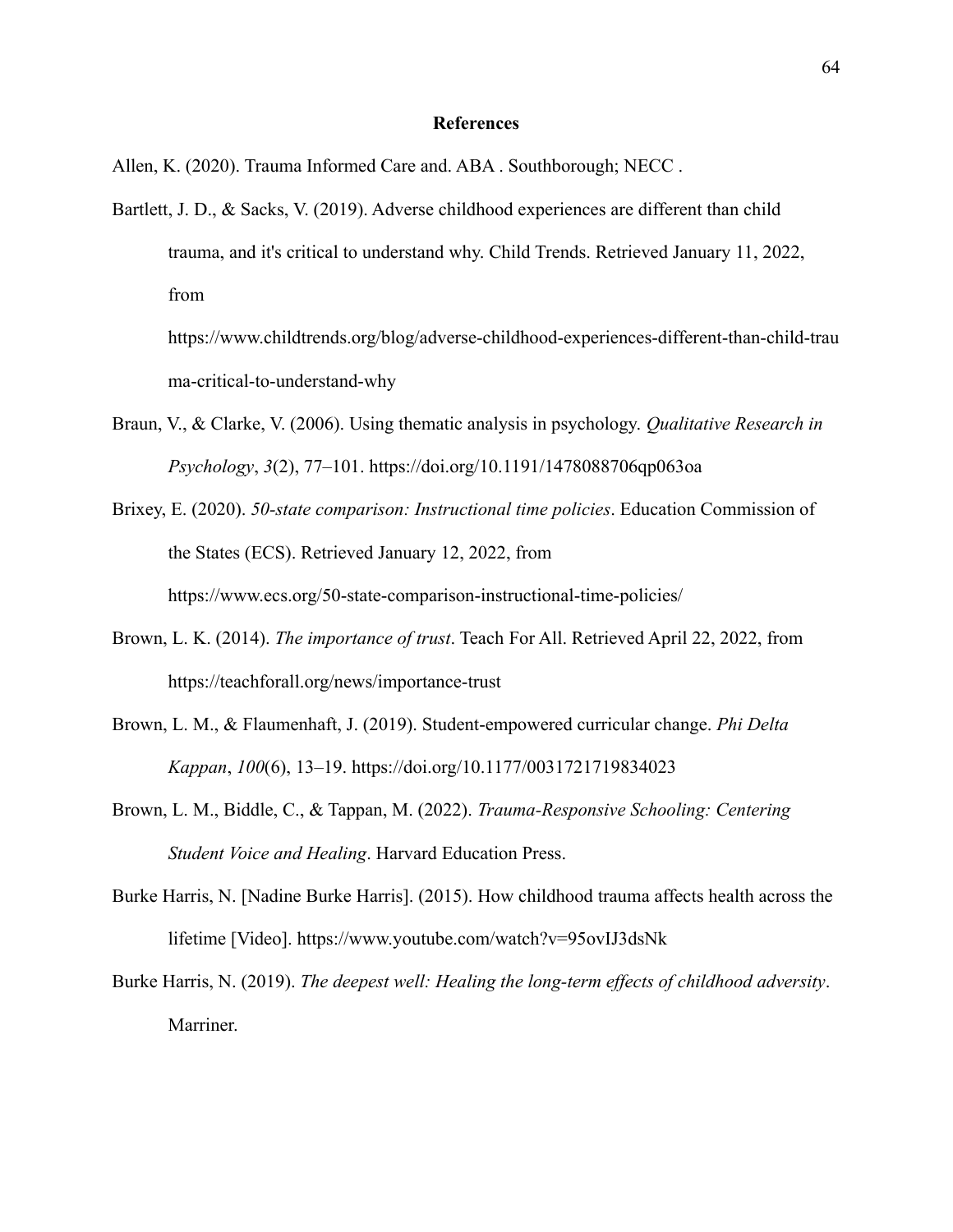# References

Allen, K. (2020). Trauma Informed Care and. ABA . Southborough; NECC .

Bartlett, J. D., & Sacks, V. (2019). Adverse childhood experiences are different than child trauma, and it's critical to understand why. Child Trends. Retrieved January 11, 2022, from https://www.childtrends.org/blog/adverse-childhood-experiences-different-than-child-trauma-critical-to-understand-why

Braun, V., & Clarke, V. (2006). Using thematic analysis in psychology. *Qualitative Research in Psychology*, *3*(2), 77–101. https://doi.org/10.1191/1478088706qp063oa

Brixey, E. (2020). *50-state comparison: Instructional time policies*. Education Commission of the States (ECS). Retrieved January 12, 2022, from https://www.ecs.org/50-state-comparison-instructional-time-policies/

Brown, L. K. (2014). *The importance of trust*. Teach For All. Retrieved April 22, 2022, from https://teachforall.org/news/importance-trust

Brown, L. M., & Flaumenhaft, J. (2019). Student-empowered curricular change. *Phi Delta Kappan*, *100*(6), 13–19. https://doi.org/10.1177/0031721719834023

Brown, L. M., Biddle, C., & Tappan, M. (2022). *Trauma-Responsive Schooling: Centering Student Voice and Healing*. Harvard Education Press.

Burke Harris, N. [Nadine Burke Harris]. (2015). How childhood trauma affects health across the lifetime [Video]. https://www.youtube.com/watch?v=95ovIJ3dsNk

Burke Harris, N. (2019). *The deepest well: Healing the long-term effects of childhood adversity*. Marriner.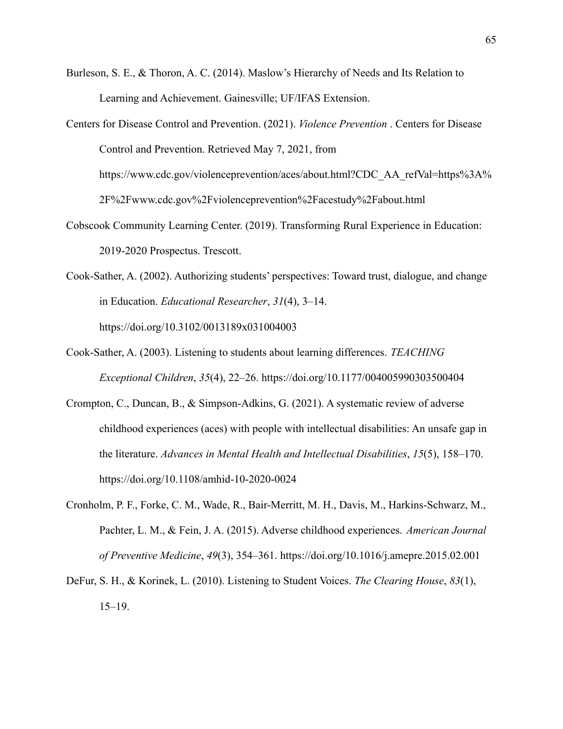Burleson, S. E., & Thoron, A. C. (2014). Maslow's Hierarchy of Needs and Its Relation to Learning and Achievement. Gainesville; UF/IFAS Extension.

Centers for Disease Control and Prevention. (2021). *Violence Prevention* . Centers for Disease Control and Prevention. Retrieved May 7, 2021, from https://www.cdc.gov/violenceprevention/aces/about.html?CDC_AA_refVal=https%3A%2F%2Fwww.cdc.gov%2Fviolenceprevention%2Facestudy%2Fabout.html

Cobscook Community Learning Center. (2019). Transforming Rural Experience in Education: 2019-2020 Prospectus. Trescott.

Cook-Sather, A. (2002). Authorizing students' perspectives: Toward trust, dialogue, and change in Education. *Educational Researcher*, *31*(4), 3–14. https://doi.org/10.3102/0013189x031004003

Cook-Sather, A. (2003). Listening to students about learning differences. *TEACHING Exceptional Children*, *35*(4), 22–26. https://doi.org/10.1177/004005990303500404

Crompton, C., Duncan, B., & Simpson-Adkins, G. (2021). A systematic review of adverse childhood experiences (aces) with people with intellectual disabilities: An unsafe gap in the literature. *Advances in Mental Health and Intellectual Disabilities*, *15*(5), 158–170. https://doi.org/10.1108/amhid-10-2020-0024

Cronholm, P. F., Forke, C. M., Wade, R., Bair-Merritt, M. H., Davis, M., Harkins-Schwarz, M., Pachter, L. M., & Fein, J. A. (2015). Adverse childhood experiences. *American Journal of Preventive Medicine*, *49*(3), 354–361. https://doi.org/10.1016/j.amepre.2015.02.001

DeFur, S. H., & Korinek, L. (2010). Listening to Student Voices. *The Clearing House*, *83*(1), 15–19.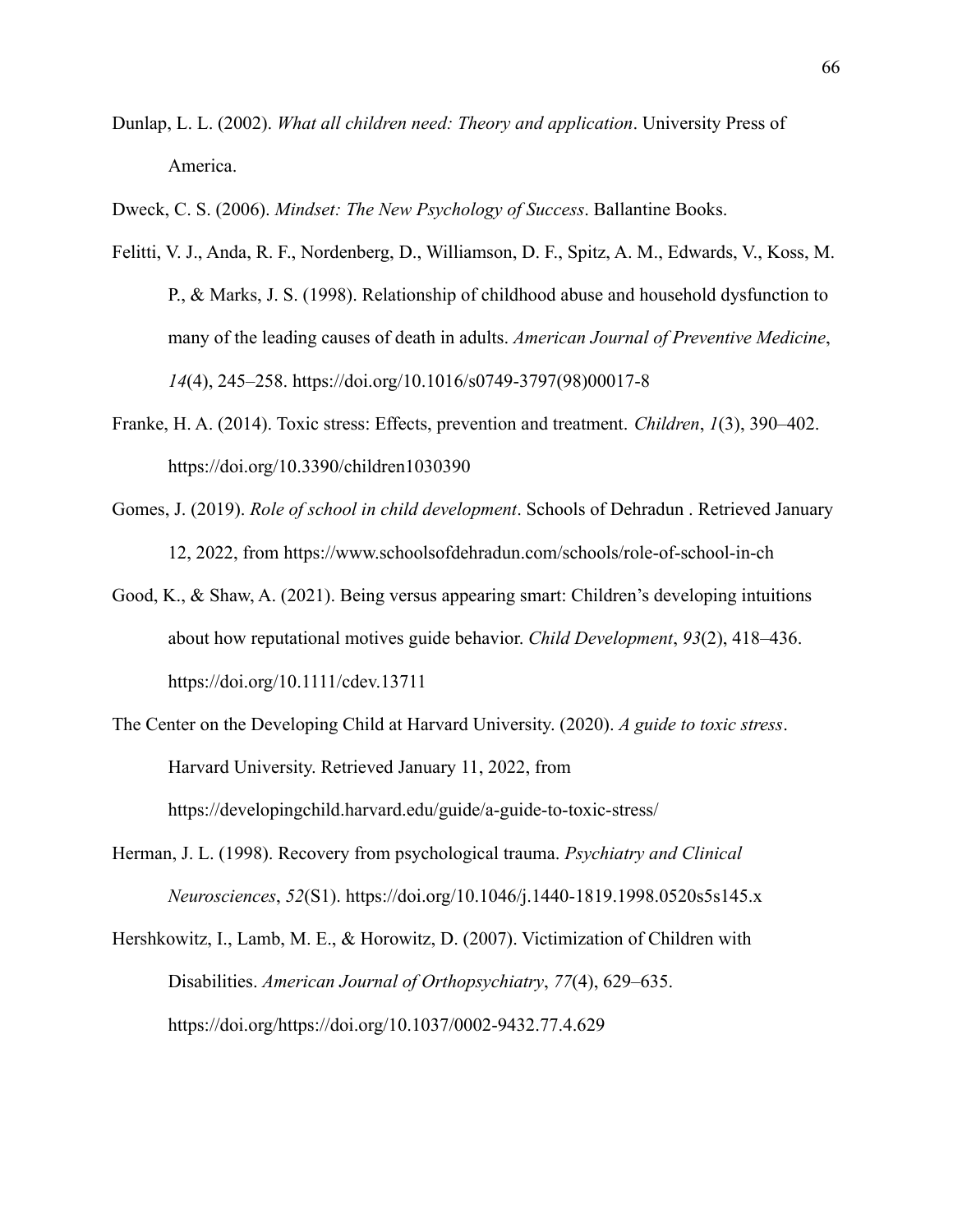Dunlap, L. L. (2002). *What all children need: Theory and application*. University Press of America.

Dweck, C. S. (2006). *Mindset: The New Psychology of Success*. Ballantine Books.

Felitti, V. J., Anda, R. F., Nordenberg, D., Williamson, D. F., Spitz, A. M., Edwards, V., Koss, M. P., & Marks, J. S. (1998). Relationship of childhood abuse and household dysfunction to many of the leading causes of death in adults. *American Journal of Preventive Medicine*, *14*(4), 245–258. https://doi.org/10.1016/s0749-3797(98)00017-8

Franke, H. A. (2014). Toxic stress: Effects, prevention and treatment. *Children*, *1*(3), 390–402. https://doi.org/10.3390/children1030390

Gomes, J. (2019). *Role of school in child development*. Schools of Dehradun . Retrieved January 12, 2022, from https://www.schoolsofdehradun.com/schools/role-of-school-in-ch

Good, K., & Shaw, A. (2021). Being versus appearing smart: Children's developing intuitions about how reputational motives guide behavior. *Child Development*, *93*(2), 418–436. https://doi.org/10.1111/cdev.13711

The Center on the Developing Child at Harvard University. (2020). *A guide to toxic stress*. Harvard University. Retrieved January 11, 2022, from https://developingchild.harvard.edu/guide/a-guide-to-toxic-stress/

Herman, J. L. (1998). Recovery from psychological trauma. *Psychiatry and Clinical Neurosciences*, *52*(S1). https://doi.org/10.1046/j.1440-1819.1998.0520s5s145.x

Hershkowitz, I., Lamb, M. E., & Horowitz, D. (2007). Victimization of Children with Disabilities. *American Journal of Orthopsychiatry*, *77*(4), 629–635. https://doi.org/https://doi.org/10.1037/0002-9432.77.4.629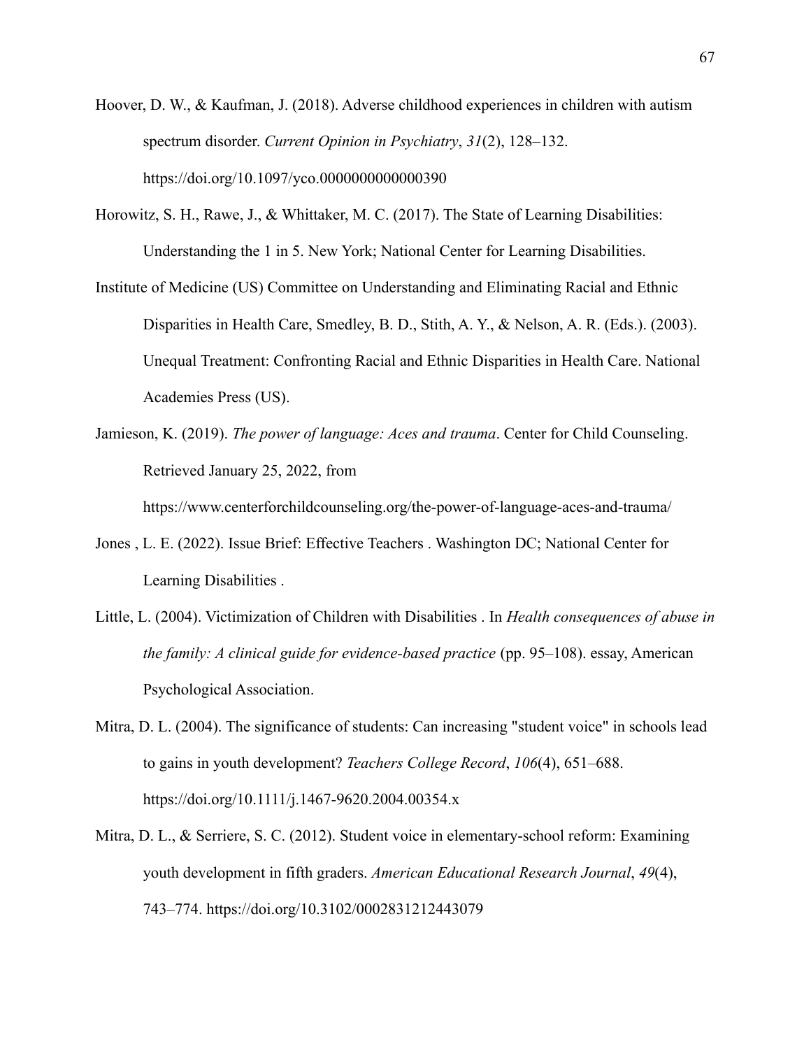Hoover, D. W., & Kaufman, J. (2018). Adverse childhood experiences in children with autism spectrum disorder. *Current Opinion in Psychiatry*, *31*(2), 128–132. https://doi.org/10.1097/yco.0000000000000390

Horowitz, S. H., Rawe, J., & Whittaker, M. C. (2017). The State of Learning Disabilities: Understanding the 1 in 5. New York; National Center for Learning Disabilities.

Institute of Medicine (US) Committee on Understanding and Eliminating Racial and Ethnic Disparities in Health Care, Smedley, B. D., Stith, A. Y., & Nelson, A. R. (Eds.). (2003). Unequal Treatment: Confronting Racial and Ethnic Disparities in Health Care. National Academies Press (US).

Jamieson, K. (2019). *The power of language: Aces and trauma*. Center for Child Counseling. Retrieved January 25, 2022, from https://www.centerforchildcounseling.org/the-power-of-language-aces-and-trauma/

Jones , L. E. (2022). Issue Brief: Effective Teachers . Washington DC; National Center for Learning Disabilities .

Little, L. (2004). Victimization of Children with Disabilities . In *Health consequences of abuse in the family: A clinical guide for evidence-based practice* (pp. 95–108). essay, American Psychological Association.

Mitra, D. L. (2004). The significance of students: Can increasing "student voice" in schools lead to gains in youth development? *Teachers College Record*, *106*(4), 651–688. https://doi.org/10.1111/j.1467-9620.2004.00354.x

Mitra, D. L., & Serriere, S. C. (2012). Student voice in elementary-school reform: Examining youth development in fifth graders. *American Educational Research Journal*, *49*(4), 743–774. https://doi.org/10.3102/0002831212443079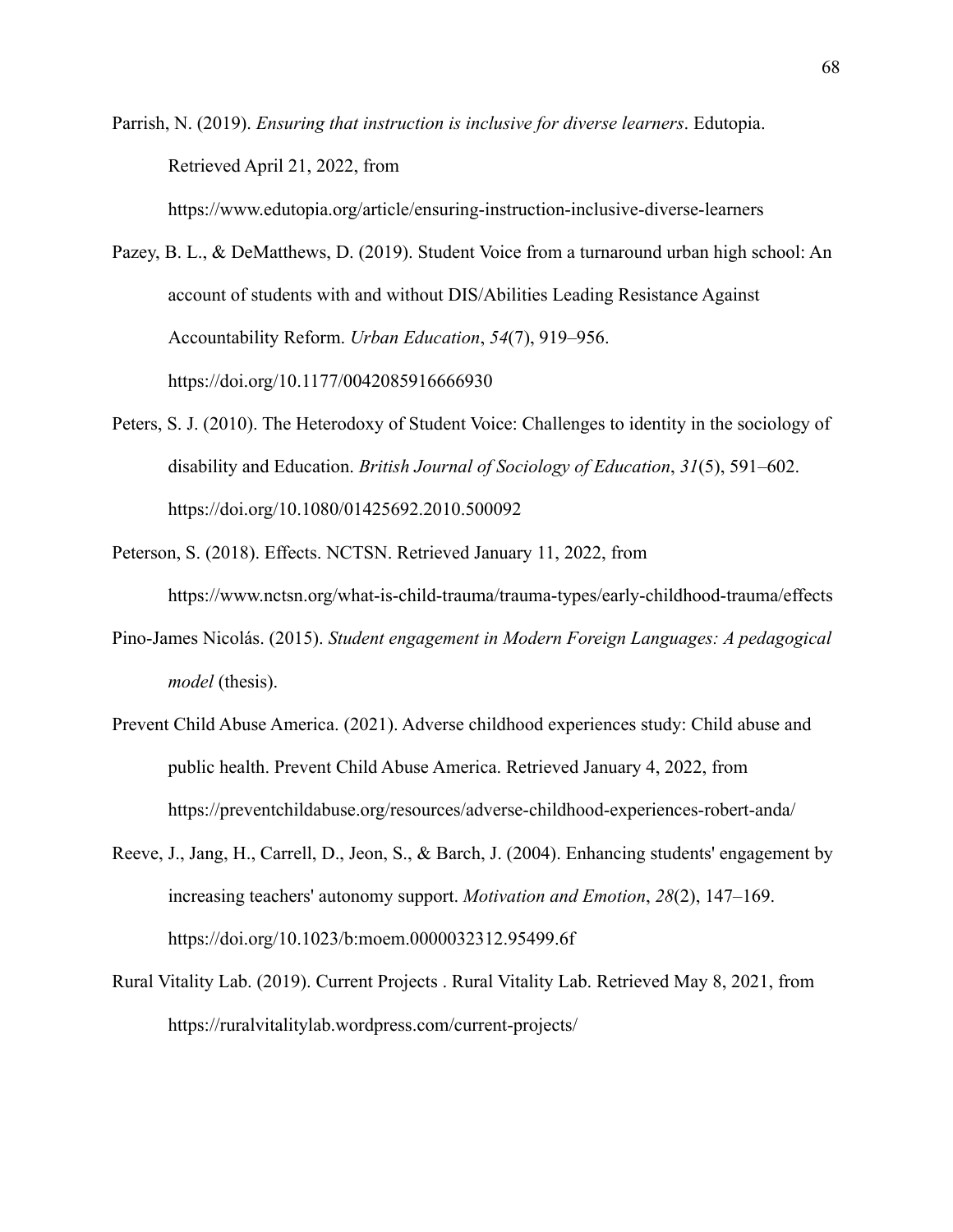Parrish, N. (2019). *Ensuring that instruction is inclusive for diverse learners*. Edutopia. Retrieved April 21, 2022, from https://www.edutopia.org/article/ensuring-instruction-inclusive-diverse-learners

Pazey, B. L., & DeMatthews, D. (2019). Student Voice from a turnaround urban high school: An account of students with and without DIS/Abilities Leading Resistance Against Accountability Reform. *Urban Education*, *54*(7), 919–956. https://doi.org/10.1177/0042085916666930

Peters, S. J. (2010). The Heterodoxy of Student Voice: Challenges to identity in the sociology of disability and Education. *British Journal of Sociology of Education*, *31*(5), 591–602. https://doi.org/10.1080/01425692.2010.500092

Peterson, S. (2018). Effects. NCTSN. Retrieved January 11, 2022, from https://www.nctsn.org/what-is-child-trauma/trauma-types/early-childhood-trauma/effects

Pino-James Nicolás. (2015). *Student engagement in Modern Foreign Languages: A pedagogical model* (thesis).

Prevent Child Abuse America. (2021). Adverse childhood experiences study: Child abuse and public health. Prevent Child Abuse America. Retrieved January 4, 2022, from https://preventchildabuse.org/resources/adverse-childhood-experiences-robert-anda/

Reeve, J., Jang, H., Carrell, D., Jeon, S., & Barch, J. (2004). Enhancing students' engagement by increasing teachers' autonomy support. *Motivation and Emotion*, *28*(2), 147–169. https://doi.org/10.1023/b:moem.0000032312.95499.6f

Rural Vitality Lab. (2019). Current Projects . Rural Vitality Lab. Retrieved May 8, 2021, from https://ruralvitalitylab.wordpress.com/current-projects/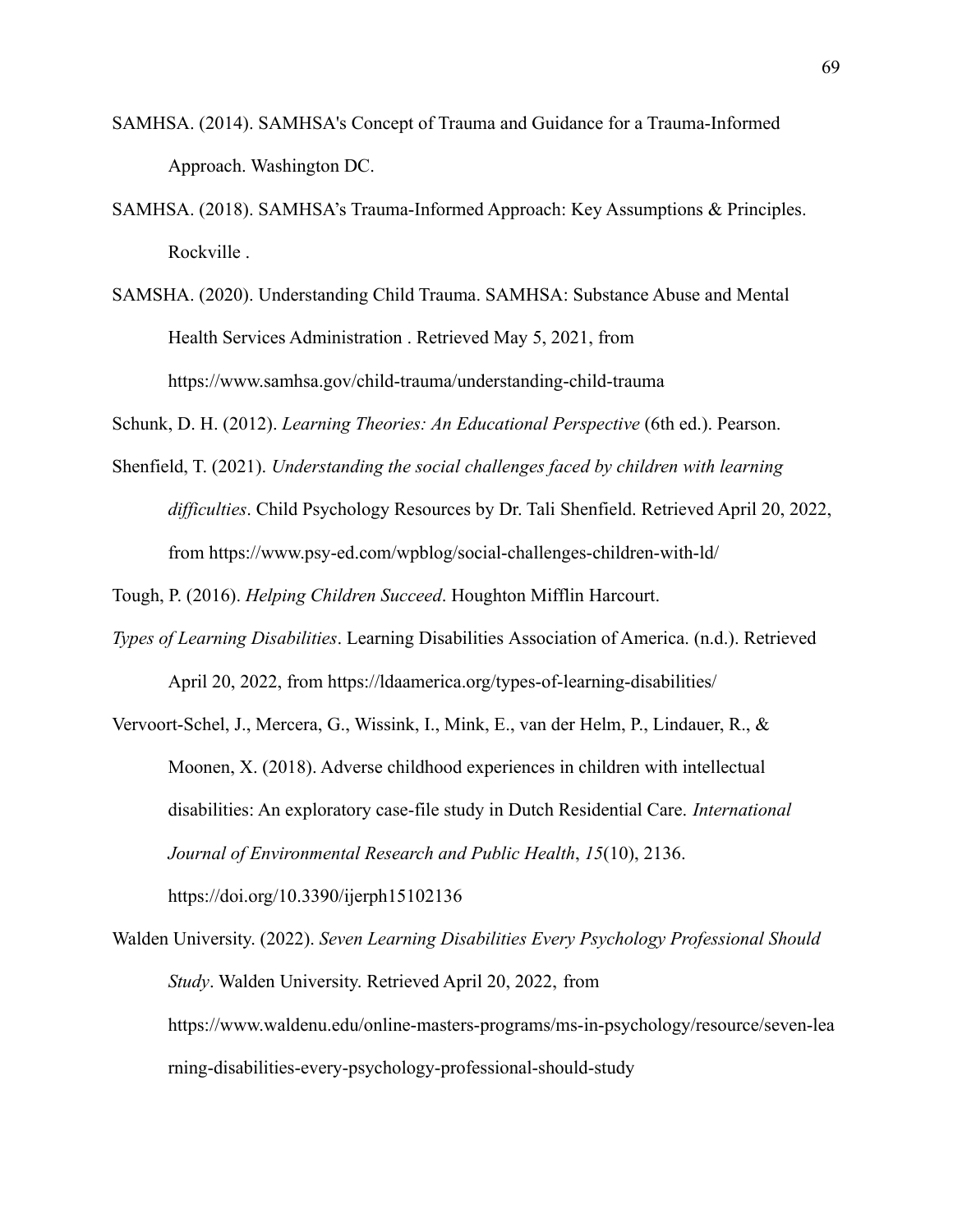SAMHSA. (2014). SAMHSA's Concept of Trauma and Guidance for a Trauma-Informed Approach. Washington DC.

SAMHSA. (2018). SAMHSA's Trauma-Informed Approach: Key Assumptions & Principles. Rockville .

SAMSHA. (2020). Understanding Child Trauma. SAMHSA: Substance Abuse and Mental Health Services Administration . Retrieved May 5, 2021, from https://www.samhsa.gov/child-trauma/understanding-child-trauma

Schunk, D. H. (2012). *Learning Theories: An Educational Perspective* (6th ed.). Pearson.

Shenfield, T. (2021). *Understanding the social challenges faced by children with learning difficulties*. Child Psychology Resources by Dr. Tali Shenfield. Retrieved April 20, 2022, from https://www.psy-ed.com/wpblog/social-challenges-children-with-ld/

Tough, P. (2016). *Helping Children Succeed*. Houghton Mifflin Harcourt.

*Types of Learning Disabilities*. Learning Disabilities Association of America. (n.d.). Retrieved April 20, 2022, from https://ldaamerica.org/types-of-learning-disabilities/

Vervoort-Schel, J., Mercera, G., Wissink, I., Mink, E., van der Helm, P., Lindauer, R., & Moonen, X. (2018). Adverse childhood experiences in children with intellectual disabilities: An exploratory case-file study in Dutch Residential Care. *International Journal of Environmental Research and Public Health*, *15*(10), 2136. https://doi.org/10.3390/ijerph15102136

Walden University. (2022). *Seven Learning Disabilities Every Psychology Professional Should Study*. Walden University. Retrieved April 20, 2022, from https://www.waldenu.edu/online-masters-programs/ms-in-psychology/resource/seven-learning-disabilities-every-psychology-professional-should-study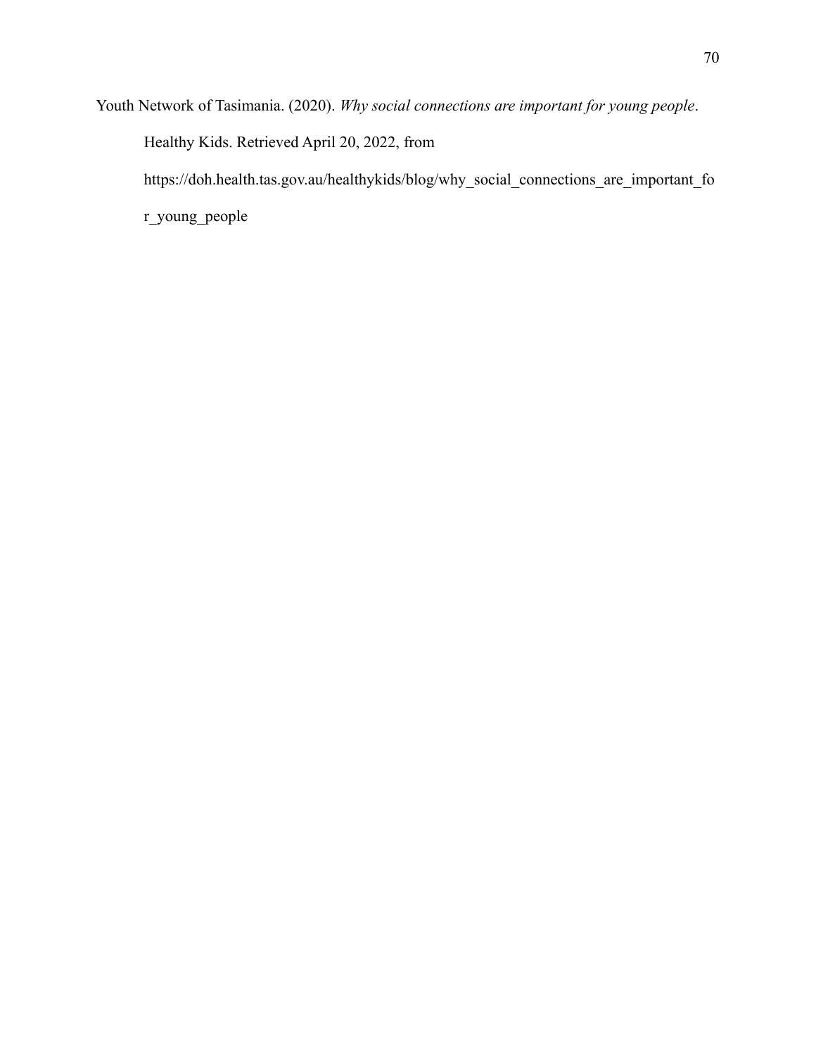Youth Network of Tasimania. (2020). *Why social connections are important for young people*. Healthy Kids. Retrieved April 20, 2022, from https://doh.health.tas.gov.au/healthykids/blog/why_social_connections_are_important_for_young_people